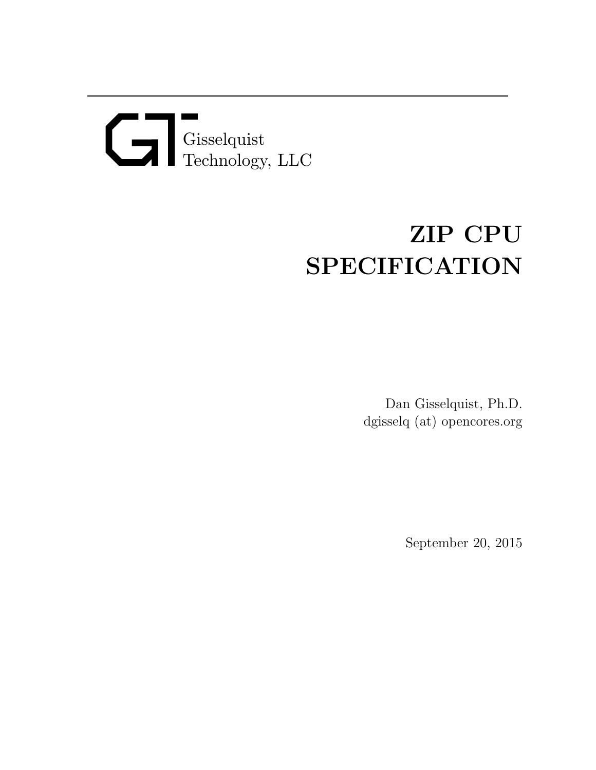Gisselquist
Technology, LLC

# ZIP CPU SPECIFICATION

Dan Gisselquist, Ph.D.
dgisselq (at) opencores.org

September 20, 2015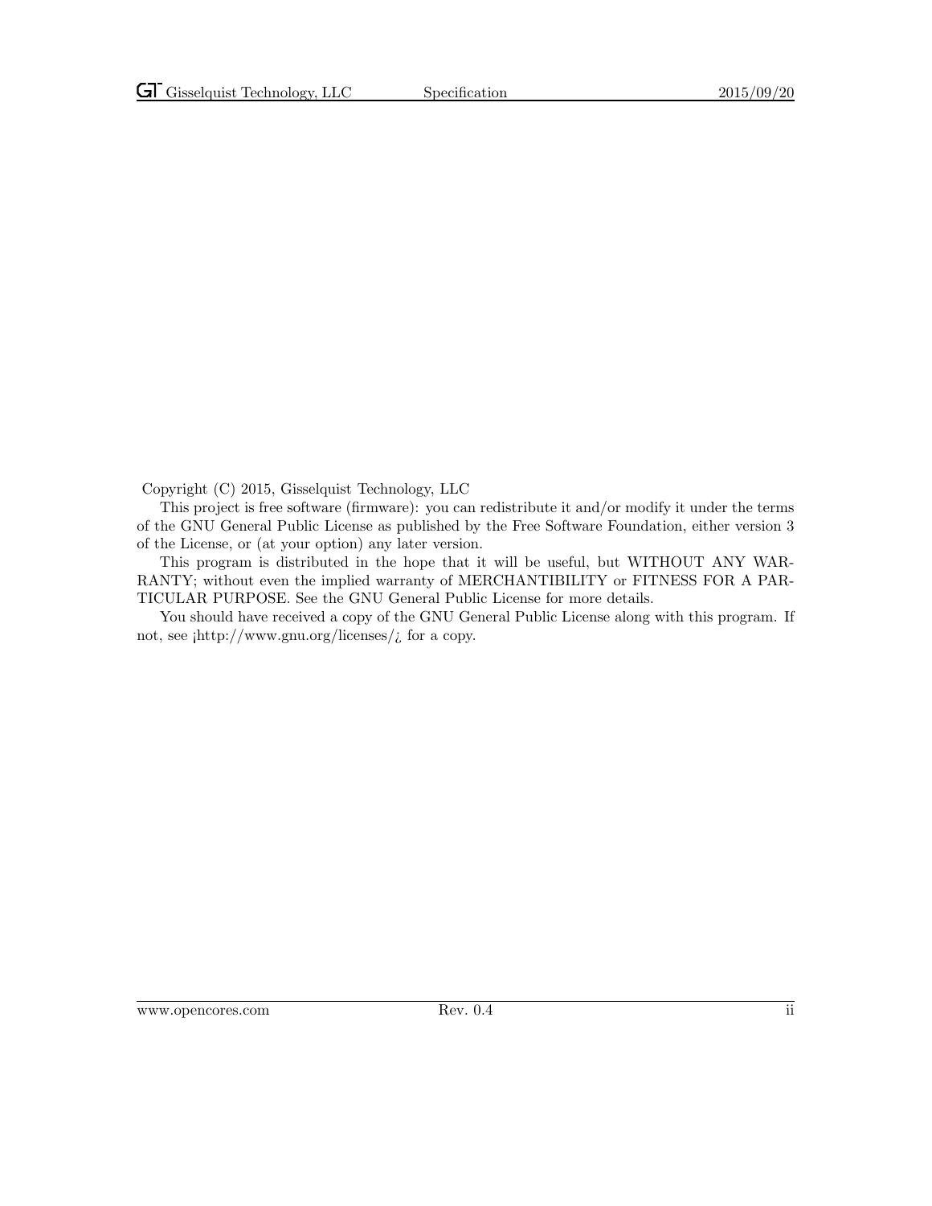Copyright (C) 2015, Gisselquist Technology, LLC

This project is free software (firmware): you can redistribute it and/or modify it under the terms of the GNU General Public License as published by the Free Software Foundation, either version 3 of the License, or (at your option) any later version.

This program is distributed in the hope that it will be useful, but WITHOUT ANY WARRANTY; without even the implied warranty of MERCHANTIBILITY or FITNESS FOR A PARTICULAR PURPOSE. See the GNU General Public License for more details.

You should have received a copy of the GNU General Public License along with this program. If not, see ¡http://www.gnu.org/licenses/¿ for a copy.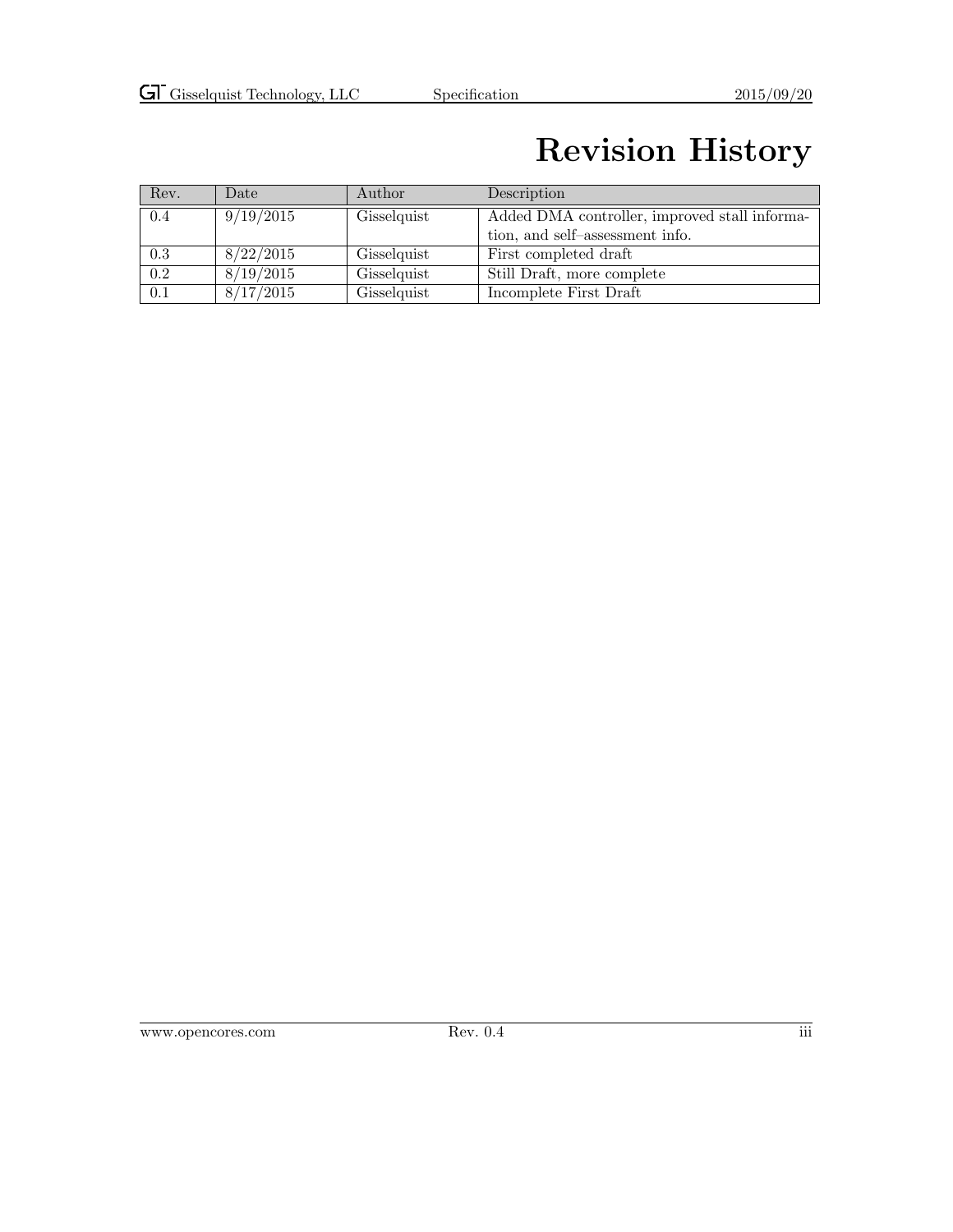# Revision History

| Rev. | Date | Author | Description |
|---|---|---|---|
| 0.4 | 9/19/2015 | Gisselquist | Added DMA controller, improved stall information, and self–assessment info. |
| 0.3 | 8/22/2015 | Gisselquist | First completed draft |
| 0.2 | 8/19/2015 | Gisselquist | Still Draft, more complete |
| 0.1 | 8/17/2015 | Gisselquist | Incomplete First Draft |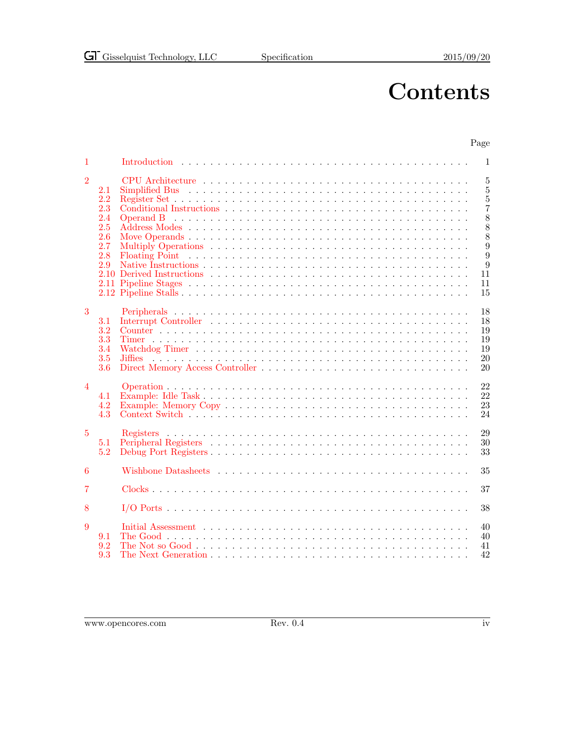# Contents

| | | Page |
|---|---|---|
| 1 | Introduction | 1 |
| 2 | CPU Architecture | 5 |
| 2.1 | Simplified Bus | 5 |
| 2.2 | Register Set | 5 |
| 2.3 | Conditional Instructions | 7 |
| 2.4 | Operand B | 8 |
| 2.5 | Address Modes | 8 |
| 2.6 | Move Operands | 8 |
| 2.7 | Multiply Operations | 9 |
| 2.8 | Floating Point | 9 |
| 2.9 | Native Instructions | 9 |
| 2.10 | Derived Instructions | 11 |
| 2.11 | Pipeline Stages | 11 |
| 2.12 | Pipeline Stalls | 15 |
| 3 | Peripherals | 18 |
| 3.1 | Interrupt Controller | 18 |
| 3.2 | Counter | 19 |
| 3.3 | Timer | 19 |
| 3.4 | Watchdog Timer | 19 |
| 3.5 | Jiffies | 20 |
| 3.6 | Direct Memory Access Controller | 20 |
| 4 | Operation | 22 |
| 4.1 | Example: Idle Task | 22 |
| 4.2 | Example: Memory Copy | 23 |
| 4.3 | Context Switch | 24 |
| 5 | Registers | 29 |
| 5.1 | Peripheral Registers | 30 |
| 5.2 | Debug Port Registers | 33 |
| 6 | Wishbone Datasheets | 35 |
| 7 | Clocks | 37 |
| 8 | I/O Ports | 38 |
| 9 | Initial Assessment | 40 |
| 9.1 | The Good | 40 |
| 9.2 | The Not so Good | 41 |
| 9.3 | The Next Generation | 42 |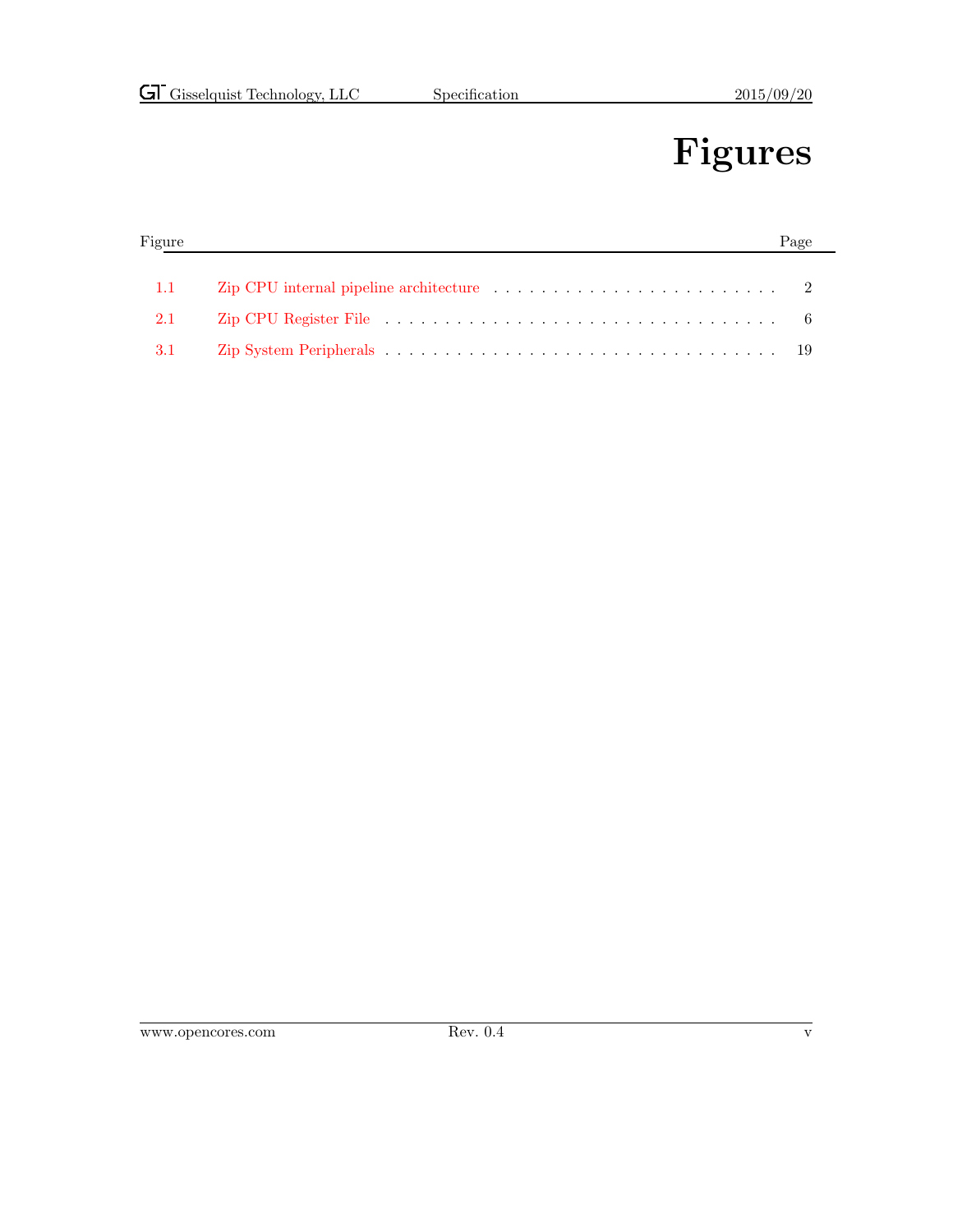# Figures

| Figure | | Page |
|---|---|---|
| 1.1 | Zip CPU internal pipeline architecture | 2 |
| 2.1 | Zip CPU Register File | 6 |
| 3.1 | Zip System Peripherals | 19 |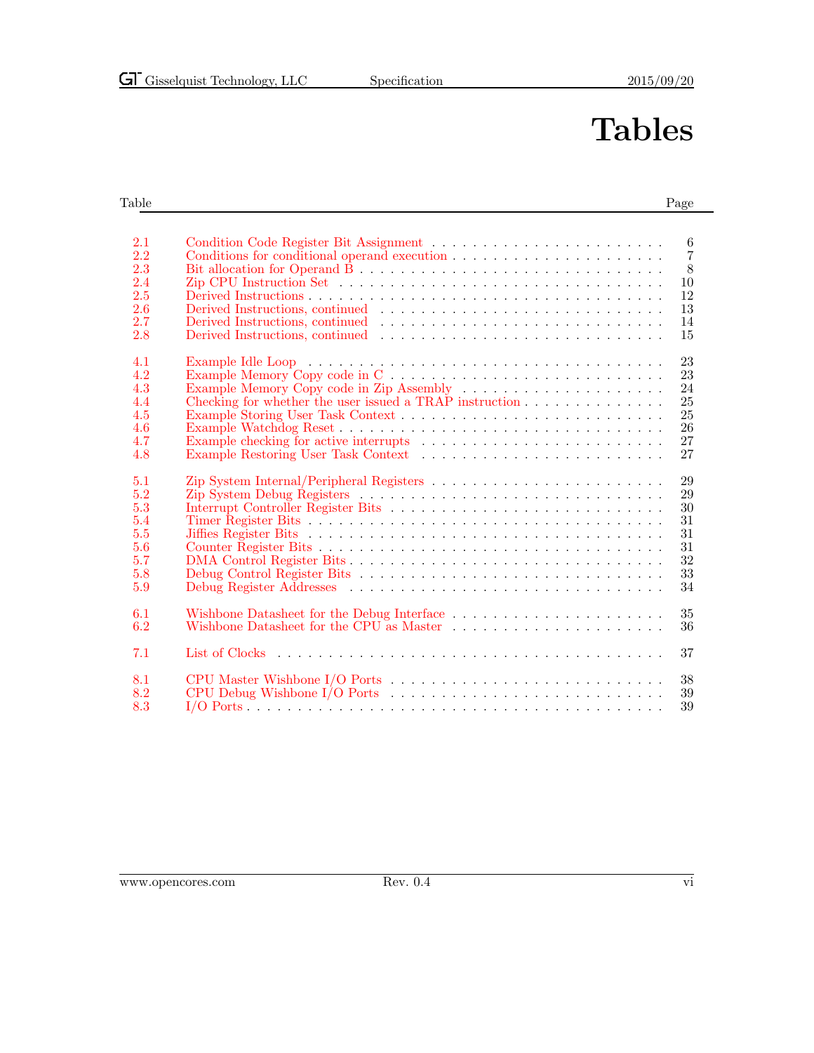# Tables

| Table | | Page |
|---|---|---|
| 2.1 | Condition Code Register Bit Assignment | 6 |
| 2.2 | Conditions for conditional operand execution | 7 |
| 2.3 | Bit allocation for Operand B | 8 |
| 2.4 | Zip CPU Instruction Set | 10 |
| 2.5 | Derived Instructions | 12 |
| 2.6 | Derived Instructions, continued | 13 |
| 2.7 | Derived Instructions, continued | 14 |
| 2.8 | Derived Instructions, continued | 15 |
| 4.1 | Example Idle Loop | 23 |
| 4.2 | Example Memory Copy code in C | 23 |
| 4.3 | Example Memory Copy code in Zip Assembly | 24 |
| 4.4 | Checking for whether the user issued a TRAP instruction | 25 |
| 4.5 | Example Storing User Task Context | 25 |
| 4.6 | Example Watchdog Reset | 26 |
| 4.7 | Example checking for active interrupts | 27 |
| 4.8 | Example Restoring User Task Context | 27 |
| 5.1 | Zip System Internal/Peripheral Registers | 29 |
| 5.2 | Zip System Debug Registers | 29 |
| 5.3 | Interrupt Controller Register Bits | 30 |
| 5.4 | Timer Register Bits | 31 |
| 5.5 | Jiffies Register Bits | 31 |
| 5.6 | Counter Register Bits | 31 |
| 5.7 | DMA Control Register Bits | 32 |
| 5.8 | Debug Control Register Bits | 33 |
| 5.9 | Debug Register Addresses | 34 |
| 6.1 | Wishbone Datasheet for the Debug Interface | 35 |
| 6.2 | Wishbone Datasheet for the CPU as Master | 36 |
| 7.1 | List of Clocks | 37 |
| 8.1 | CPU Master Wishbone I/O Ports | 38 |
| 8.2 | CPU Debug Wishbone I/O Ports | 39 |
| 8.3 | I/O Ports | 39 |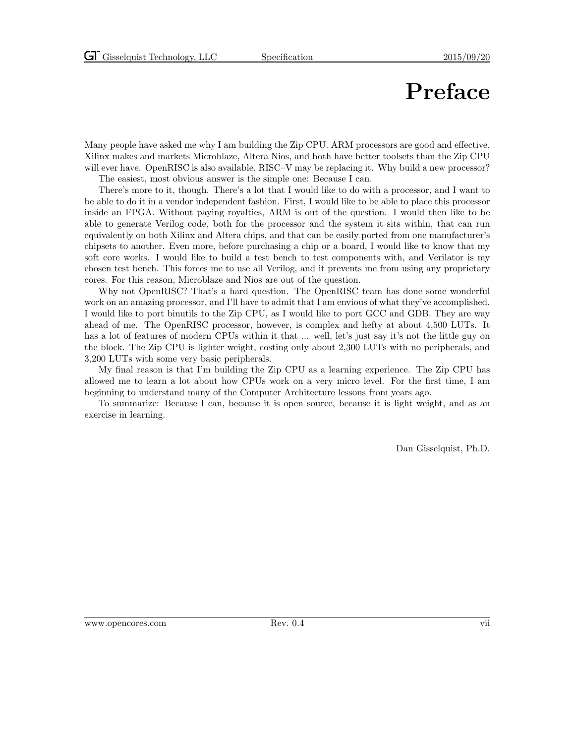# Preface

Many people have asked me why I am building the Zip CPU. ARM processors are good and effective. Xilinx makes and markets Microblaze, Altera Nios, and both have better toolsets than the Zip CPU will ever have. OpenRISC is also available, RISC–V may be replacing it. Why build a new processor?

The easiest, most obvious answer is the simple one: Because I can.

There's more to it, though. There's a lot that I would like to do with a processor, and I want to be able to do it in a vendor independent fashion. First, I would like to be able to place this processor inside an FPGA. Without paying royalties, ARM is out of the question. I would then like to be able to generate Verilog code, both for the processor and the system it sits within, that can run equivalently on both Xilinx and Altera chips, and that can be easily ported from one manufacturer's chipsets to another. Even more, before purchasing a chip or a board, I would like to know that my soft core works. I would like to build a test bench to test components with, and Verilator is my chosen test bench. This forces me to use all Verilog, and it prevents me from using any proprietary cores. For this reason, Microblaze and Nios are out of the question.

Why not OpenRISC? That's a hard question. The OpenRISC team has done some wonderful work on an amazing processor, and I'll have to admit that I am envious of what they've accomplished. I would like to port binutils to the Zip CPU, as I would like to port GCC and GDB. They are way ahead of me. The OpenRISC processor, however, is complex and hefty at about 4,500 LUTs. It has a lot of features of modern CPUs within it that ... well, let's just say it's not the little guy on the block. The Zip CPU is lighter weight, costing only about 2,300 LUTs with no peripherals, and 3,200 LUTs with some very basic peripherals.

My final reason is that I'm building the Zip CPU as a learning experience. The Zip CPU has allowed me to learn a lot about how CPUs work on a very micro level. For the first time, I am beginning to understand many of the Computer Architecture lessons from years ago.

To summarize: Because I can, because it is open source, because it is light weight, and as an exercise in learning.

Dan Gisselquist, Ph.D.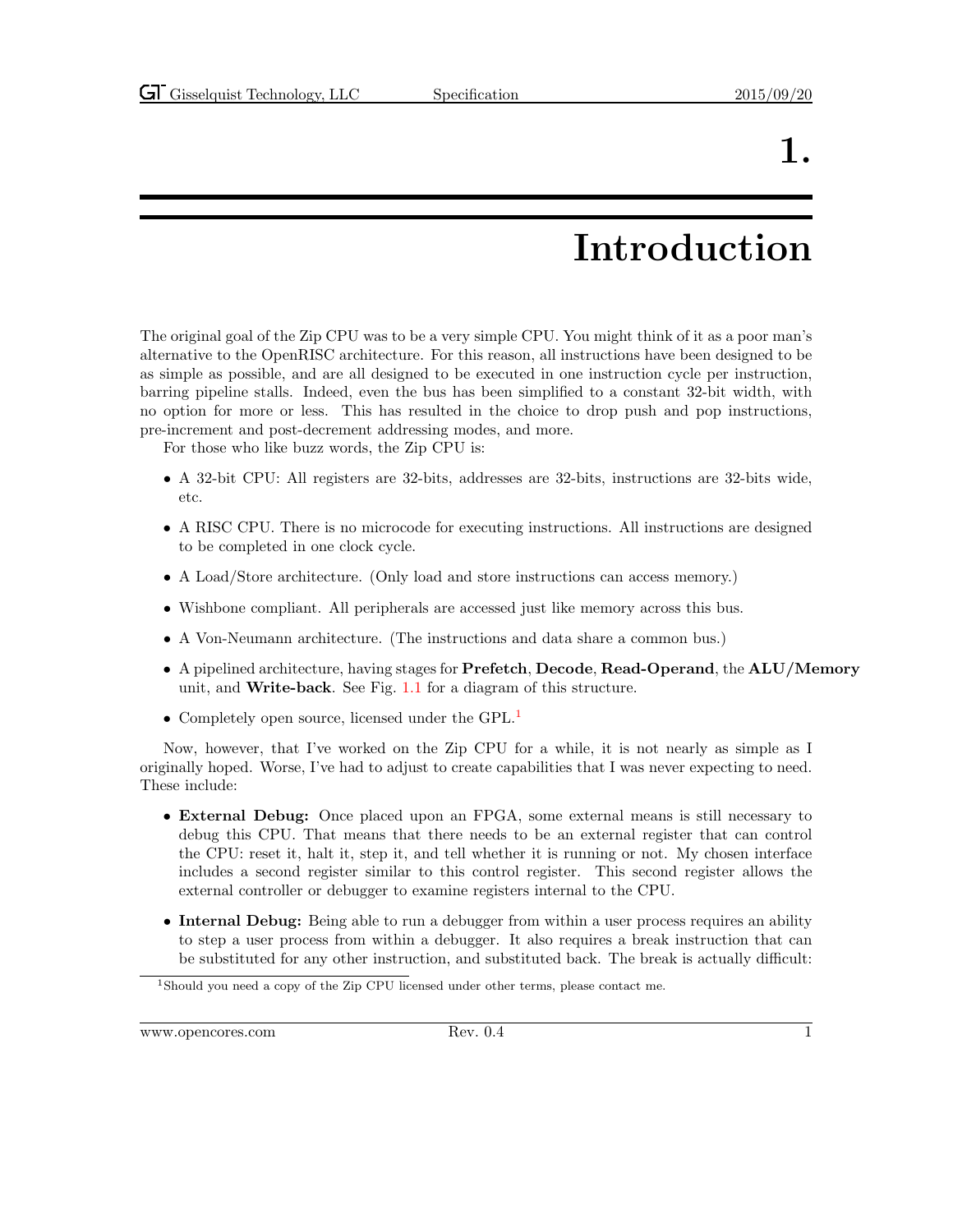# 1. Introduction

The original goal of the Zip CPU was to be a very simple CPU. You might think of it as a poor man's alternative to the OpenRISC architecture. For this reason, all instructions have been designed to be as simple as possible, and are all designed to be executed in one instruction cycle per instruction, barring pipeline stalls. Indeed, even the bus has been simplified to a constant 32-bit width, with no option for more or less. This has resulted in the choice to drop push and pop instructions, pre-increment and post-decrement addressing modes, and more.

For those who like buzz words, the Zip CPU is:

- A 32-bit CPU: All registers are 32-bits, addresses are 32-bits, instructions are 32-bits wide, etc.
- A RISC CPU. There is no microcode for executing instructions. All instructions are designed to be completed in one clock cycle.
- A Load/Store architecture. (Only load and store instructions can access memory.)
- Wishbone compliant. All peripherals are accessed just like memory across this bus.
- A Von-Neumann architecture. (The instructions and data share a common bus.)
- A pipelined architecture, having stages for **Prefetch**, **Decode**, **Read-Operand**, the **ALU/Memory** unit, and **Write-back**. See Fig. 1.1 for a diagram of this structure.
- Completely open source, licensed under the GPL.[1]

Now, however, that I've worked on the Zip CPU for a while, it is not nearly as simple as I originally hoped. Worse, I've had to adjust to create capabilities that I was never expecting to need. These include:

- **External Debug:** Once placed upon an FPGA, some external means is still necessary to debug this CPU. That means that there needs to be an external register that can control the CPU: reset it, halt it, step it, and tell whether it is running or not. My chosen interface includes a second register similar to this control register. This second register allows the external controller or debugger to examine registers internal to the CPU.
- **Internal Debug:** Being able to run a debugger from within a user process requires an ability to step a user process from within a debugger. It also requires a break instruction that can be substituted for any other instruction, and substituted back. The break is actually difficult:

[1] Should you need a copy of the Zip CPU licensed under other terms, please contact me.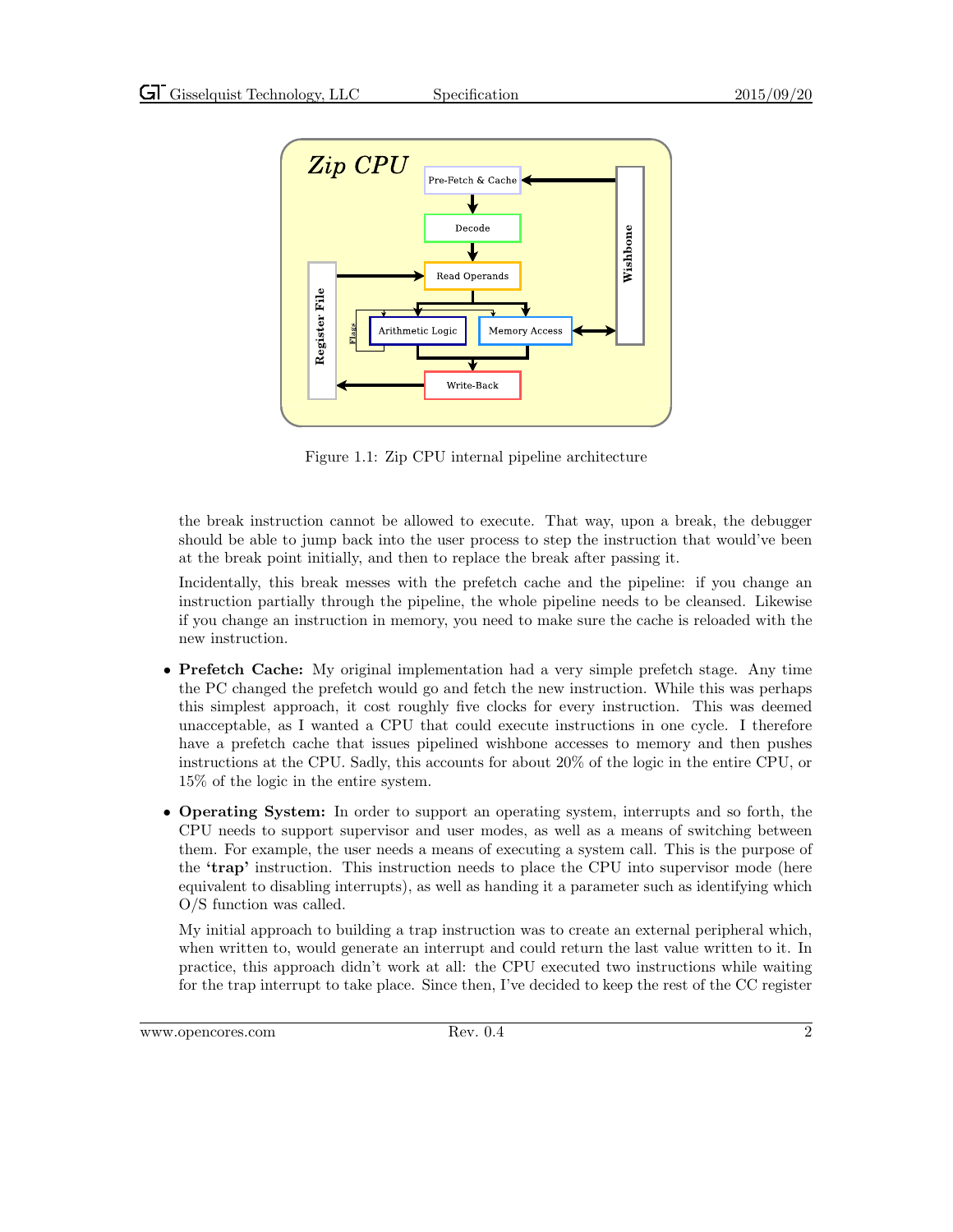Zip CPU

Pre-Fetch & Cache

Decode

Read Operands

Arithmetic Logic

Memory Access

Write-Back

Register File

Wishbone

Flags

Figure 1.1: Zip CPU internal pipeline architecture

the break instruction cannot be allowed to execute. That way, upon a break, the debugger should be able to jump back into the user process to step the instruction that would've been at the break point initially, and then to replace the break after passing it.

Incidentally, this break messes with the prefetch cache and the pipeline: if you change an instruction partially through the pipeline, the whole pipeline needs to be cleansed. Likewise if you change an instruction in memory, you need to make sure the cache is reloaded with the new instruction.

- **Prefetch Cache:** My original implementation had a very simple prefetch stage. Any time the PC changed the prefetch would go and fetch the new instruction. While this was perhaps this simplest approach, it cost roughly five clocks for every instruction. This was deemed unacceptable, as I wanted a CPU that could execute instructions in one cycle. I therefore have a prefetch cache that issues pipelined wishbone accesses to memory and then pushes instructions at the CPU. Sadly, this accounts for about 20% of the logic in the entire CPU, or 15% of the logic in the entire system.

- **Operating System:** In order to support an operating system, interrupts and so forth, the CPU needs to support supervisor and user modes, as well as a means of switching between them. For example, the user needs a means of executing a system call. This is the purpose of the **'trap'** instruction. This instruction needs to place the CPU into supervisor mode (here equivalent to disabling interrupts), as well as handing it a parameter such as identifying which O/S function was called.

  My initial approach to building a trap instruction was to create an external peripheral which, when written to, would generate an interrupt and could return the last value written to it. In practice, this approach didn't work at all: the CPU executed two instructions while waiting for the trap interrupt to take place. Since then, I've decided to keep the rest of the CC register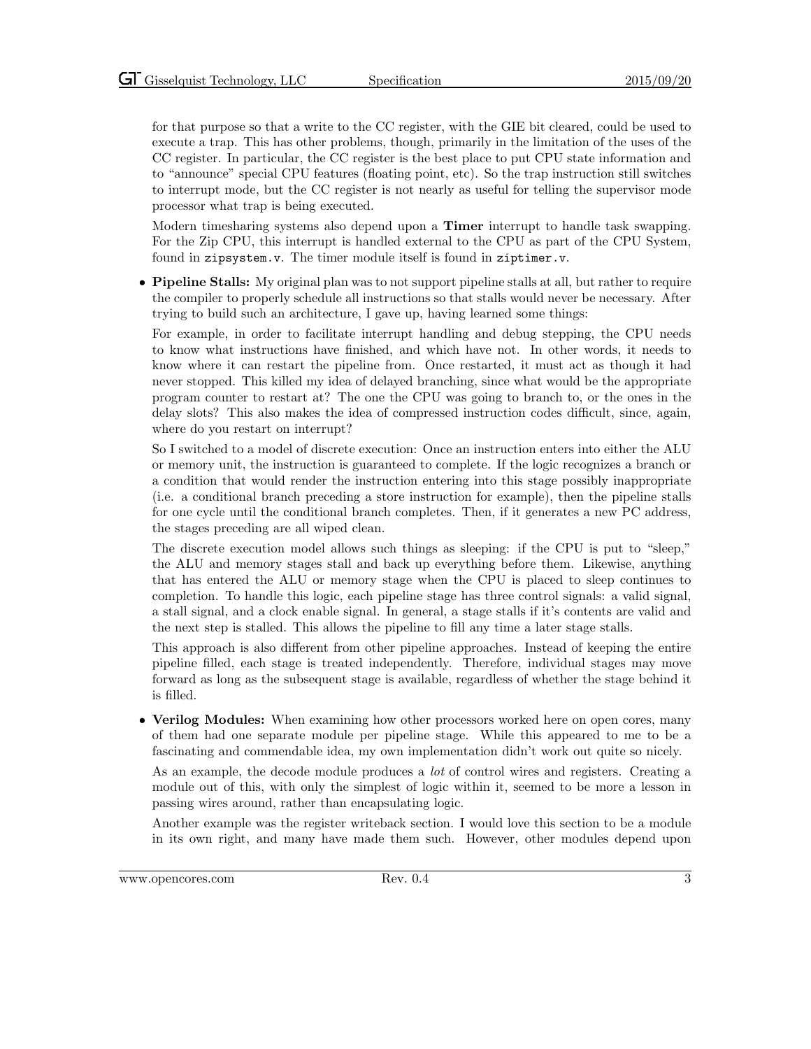for that purpose so that a write to the CC register, with the GIE bit cleared, could be used to execute a trap. This has other problems, though, primarily in the limitation of the uses of the CC register. In particular, the CC register is the best place to put CPU state information and to "announce" special CPU features (floating point, etc). So the trap instruction still switches to interrupt mode, but the CC register is not nearly as useful for telling the supervisor mode processor what trap is being executed.

Modern timesharing systems also depend upon a **Timer** interrupt to handle task swapping. For the Zip CPU, this interrupt is handled external to the CPU as part of the CPU System, found in `zipsystem.v`. The timer module itself is found in `ziptimer.v`.

- **Pipeline Stalls:** My original plan was to not support pipeline stalls at all, but rather to require the compiler to properly schedule all instructions so that stalls would never be necessary. After trying to build such an architecture, I gave up, having learned some things:

  For example, in order to facilitate interrupt handling and debug stepping, the CPU needs to know what instructions have finished, and which have not. In other words, it needs to know where it can restart the pipeline from. Once restarted, it must act as though it had never stopped. This killed my idea of delayed branching, since what would be the appropriate program counter to restart at? The one the CPU was going to branch to, or the ones in the delay slots? This also makes the idea of compressed instruction codes difficult, since, again, where do you restart on interrupt?

  So I switched to a model of discrete execution: Once an instruction enters into either the ALU or memory unit, the instruction is guaranteed to complete. If the logic recognizes a branch or a condition that would render the instruction entering into this stage possibly inappropriate (i.e. a conditional branch preceding a store instruction for example), then the pipeline stalls for one cycle until the conditional branch completes. Then, if it generates a new PC address, the stages preceding are all wiped clean.

  The discrete execution model allows such things as sleeping: if the CPU is put to "sleep," the ALU and memory stages stall and back up everything before them. Likewise, anything that has entered the ALU or memory stage when the CPU is placed to sleep continues to completion. To handle this logic, each pipeline stage has three control signals: a valid signal, a stall signal, and a clock enable signal. In general, a stage stalls if it's contents are valid and the next step is stalled. This allows the pipeline to fill any time a later stage stalls.

  This approach is also different from other pipeline approaches. Instead of keeping the entire pipeline filled, each stage is treated independently. Therefore, individual stages may move forward as long as the subsequent stage is available, regardless of whether the stage behind it is filled.

- **Verilog Modules:** When examining how other processors worked here on open cores, many of them had one separate module per pipeline stage. While this appeared to me to be a fascinating and commendable idea, my own implementation didn't work out quite so nicely.

  As an example, the decode module produces a *lot* of control wires and registers. Creating a module out of this, with only the simplest of logic within it, seemed to be more a lesson in passing wires around, rather than encapsulating logic.

  Another example was the register writeback section. I would love this section to be a module in its own right, and many have made them such. However, other modules depend upon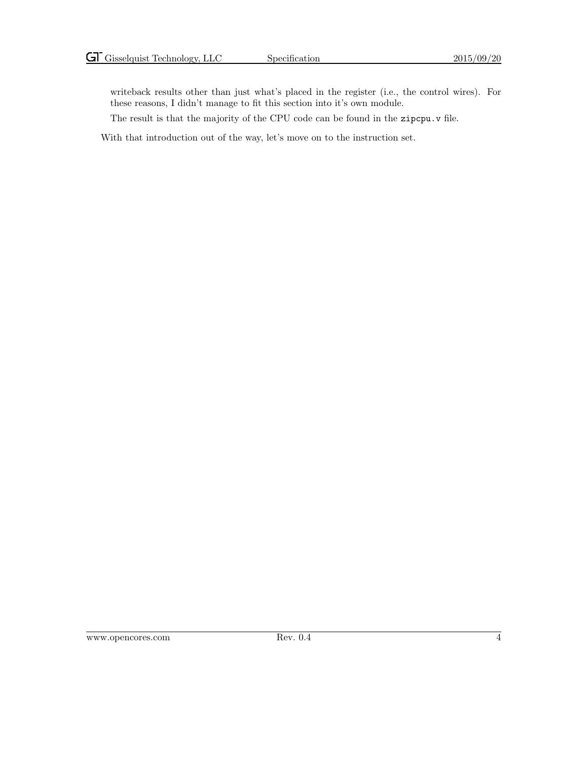writeback results other than just what's placed in the register (i.e., the control wires). For these reasons, I didn't manage to fit this section into it's own module.

The result is that the majority of the CPU code can be found in the `zipcpu.v` file.

With that introduction out of the way, let's move on to the instruction set.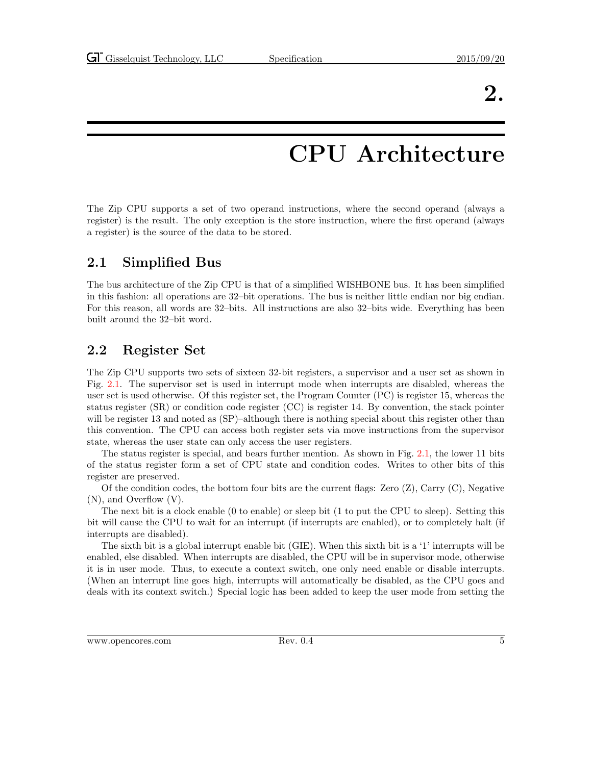# 2. CPU Architecture

The Zip CPU supports a set of two operand instructions, where the second operand (always a register) is the result. The only exception is the store instruction, where the first operand (always a register) is the source of the data to be stored.

## 2.1 Simplified Bus

The bus architecture of the Zip CPU is that of a simplified WISHBONE bus. It has been simplified in this fashion: all operations are 32–bit operations. The bus is neither little endian nor big endian. For this reason, all words are 32–bits. All instructions are also 32–bits wide. Everything has been built around the 32–bit word.

## 2.2 Register Set

The Zip CPU supports two sets of sixteen 32-bit registers, a supervisor and a user set as shown in Fig. 2.1. The supervisor set is used in interrupt mode when interrupts are disabled, whereas the user set is used otherwise. Of this register set, the Program Counter (PC) is register 15, whereas the status register (SR) or condition code register (CC) is register 14. By convention, the stack pointer will be register 13 and noted as (SP)–although there is nothing special about this register other than this convention. The CPU can access both register sets via move instructions from the supervisor state, whereas the user state can only access the user registers.

The status register is special, and bears further mention. As shown in Fig. 2.1, the lower 11 bits of the status register form a set of CPU state and condition codes. Writes to other bits of this register are preserved.

Of the condition codes, the bottom four bits are the current flags: Zero (Z), Carry (C), Negative (N), and Overflow (V).

The next bit is a clock enable (0 to enable) or sleep bit (1 to put the CPU to sleep). Setting this bit will cause the CPU to wait for an interrupt (if interrupts are enabled), or to completely halt (if interrupts are disabled).

The sixth bit is a global interrupt enable bit (GIE). When this sixth bit is a '1' interrupts will be enabled, else disabled. When interrupts are disabled, the CPU will be in supervisor mode, otherwise it is in user mode. Thus, to execute a context switch, one only need enable or disable interrupts. (When an interrupt line goes high, interrupts will automatically be disabled, as the CPU goes and deals with its context switch.) Special logic has been added to keep the user mode from setting the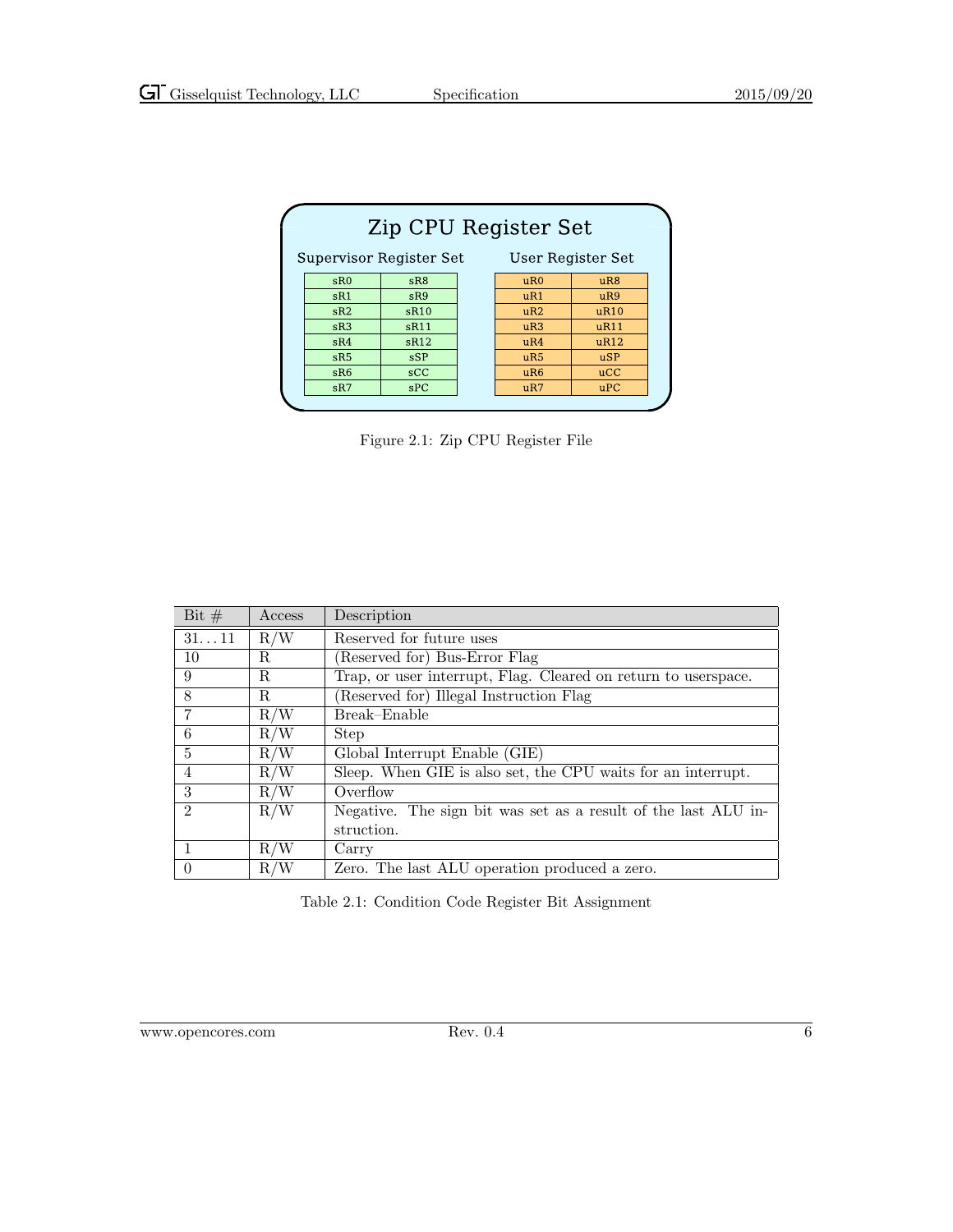Zip CPU Register Set

Supervisor Register Set

sR0 sR8
sR1 sR9
sR2 sR10
sR3 sR11
sR4 sR12
sR5 sSP
sR6 sCC
sR7 sPC

User Register Set

uR0 uR8
uR1 uR9
uR2 uR10
uR3 uR11
uR4 uR12
uR5 uSP
uR6 uCC
uR7 uPC

Figure 2.1: Zip CPU Register File

| Bit # | Access | Description |
|---|---|---|
| 31...11 | R/W | Reserved for future uses |
| 10 | R | (Reserved for) Bus-Error Flag |
| 9 | R | Trap, or user interrupt, Flag. Cleared on return to userspace. |
| 8 | R | (Reserved for) Illegal Instruction Flag |
| 7 | R/W | Break–Enable |
| 6 | R/W | Step |
| 5 | R/W | Global Interrupt Enable (GIE) |
| 4 | R/W | Sleep. When GIE is also set, the CPU waits for an interrupt. |
| 3 | R/W | Overflow |
| 2 | R/W | Negative. The sign bit was set as a result of the last ALU instruction. |
| 1 | R/W | Carry |
| 0 | R/W | Zero. The last ALU operation produced a zero. |

Table 2.1: Condition Code Register Bit Assignment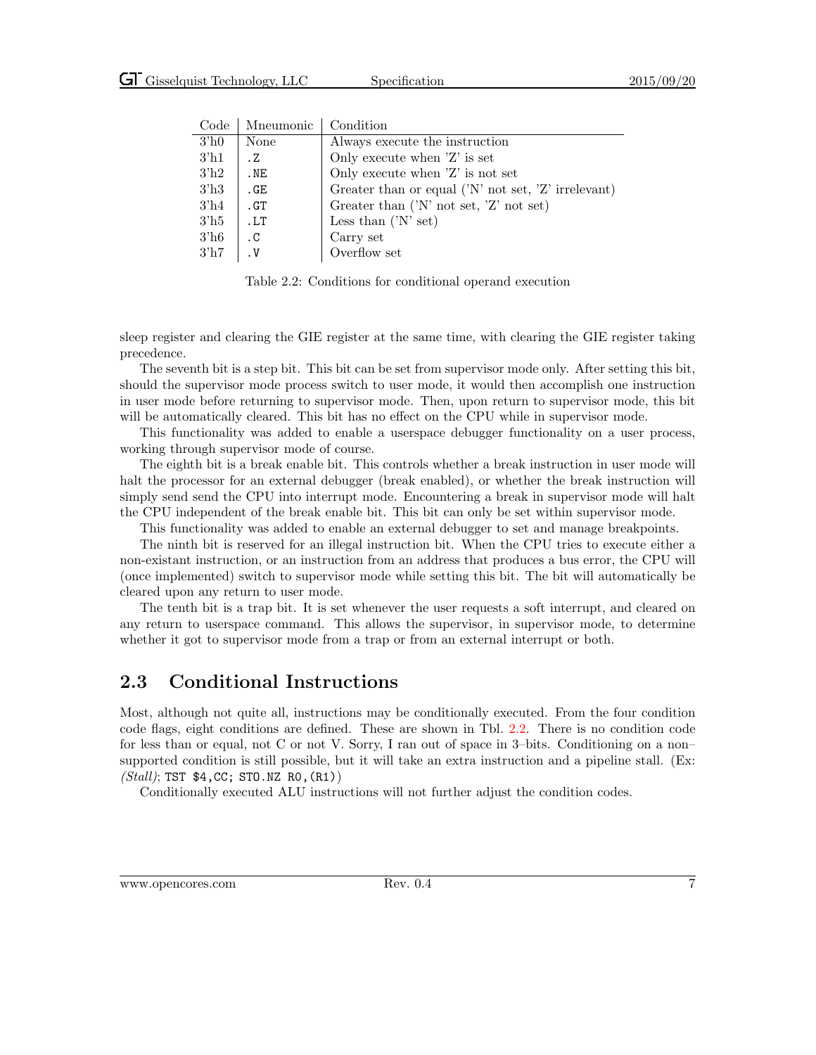| Code | Mneumonic | Condition |
|---|---|---|
| 3'h0 | None | Always execute the instruction |
| 3'h1 | .Z | Only execute when 'Z' is set |
| 3'h2 | .NE | Only execute when 'Z' is not set |
| 3'h3 | .GE | Greater than or equal ('N' not set, 'Z' irrelevant) |
| 3'h4 | .GT | Greater than ('N' not set, 'Z' not set) |
| 3'h5 | .LT | Less than ('N' set) |
| 3'h6 | .C | Carry set |
| 3'h7 | .V | Overflow set |

Table 2.2: Conditions for conditional operand execution

sleep register and clearing the GIE register at the same time, with clearing the GIE register taking precedence.

The seventh bit is a step bit. This bit can be set from supervisor mode only. After setting this bit, should the supervisor mode process switch to user mode, it would then accomplish one instruction in user mode before returning to supervisor mode. Then, upon return to supervisor mode, this bit will be automatically cleared. This bit has no effect on the CPU while in supervisor mode.

This functionality was added to enable a userspace debugger functionality on a user process, working through supervisor mode of course.

The eighth bit is a break enable bit. This controls whether a break instruction in user mode will halt the processor for an external debugger (break enabled), or whether the break instruction will simply send send the CPU into interrupt mode. Encountering a break in supervisor mode will halt the CPU independent of the break enable bit. This bit can only be set within supervisor mode.

This functionality was added to enable an external debugger to set and manage breakpoints.

The ninth bit is reserved for an illegal instruction bit. When the CPU tries to execute either a non-existant instruction, or an instruction from an address that produces a bus error, the CPU will (once implemented) switch to supervisor mode while setting this bit. The bit will automatically be cleared upon any return to user mode.

The tenth bit is a trap bit. It is set whenever the user requests a soft interrupt, and cleared on any return to userspace command. This allows the supervisor, in supervisor mode, to determine whether it got to supervisor mode from a trap or from an external interrupt or both.

## 2.3 Conditional Instructions

Most, although not quite all, instructions may be conditionally executed. From the four condition code flags, eight conditions are defined. These are shown in Tbl. 2.2. There is no condition code for less than or equal, not C or not V. Sorry, I ran out of space in 3–bits. Conditioning on a non–supported condition is still possible, but it will take an extra instruction and a pipeline stall. (Ex: *(Stall)*; `TST $4,CC; STO.NZ R0,(R1)`)

Conditionally executed ALU instructions will not further adjust the condition codes.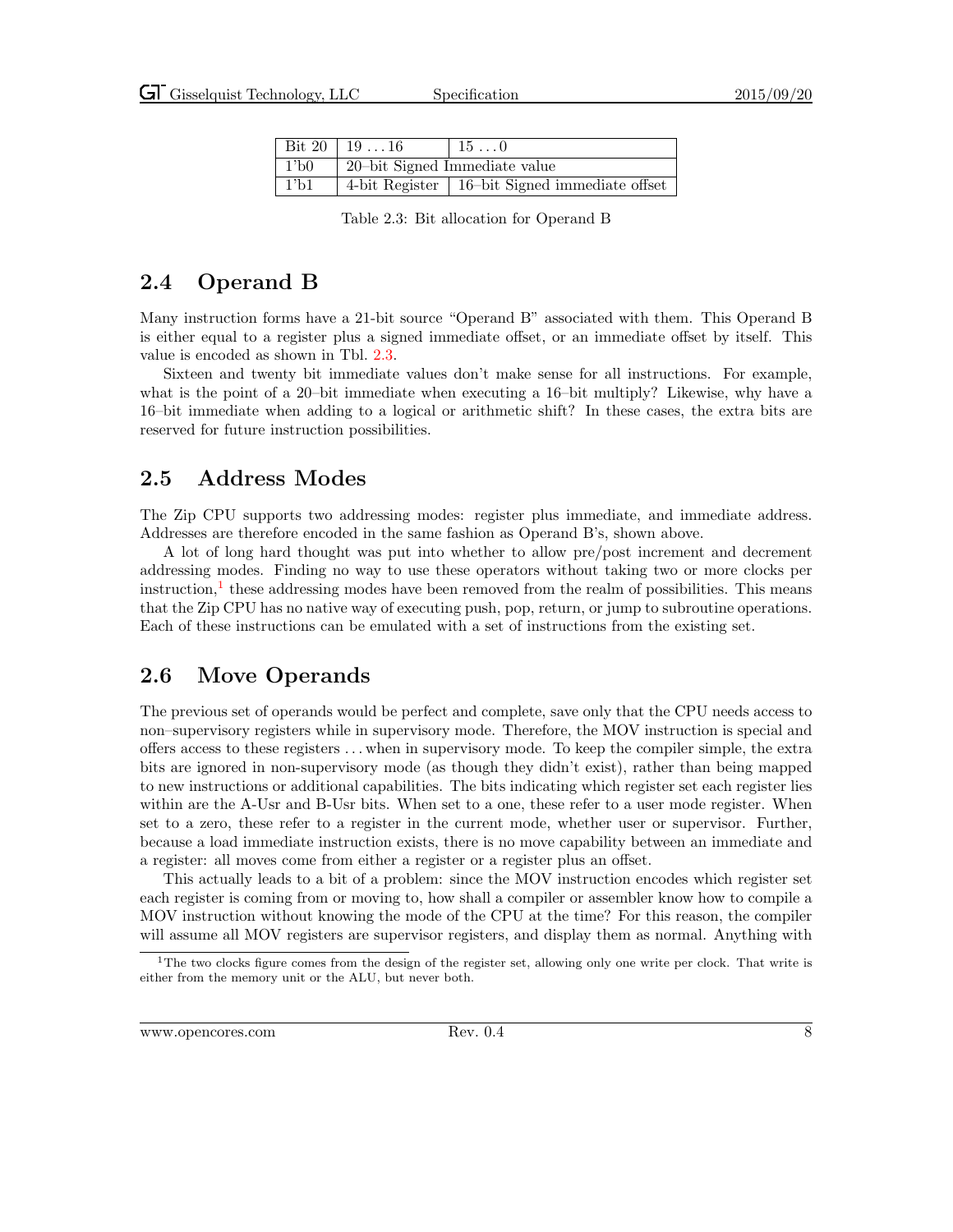| Bit 20 | 19 . . . 16 | 15 . . . 0 |
|---|---|---|
| 1'b0 | 20–bit Signed Immediate value | |
| 1'b1 | 4-bit Register | 16–bit Signed immediate offset |

Table 2.3: Bit allocation for Operand B

## 2.4 Operand B

Many instruction forms have a 21-bit source "Operand B" associated with them. This Operand B is either equal to a register plus a signed immediate offset, or an immediate offset by itself. This value is encoded as shown in Tbl. 2.3.

Sixteen and twenty bit immediate values don't make sense for all instructions. For example, what is the point of a 20–bit immediate when executing a 16–bit multiply? Likewise, why have a 16–bit immediate when adding to a logical or arithmetic shift? In these cases, the extra bits are reserved for future instruction possibilities.

## 2.5 Address Modes

The Zip CPU supports two addressing modes: register plus immediate, and immediate address. Addresses are therefore encoded in the same fashion as Operand B's, shown above.

A lot of long hard thought was put into whether to allow pre/post increment and decrement addressing modes. Finding no way to use these operators without taking two or more clocks per instruction,[1] these addressing modes have been removed from the realm of possibilities. This means that the Zip CPU has no native way of executing push, pop, return, or jump to subroutine operations. Each of these instructions can be emulated with a set of instructions from the existing set.

## 2.6 Move Operands

The previous set of operands would be perfect and complete, save only that the CPU needs access to non–supervisory registers while in supervisory mode. Therefore, the MOV instruction is special and offers access to these registers . . . when in supervisory mode. To keep the compiler simple, the extra bits are ignored in non-supervisory mode (as though they didn't exist), rather than being mapped to new instructions or additional capabilities. The bits indicating which register set each register lies within are the A-Usr and B-Usr bits. When set to a one, these refer to a user mode register. When set to a zero, these refer to a register in the current mode, whether user or supervisor. Further, because a load immediate instruction exists, there is no move capability between an immediate and a register: all moves come from either a register or a register plus an offset.

This actually leads to a bit of a problem: since the MOV instruction encodes which register set each register is coming from or moving to, how shall a compiler or assembler know how to compile a MOV instruction without knowing the mode of the CPU at the time? For this reason, the compiler will assume all MOV registers are supervisor registers, and display them as normal. Anything with

[1] The two clocks figure comes from the design of the register set, allowing only one write per clock. That write is either from the memory unit or the ALU, but never both.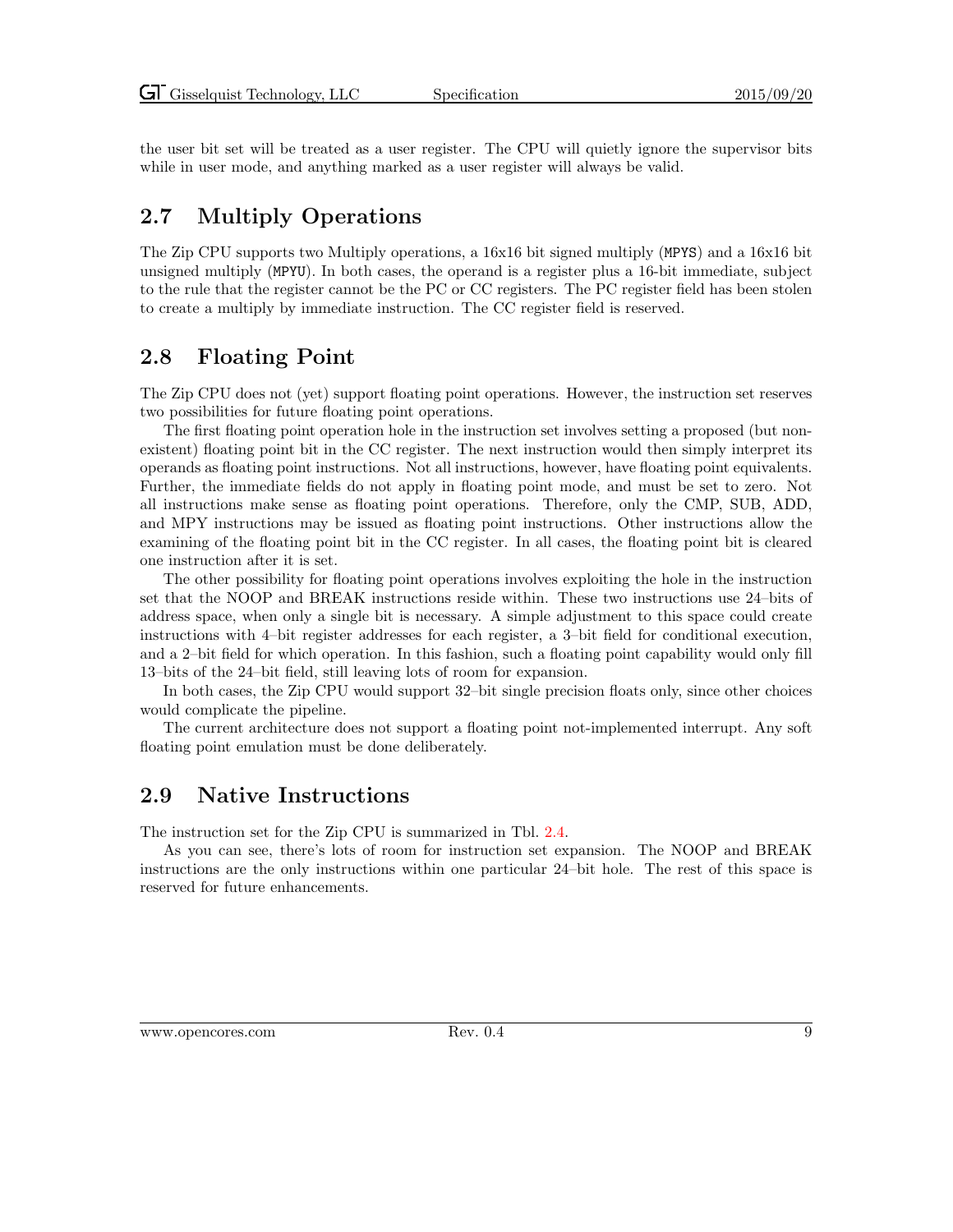the user bit set will be treated as a user register. The CPU will quietly ignore the supervisor bits while in user mode, and anything marked as a user register will always be valid.

## 2.7 Multiply Operations

The Zip CPU supports two Multiply operations, a 16x16 bit signed multiply (`MPYS`) and a 16x16 bit unsigned multiply (`MPYU`). In both cases, the operand is a register plus a 16-bit immediate, subject to the rule that the register cannot be the PC or CC registers. The PC register field has been stolen to create a multiply by immediate instruction. The CC register field is reserved.

## 2.8 Floating Point

The Zip CPU does not (yet) support floating point operations. However, the instruction set reserves two possibilities for future floating point operations.

The first floating point operation hole in the instruction set involves setting a proposed (but non-existent) floating point bit in the CC register. The next instruction would then simply interpret its operands as floating point instructions. Not all instructions, however, have floating point equivalents. Further, the immediate fields do not apply in floating point mode, and must be set to zero. Not all instructions make sense as floating point operations. Therefore, only the CMP, SUB, ADD, and MPY instructions may be issued as floating point instructions. Other instructions allow the examining of the floating point bit in the CC register. In all cases, the floating point bit is cleared one instruction after it is set.

The other possibility for floating point operations involves exploiting the hole in the instruction set that the NOOP and BREAK instructions reside within. These two instructions use 24–bits of address space, when only a single bit is necessary. A simple adjustment to this space could create instructions with 4–bit register addresses for each register, a 3–bit field for conditional execution, and a 2–bit field for which operation. In this fashion, such a floating point capability would only fill 13–bits of the 24–bit field, still leaving lots of room for expansion.

In both cases, the Zip CPU would support 32–bit single precision floats only, since other choices would complicate the pipeline.

The current architecture does not support a floating point not-implemented interrupt. Any soft floating point emulation must be done deliberately.

## 2.9 Native Instructions

The instruction set for the Zip CPU is summarized in Tbl. 2.4.

As you can see, there's lots of room for instruction set expansion. The NOOP and BREAK instructions are the only instructions within one particular 24–bit hole. The rest of this space is reserved for future enhancements.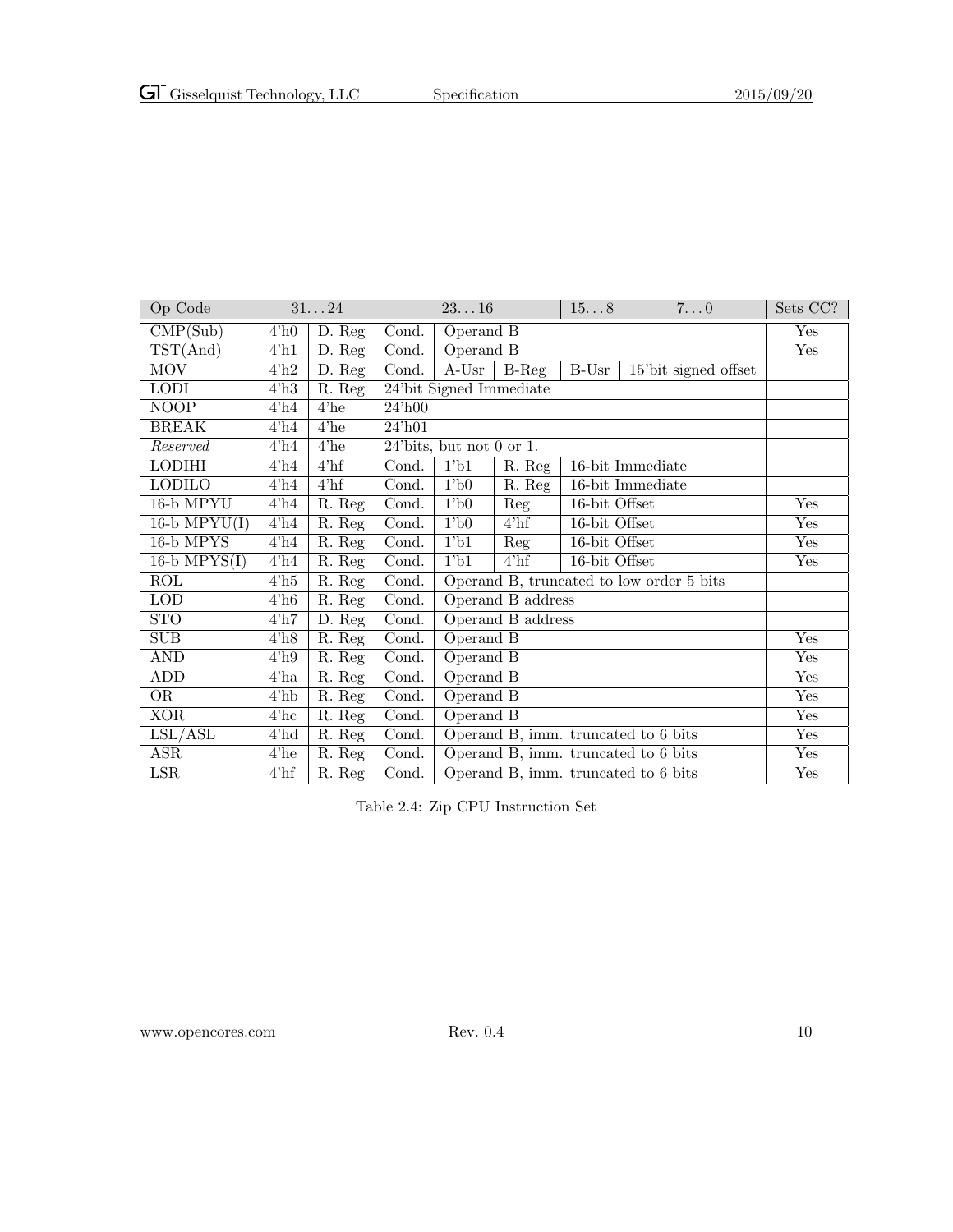| Op Code | 31...24 | | 23...16 | | | 15...8 | 7...0 | Sets CC? |
|---|---|---|---|---|---|---|---|---|
| CMP(Sub) | 4'h0 | D. Reg | Cond. | Operand B | | | | Yes |
| TST(And) | 4'h1 | D. Reg | Cond. | Operand B | | | | Yes |
| MOV | 4'h2 | D. Reg | Cond. | A-Usr | B-Reg | B-Usr | 15'bit signed offset | |
| LODI | 4'h3 | R. Reg | 24'bit Signed Immediate | | | | | |
| NOOP | 4'h4 | 4'he | 24'h00 | | | | | |
| BREAK | 4'h4 | 4'he | 24'h01 | | | | | |
| *Reserved* | 4'h4 | 4'he | 24'bits, but not 0 or 1. | | | | | |
| LODIHI | 4'h4 | 4'hf | Cond. | 1'b1 | R. Reg | 16-bit Immediate | | |
| LODILO | 4'h4 | 4'hf | Cond. | 1'b0 | R. Reg | 16-bit Immediate | | |
| 16-b MPYU | 4'h4 | R. Reg | Cond. | 1'b0 | Reg | 16-bit Offset | | Yes |
| 16-b MPYU(I) | 4'h4 | R. Reg | Cond. | 1'b0 | 4'hf | 16-bit Offset | | Yes |
| 16-b MPYS | 4'h4 | R. Reg | Cond. | 1'b1 | Reg | 16-bit Offset | | Yes |
| 16-b MPYS(I) | 4'h4 | R. Reg | Cond. | 1'b1 | 4'hf | 16-bit Offset | | Yes |
| ROL | 4'h5 | R. Reg | Cond. | Operand B, truncated to low order 5 bits | | | | |
| LOD | 4'h6 | R. Reg | Cond. | Operand B address | | | | |
| STO | 4'h7 | D. Reg | Cond. | Operand B address | | | | |
| SUB | 4'h8 | R. Reg | Cond. | Operand B | | | | Yes |
| AND | 4'h9 | R. Reg | Cond. | Operand B | | | | Yes |
| ADD | 4'ha | R. Reg | Cond. | Operand B | | | | Yes |
| OR | 4'hb | R. Reg | Cond. | Operand B | | | | Yes |
| XOR | 4'hc | R. Reg | Cond. | Operand B | | | | Yes |
| LSL/ASL | 4'hd | R. Reg | Cond. | Operand B, imm. truncated to 6 bits | | | | Yes |
| ASR | 4'he | R. Reg | Cond. | Operand B, imm. truncated to 6 bits | | | | Yes |
| LSR | 4'hf | R. Reg | Cond. | Operand B, imm. truncated to 6 bits | | | | Yes |

Table 2.4: Zip CPU Instruction Set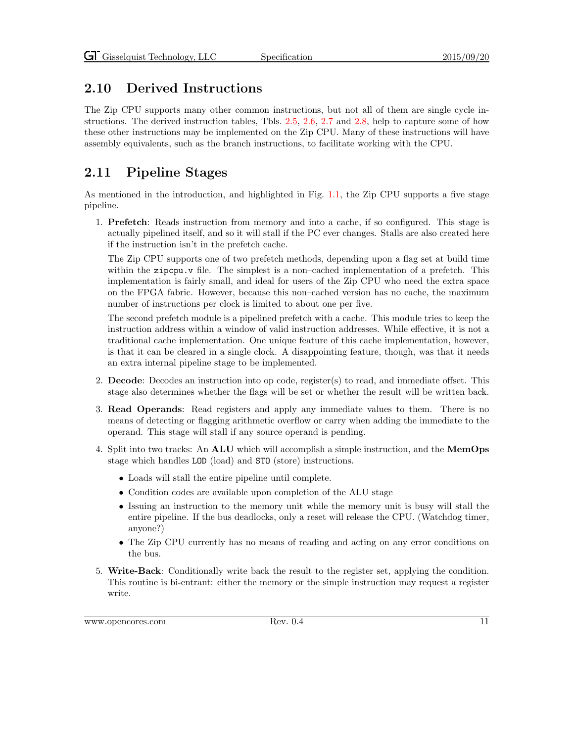## 2.10 Derived Instructions

The Zip CPU supports many other common instructions, but not all of them are single cycle instructions. The derived instruction tables, Tbls. 2.5, 2.6, 2.7 and 2.8, help to capture some of how these other instructions may be implemented on the Zip CPU. Many of these instructions will have assembly equivalents, such as the branch instructions, to facilitate working with the CPU.

## 2.11 Pipeline Stages

As mentioned in the introduction, and highlighted in Fig. 1.1, the Zip CPU supports a five stage pipeline.

1. **Prefetch**: Reads instruction from memory and into a cache, if so configured. This stage is actually pipelined itself, and so it will stall if the PC ever changes. Stalls are also created here if the instruction isn't in the prefetch cache.

   The Zip CPU supports one of two prefetch methods, depending upon a flag set at build time within the `zipcpu.v` file. The simplest is a non–cached implementation of a prefetch. This implementation is fairly small, and ideal for users of the Zip CPU who need the extra space on the FPGA fabric. However, because this non–cached version has no cache, the maximum number of instructions per clock is limited to about one per five.

   The second prefetch module is a pipelined prefetch with a cache. This module tries to keep the instruction address within a window of valid instruction addresses. While effective, it is not a traditional cache implementation. One unique feature of this cache implementation, however, is that it can be cleared in a single clock. A disappointing feature, though, was that it needs an extra internal pipeline stage to be implemented.

2. **Decode**: Decodes an instruction into op code, register(s) to read, and immediate offset. This stage also determines whether the flags will be set or whether the result will be written back.

3. **Read Operands**: Read registers and apply any immediate values to them. There is no means of detecting or flagging arithmetic overflow or carry when adding the immediate to the operand. This stage will stall if any source operand is pending.

4. Split into two tracks: An **ALU** which will accomplish a simple instruction, and the **MemOps** stage which handles `LOD` (load) and `STO` (store) instructions.

   - Loads will stall the entire pipeline until complete.
   - Condition codes are available upon completion of the ALU stage
   - Issuing an instruction to the memory unit while the memory unit is busy will stall the entire pipeline. If the bus deadlocks, only a reset will release the CPU. (Watchdog timer, anyone?)
   - The Zip CPU currently has no means of reading and acting on any error conditions on the bus.

5. **Write-Back**: Conditionally write back the result to the register set, applying the condition. This routine is bi-entrant: either the memory or the simple instruction may request a register write.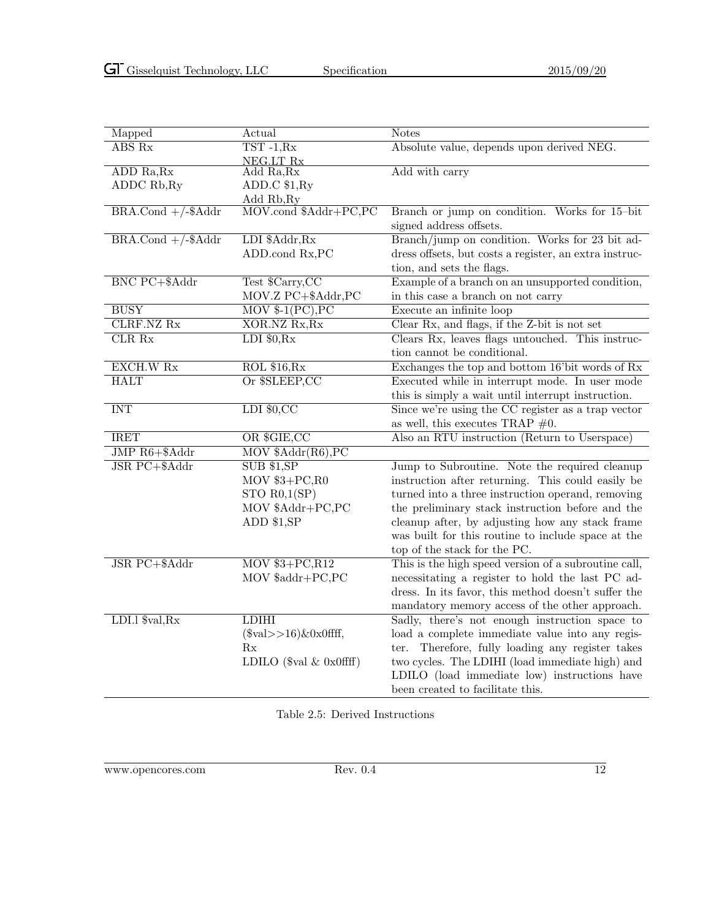| Mapped | Actual | Notes |
|---|---|---|
| ABS Rx | TST -1,Rx<br>NEG.LT Rx | Absolute value, depends upon derived NEG. |
| ADD Ra,Rx<br>ADDC Rb,Ry | Add Ra,Rx<br>ADD.C $1,Ry<br>Add Rb,Ry | Add with carry |
| BRA.Cond +/-$Addr | MOV.cond $Addr+PC,PC | Branch or jump on condition. Works for 15–bit signed address offsets. |
| BRA.Cond +/-$Addr | LDI $Addr,Rx<br>ADD.cond Rx,PC | Branch/jump on condition. Works for 23 bit address offsets, but costs a register, an extra instruction, and sets the flags. |
| BNC PC+$Addr | Test $Carry,CC<br>MOV.Z PC+$Addr,PC | Example of a branch on an unsupported condition, in this case a branch on not carry |
| BUSY | MOV $-1(PC),PC | Execute an infinite loop |
| CLRF.NZ Rx | XOR.NZ Rx,Rx | Clear Rx, and flags, if the Z-bit is not set |
| CLR Rx | LDI $0,Rx | Clears Rx, leaves flags untouched. This instruction cannot be conditional. |
| EXCH.W Rx | ROL $16,Rx | Exchanges the top and bottom 16'bit words of Rx |
| HALT | Or $SLEEP,CC | Executed while in interrupt mode. In user mode this is simply a wait until interrupt instruction. |
| INT | LDI $0,CC | Since we're using the CC register as a trap vector as well, this executes TRAP #0. |
| IRET | OR $GIE,CC | Also an RTU instruction (Return to Userspace) |
| JMP R6+$Addr | MOV $Addr(R6),PC | |
| JSR PC+$Addr | SUB $1,SP<br>MOV $3+PC,R0<br>STO R0,1(SP)<br>MOV $Addr+PC,PC<br>ADD $1,SP | Jump to Subroutine. Note the required cleanup instruction after returning. This could easily be turned into a three instruction operand, removing the preliminary stack instruction before and the cleanup after, by adjusting how any stack frame was built for this routine to include space at the top of the stack for the PC. |
| JSR PC+$Addr | MOV $3+PC,R12<br>MOV $addr+PC,PC | This is the high speed version of a subroutine call, necessitating a register to hold the last PC address. In its favor, this method doesn't suffer the mandatory memory access of the other approach. |
| LDI.l $val,Rx | LDIHI ($val>>16)&0x0ffff, Rx<br>LDILO ($val & 0x0ffff) | Sadly, there's not enough instruction space to load a complete immediate value into any register. Therefore, fully loading any register takes two cycles. The LDIHI (load immediate high) and LDILO (load immediate low) instructions have been created to facilitate this. |

Table 2.5: Derived Instructions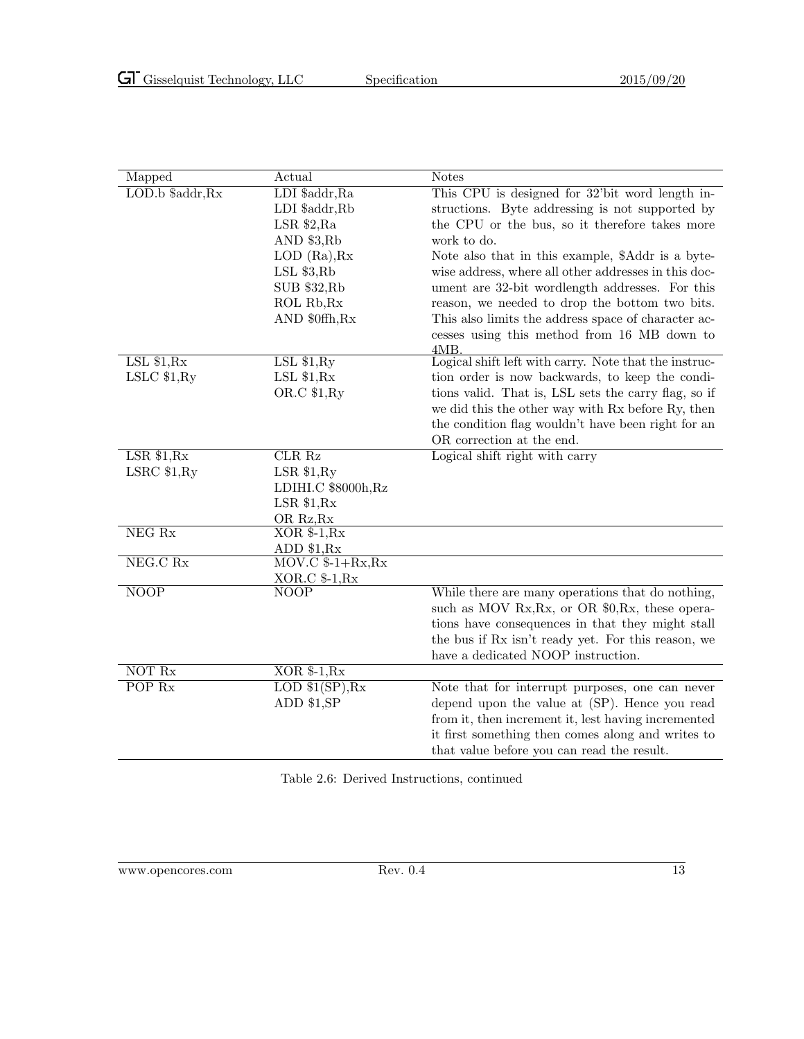| Mapped | Actual | Notes |
|---|---|---|
| LOD.b $addr,Rx | LDI $addr,Ra<br>LDI $addr,Rb<br>LSR $2,Ra<br>AND $3,Rb<br>LOD (Ra),Rx<br>LSL $3,Rb<br>SUB $32,Rb<br>ROL Rb,Rx<br>AND $0ffh,Rx | This CPU is designed for 32'bit word length instructions. Byte addressing is not supported by the CPU or the bus, so it therefore takes more work to do.<br>Note also that in this example, $Addr is a byte-wise address, where all other addresses in this document are 32-bit wordlength addresses. For this reason, we needed to drop the bottom two bits. This also limits the address space of character accesses using this method from 16 MB down to 4MB. |
| LSL $1,Rx<br>LSLC $1,Ry | LSL $1,Ry<br>LSL $1,Rx<br>OR.C $1,Ry | Logical shift left with carry. Note that the instruction order is now backwards, to keep the conditions valid. That is, LSL sets the carry flag, so if we did this the other way with Rx before Ry, then the condition flag wouldn't have been right for an OR correction at the end. |
| LSR $1,Rx<br>LSRC $1,Ry | CLR Rz<br>LSR $1,Ry<br>LDIHI.C $8000h,Rz<br>LSR $1,Rx<br>OR Rz,Rx | Logical shift right with carry |
| NEG Rx | XOR $-1,Rx<br>ADD $1,Rx | |
| NEG.C Rx | MOV.C $-1+Rx,Rx<br>XOR.C $-1,Rx | |
| NOOP | NOOP | While there are many operations that do nothing, such as MOV Rx,Rx, or OR $0,Rx, these operations have consequences in that they might stall the bus if Rx isn't ready yet. For this reason, we have a dedicated NOOP instruction. |
| NOT Rx | XOR $-1,Rx | |
| POP Rx | LOD $1(SP),Rx<br>ADD $1,SP | Note that for interrupt purposes, one can never depend upon the value at (SP). Hence you read from it, then increment it, lest having incremented it first something then comes along and writes to that value before you can read the result. |

Table 2.6: Derived Instructions, continued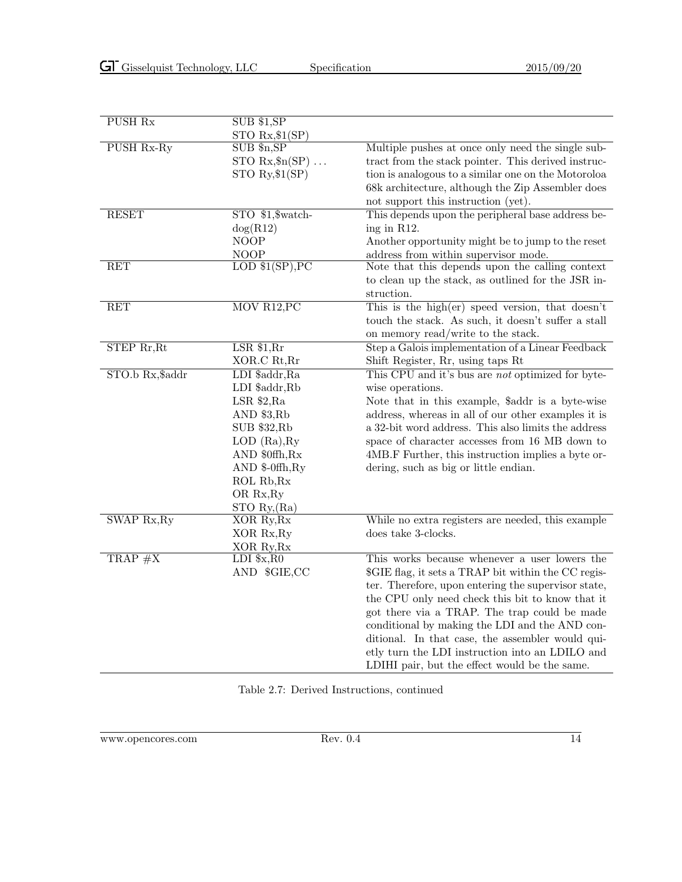| | | |
|---|---|---|
| PUSH Rx | SUB $1,SP<br>STO Rx,$1(SP) | |
| PUSH Rx-Ry | SUB $n,SP<br>STO Rx,$n(SP) …<br>STO Ry,$1(SP) | Multiple pushes at once only need the single subtract from the stack pointer. This derived instruction is analogous to a similar one on the Motoroloa 68k architecture, although the Zip Assembler does not support this instruction (yet). |
| RESET | STO $1,$watchdog(R12)<br>NOOP<br>NOOP | This depends upon the peripheral base address being in R12.<br>Another opportunity might be to jump to the reset address from within supervisor mode. |
| RET | LOD $1(SP),PC | Note that this depends upon the calling context to clean up the stack, as outlined for the JSR instruction. |
| RET | MOV R12,PC | This is the high(er) speed version, that doesn't touch the stack. As such, it doesn't suffer a stall on memory read/write to the stack. |
| STEP Rr,Rt | LSR $1,Rr<br>XOR.C Rt,Rr | Step a Galois implementation of a Linear Feedback Shift Register, Rr, using taps Rt |
| STO.b Rx,$addr | LDI $addr,Ra<br>LDI $addr,Rb<br>LSR $2,Ra<br>AND $3,Rb<br>SUB $32,Rb<br>LOD (Ra),Ry<br>AND $0ffh,Rx<br>AND $-0ffh,Ry<br>ROL Rb,Rx<br>OR Rx,Ry<br>STO Ry,(Ra) | This CPU and it's bus are *not* optimized for byte-wise operations.<br>Note that in this example, $addr is a byte-wise address, whereas in all of our other examples it is a 32-bit word address. This also limits the address space of character accesses from 16 MB down to 4MB.F Further, this instruction implies a byte ordering, such as big or little endian. |
| SWAP Rx,Ry | XOR Ry,Rx<br>XOR Rx,Ry<br>XOR Ry,Rx | While no extra registers are needed, this example does take 3-clocks. |
| TRAP #X | LDI $x,R0<br>AND $GIE,CC | This works because whenever a user lowers the $GIE flag, it sets a TRAP bit within the CC register. Therefore, upon entering the supervisor state, the CPU only need check this bit to know that it got there via a TRAP. The trap could be made conditional by making the LDI and the AND conditional. In that case, the assembler would quietly turn the LDI instruction into an LDILO and LDIHI pair, but the effect would be the same. |

Table 2.7: Derived Instructions, continued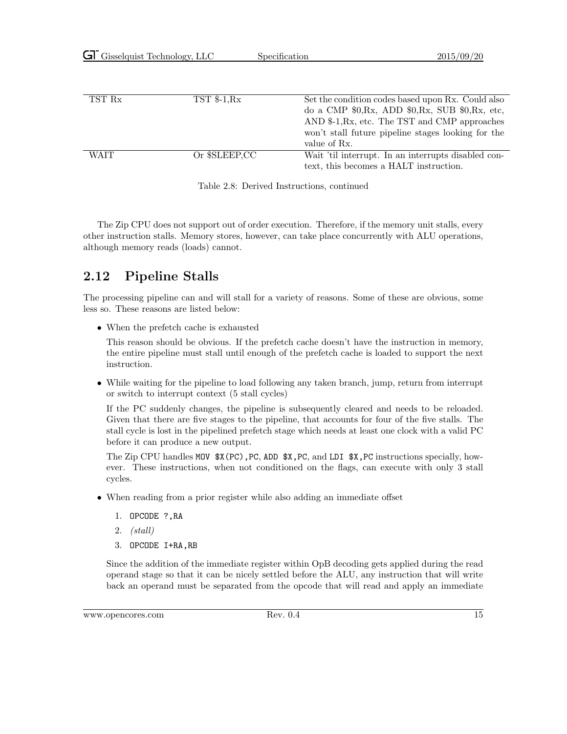| | | |
|---|---|---|
| TST Rx | TST $-1,Rx | Set the condition codes based upon Rx. Could also do a CMP $0,Rx, ADD $0,Rx, SUB $0,Rx, etc, AND $-1,Rx, etc. The TST and CMP approaches won't stall future pipeline stages looking for the value of Rx. |
| WAIT | Or $SLEEP,CC | Wait 'til interrupt. In an interrupts disabled context, this becomes a HALT instruction. |

Table 2.8: Derived Instructions, continued

The Zip CPU does not support out of order execution. Therefore, if the memory unit stalls, every other instruction stalls. Memory stores, however, can take place concurrently with ALU operations, although memory reads (loads) cannot.

## 2.12 Pipeline Stalls

The processing pipeline can and will stall for a variety of reasons. Some of these are obvious, some less so. These reasons are listed below:

- When the prefetch cache is exhausted

  This reason should be obvious. If the prefetch cache doesn't have the instruction in memory, the entire pipeline must stall until enough of the prefetch cache is loaded to support the next instruction.

- While waiting for the pipeline to load following any taken branch, jump, return from interrupt or switch to interrupt context (5 stall cycles)

  If the PC suddenly changes, the pipeline is subsequently cleared and needs to be reloaded. Given that there are five stages to the pipeline, that accounts for four of the five stalls. The stall cycle is lost in the pipelined prefetch stage which needs at least one clock with a valid PC before it can produce a new output.

  The Zip CPU handles `MOV $X(PC),PC`, `ADD $X,PC`, and `LDI $X,PC` instructions specially, however. These instructions, when not conditioned on the flags, can execute with only 3 stall cycles.

- When reading from a prior register while also adding an immediate offset

  1. `OPCODE ?,RA`
  2. *(stall)*
  3. `OPCODE I+RA,RB`

  Since the addition of the immediate register within OpB decoding gets applied during the read operand stage so that it can be nicely settled before the ALU, any instruction that will write back an operand must be separated from the opcode that will read and apply an immediate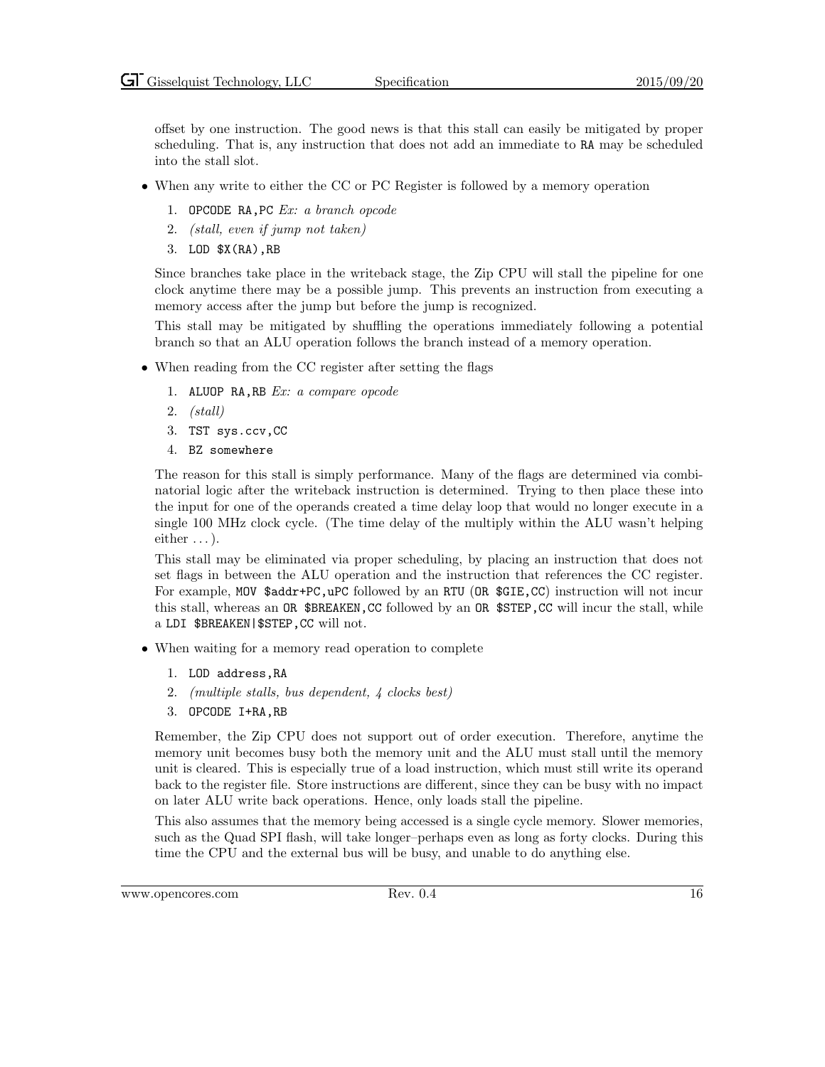offset by one instruction. The good news is that this stall can easily be mitigated by proper scheduling. That is, any instruction that does not add an immediate to `RA` may be scheduled into the stall slot.

- When any write to either the CC or PC Register is followed by a memory operation

  1. `OPCODE RA,PC` *Ex: a branch opcode*
  2. *(stall, even if jump not taken)*
  3. `LOD $X(RA),RB`

  Since branches take place in the writeback stage, the Zip CPU will stall the pipeline for one clock anytime there may be a possible jump. This prevents an instruction from executing a memory access after the jump but before the jump is recognized.

  This stall may be mitigated by shuffling the operations immediately following a potential branch so that an ALU operation follows the branch instead of a memory operation.

- When reading from the CC register after setting the flags

  1. `ALUOP RA,RB` *Ex: a compare opcode*
  2. *(stall)*
  3. `TST sys.ccv,CC`
  4. `BZ somewhere`

  The reason for this stall is simply performance. Many of the flags are determined via combinatorial logic after the writeback instruction is determined. Trying to then place these into the input for one of the operands created a time delay loop that would no longer execute in a single 100 MHz clock cycle. (The time delay of the multiply within the ALU wasn't helping either . . . ).

  This stall may be eliminated via proper scheduling, by placing an instruction that does not set flags in between the ALU operation and the instruction that references the CC register. For example, `MOV $addr+PC,uPC` followed by an `RTU` (`OR $GIE,CC`) instruction will not incur this stall, whereas an `OR $BREAKEN,CC` followed by an `OR $STEP,CC` will incur the stall, while a `LDI $BREAKEN|$STEP,CC` will not.

- When waiting for a memory read operation to complete

  1. `LOD address,RA`
  2. *(multiple stalls, bus dependent, 4 clocks best)*
  3. `OPCODE I+RA,RB`

  Remember, the Zip CPU does not support out of order execution. Therefore, anytime the memory unit becomes busy both the memory unit and the ALU must stall until the memory unit is cleared. This is especially true of a load instruction, which must still write its operand back to the register file. Store instructions are different, since they can be busy with no impact on later ALU write back operations. Hence, only loads stall the pipeline.

  This also assumes that the memory being accessed is a single cycle memory. Slower memories, such as the Quad SPI flash, will take longer–perhaps even as long as forty clocks. During this time the CPU and the external bus will be busy, and unable to do anything else.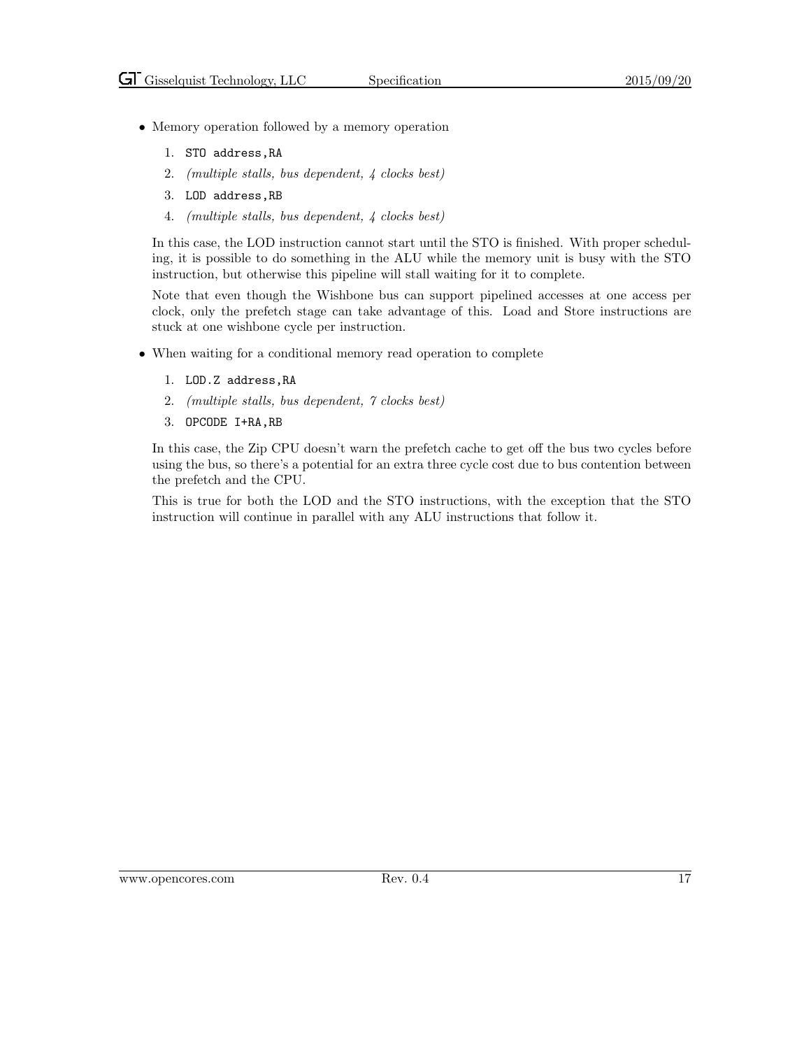- Memory operation followed by a memory operation

  1. `STO address,RA`
  2. *(multiple stalls, bus dependent, 4 clocks best)*
  3. `LOD address,RB`
  4. *(multiple stalls, bus dependent, 4 clocks best)*

  In this case, the LOD instruction cannot start until the STO is finished. With proper scheduling, it is possible to do something in the ALU while the memory unit is busy with the STO instruction, but otherwise this pipeline will stall waiting for it to complete.

  Note that even though the Wishbone bus can support pipelined accesses at one access per clock, only the prefetch stage can take advantage of this. Load and Store instructions are stuck at one wishbone cycle per instruction.

- When waiting for a conditional memory read operation to complete

  1. `LOD.Z address,RA`
  2. *(multiple stalls, bus dependent, 7 clocks best)*
  3. `OPCODE I+RA,RB`

  In this case, the Zip CPU doesn't warn the prefetch cache to get off the bus two cycles before using the bus, so there's a potential for an extra three cycle cost due to bus contention between the prefetch and the CPU.

  This is true for both the LOD and the STO instructions, with the exception that the STO instruction will continue in parallel with any ALU instructions that follow it.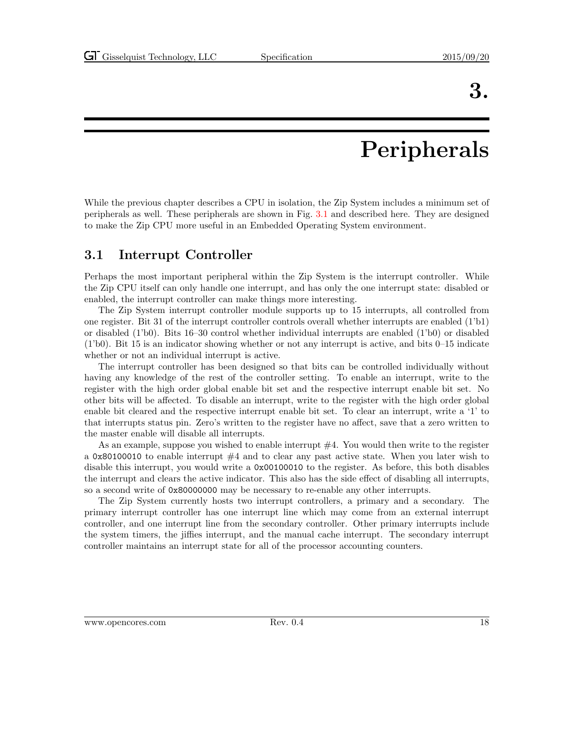# 3. Peripherals

While the previous chapter describes a CPU in isolation, the Zip System includes a minimum set of peripherals as well. These peripherals are shown in Fig. 3.1 and described here. They are designed to make the Zip CPU more useful in an Embedded Operating System environment.

## 3.1 Interrupt Controller

Perhaps the most important peripheral within the Zip System is the interrupt controller. While the Zip CPU itself can only handle one interrupt, and has only the one interrupt state: disabled or enabled, the interrupt controller can make things more interesting.

The Zip System interrupt controller module supports up to 15 interrupts, all controlled from one register. Bit 31 of the interrupt controller controls overall whether interrupts are enabled (1'b1) or disabled (1'b0). Bits 16–30 control whether individual interrupts are enabled (1'b0) or disabled (1'b0). Bit 15 is an indicator showing whether or not any interrupt is active, and bits 0–15 indicate whether or not an individual interrupt is active.

The interrupt controller has been designed so that bits can be controlled individually without having any knowledge of the rest of the controller setting. To enable an interrupt, write to the register with the high order global enable bit set and the respective interrupt enable bit set. No other bits will be affected. To disable an interrupt, write to the register with the high order global enable bit cleared and the respective interrupt enable bit set. To clear an interrupt, write a '1' to that interrupts status pin. Zero's written to the register have no affect, save that a zero written to the master enable will disable all interrupts.

As an example, suppose you wished to enable interrupt #4. You would then write to the register a `0x80100010` to enable interrupt #4 and to clear any past active state. When you later wish to disable this interrupt, you would write a `0x00100010` to the register. As before, this both disables the interrupt and clears the active indicator. This also has the side effect of disabling all interrupts, so a second write of `0x80000000` may be necessary to re-enable any other interrupts.

The Zip System currently hosts two interrupt controllers, a primary and a secondary. The primary interrupt controller has one interrupt line which may come from an external interrupt controller, and one interrupt line from the secondary controller. Other primary interrupts include the system timers, the jiffies interrupt, and the manual cache interrupt. The secondary interrupt controller maintains an interrupt state for all of the processor accounting counters.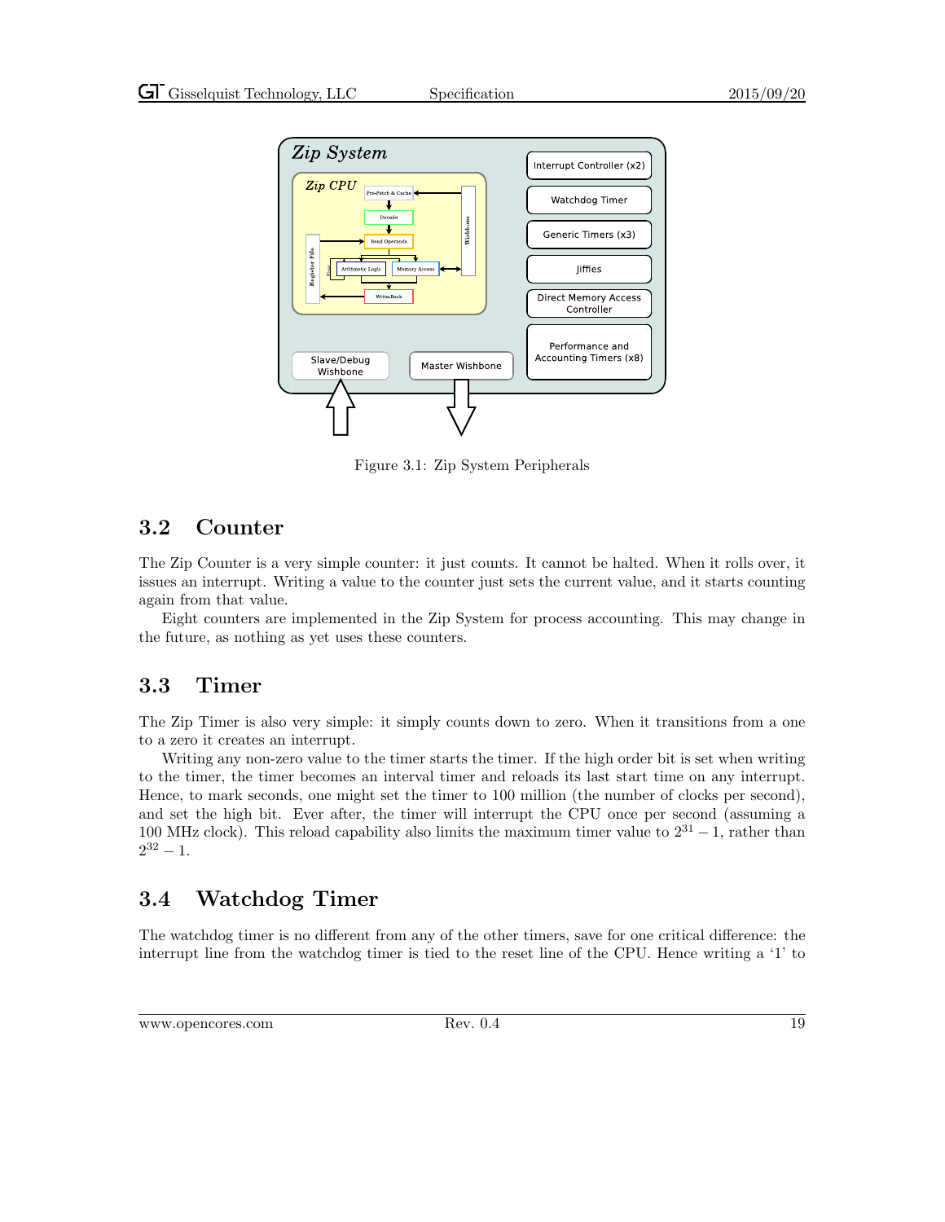Zip System

Zip CPU

Pre-Fetch & Cache

Decode

Read Operands

Arithmetic Logic

Memory Access

Write-Back

Register File

Wishbone

Interrupt Controller (x2)

Watchdog Timer

Generic Timers (x3)

Jiffies

Direct Memory Access Controller

Performance and Accounting Timers (x8)

Slave/Debug Wishbone

Master Wishbone

Figure 3.1: Zip System Peripherals

## 3.2 Counter

The Zip Counter is a very simple counter: it just counts. It cannot be halted. When it rolls over, it issues an interrupt. Writing a value to the counter just sets the current value, and it starts counting again from that value.

Eight counters are implemented in the Zip System for process accounting. This may change in the future, as nothing as yet uses these counters.

## 3.3 Timer

The Zip Timer is also very simple: it simply counts down to zero. When it transitions from a one to a zero it creates an interrupt.

Writing any non-zero value to the timer starts the timer. If the high order bit is set when writing to the timer, the timer becomes an interval timer and reloads its last start time on any interrupt. Hence, to mark seconds, one might set the timer to 100 million (the number of clocks per second), and set the high bit. Ever after, the timer will interrupt the CPU once per second (assuming a 100 MHz clock). This reload capability also limits the maximum timer value to $2^{31} - 1$, rather than $2^{32} - 1$.

## 3.4 Watchdog Timer

The watchdog timer is no different from any of the other timers, save for one critical difference: the interrupt line from the watchdog timer is tied to the reset line of the CPU. Hence writing a '1' to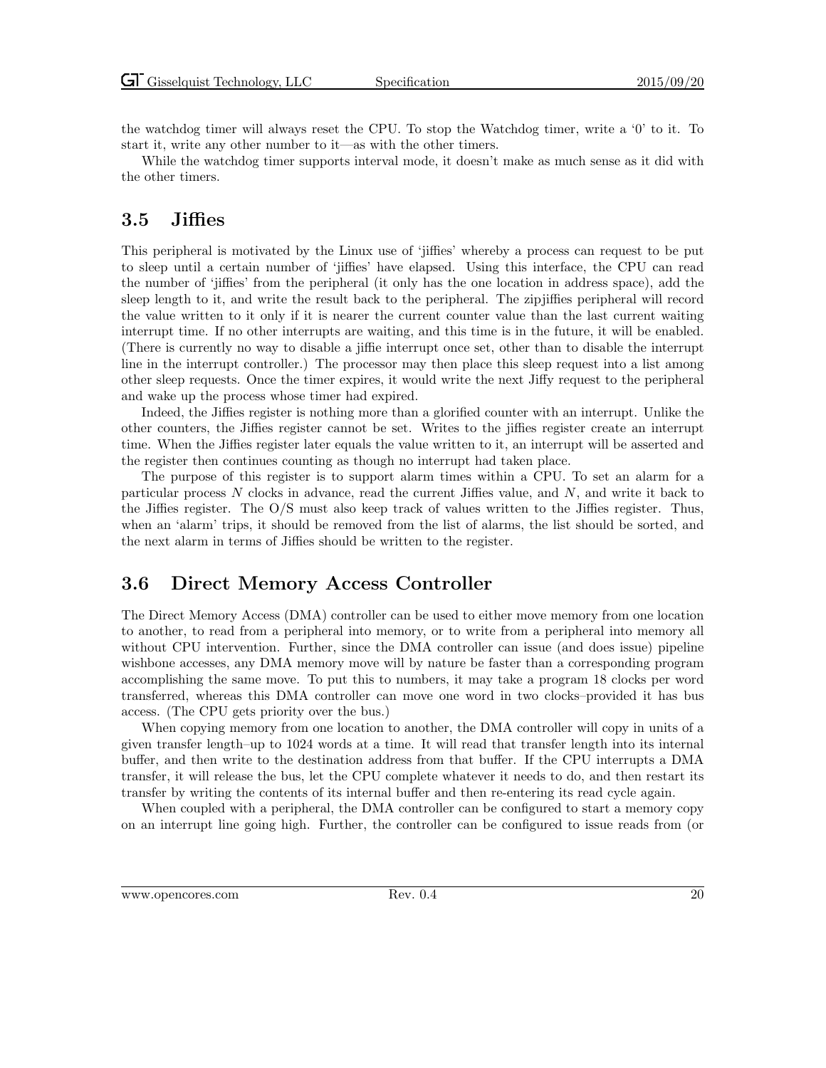the watchdog timer will always reset the CPU. To stop the Watchdog timer, write a '0' to it. To start it, write any other number to it—as with the other timers.

While the watchdog timer supports interval mode, it doesn't make as much sense as it did with the other timers.

## 3.5 Jiffies

This peripheral is motivated by the Linux use of 'jiffies' whereby a process can request to be put to sleep until a certain number of 'jiffies' have elapsed. Using this interface, the CPU can read the number of 'jiffies' from the peripheral (it only has the one location in address space), add the sleep length to it, and write the result back to the peripheral. The zipjiffies peripheral will record the value written to it only if it is nearer the current counter value than the last current waiting interrupt time. If no other interrupts are waiting, and this time is in the future, it will be enabled. (There is currently no way to disable a jiffie interrupt once set, other than to disable the interrupt line in the interrupt controller.) The processor may then place this sleep request into a list among other sleep requests. Once the timer expires, it would write the next Jiffy request to the peripheral and wake up the process whose timer had expired.

Indeed, the Jiffies register is nothing more than a glorified counter with an interrupt. Unlike the other counters, the Jiffies register cannot be set. Writes to the jiffies register create an interrupt time. When the Jiffies register later equals the value written to it, an interrupt will be asserted and the register then continues counting as though no interrupt had taken place.

The purpose of this register is to support alarm times within a CPU. To set an alarm for a particular process $N$ clocks in advance, read the current Jiffies value, and $N$, and write it back to the Jiffies register. The O/S must also keep track of values written to the Jiffies register. Thus, when an 'alarm' trips, it should be removed from the list of alarms, the list should be sorted, and the next alarm in terms of Jiffies should be written to the register.

## 3.6 Direct Memory Access Controller

The Direct Memory Access (DMA) controller can be used to either move memory from one location to another, to read from a peripheral into memory, or to write from a peripheral into memory all without CPU intervention. Further, since the DMA controller can issue (and does issue) pipeline wishbone accesses, any DMA memory move will by nature be faster than a corresponding program accomplishing the same move. To put this to numbers, it may take a program 18 clocks per word transferred, whereas this DMA controller can move one word in two clocks–provided it has bus access. (The CPU gets priority over the bus.)

When copying memory from one location to another, the DMA controller will copy in units of a given transfer length–up to 1024 words at a time. It will read that transfer length into its internal buffer, and then write to the destination address from that buffer. If the CPU interrupts a DMA transfer, it will release the bus, let the CPU complete whatever it needs to do, and then restart its transfer by writing the contents of its internal buffer and then re-entering its read cycle again.

When coupled with a peripheral, the DMA controller can be configured to start a memory copy on an interrupt line going high. Further, the controller can be configured to issue reads from (or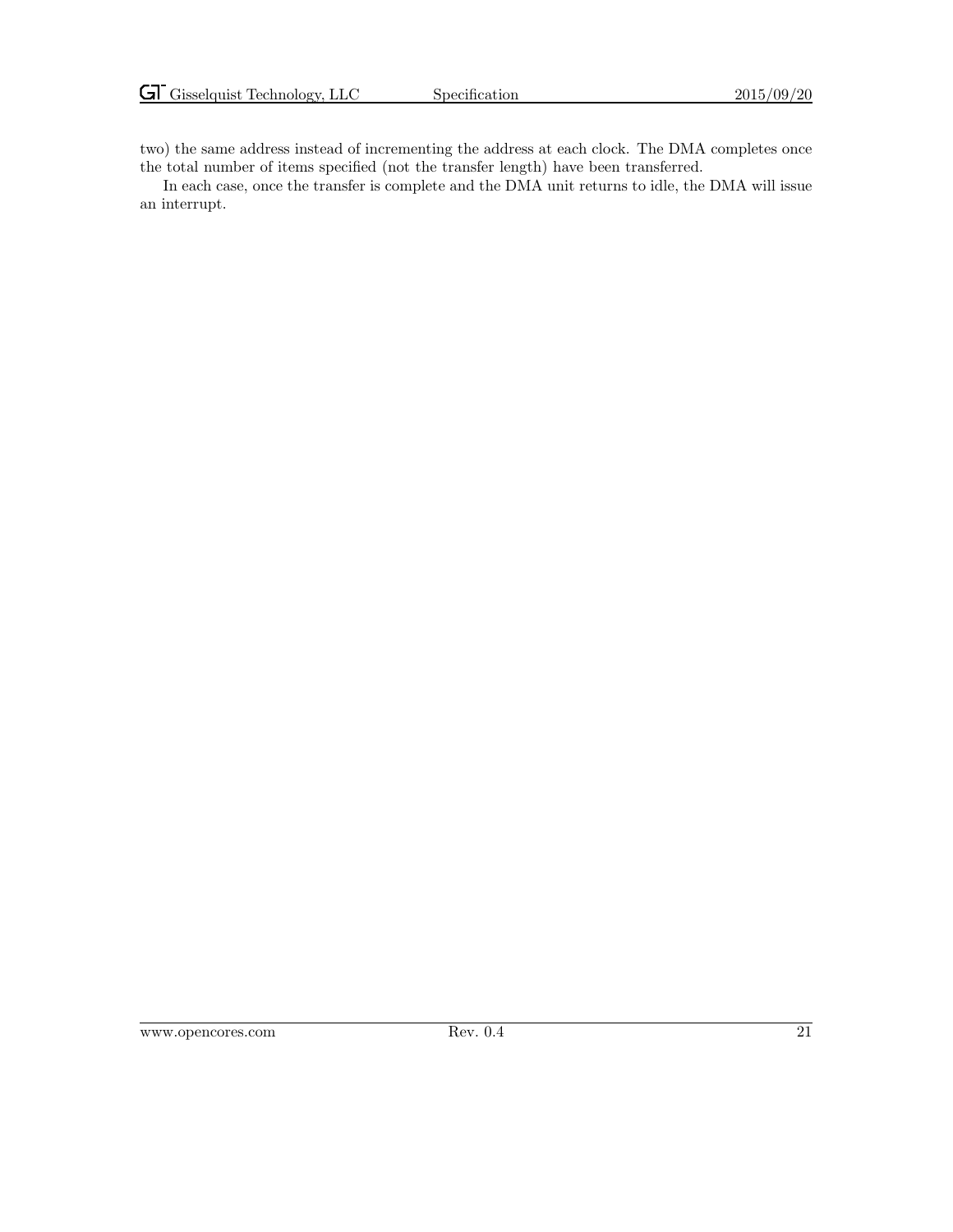two) the same address instead of incrementing the address at each clock. The DMA completes once the total number of items specified (not the transfer length) have been transferred.

In each case, once the transfer is complete and the DMA unit returns to idle, the DMA will issue an interrupt.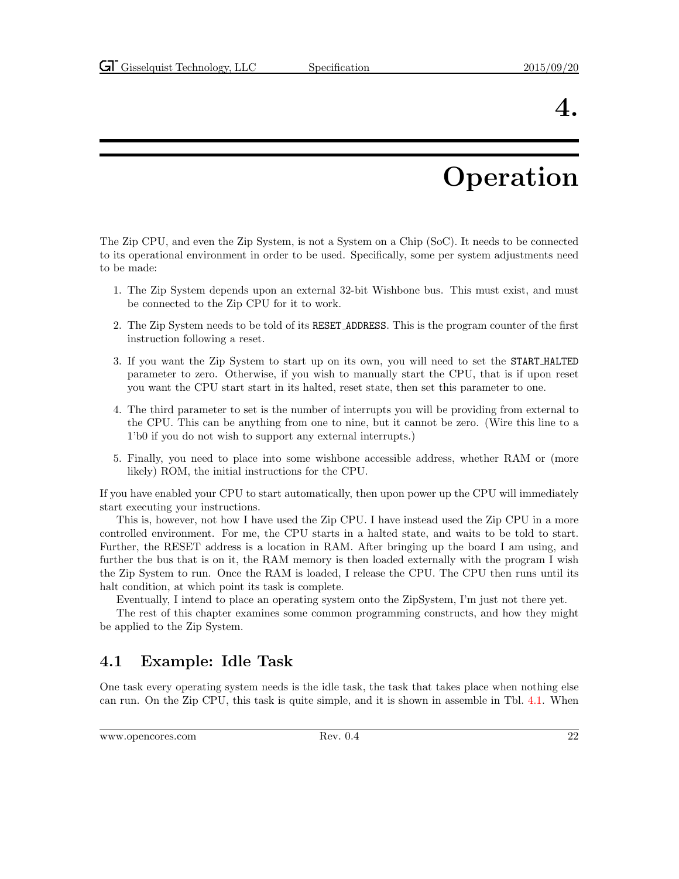# 4. Operation

The Zip CPU, and even the Zip System, is not a System on a Chip (SoC). It needs to be connected to its operational environment in order to be used. Specifically, some per system adjustments need to be made:

1. The Zip System depends upon an external 32-bit Wishbone bus. This must exist, and must be connected to the Zip CPU for it to work.
2. The Zip System needs to be told of its RESET_ADDRESS. This is the program counter of the first instruction following a reset.
3. If you want the Zip System to start up on its own, you will need to set the START_HALTED parameter to zero. Otherwise, if you wish to manually start the CPU, that is if upon reset you want the CPU start start in its halted, reset state, then set this parameter to one.
4. The third parameter to set is the number of interrupts you will be providing from external to the CPU. This can be anything from one to nine, but it cannot be zero. (Wire this line to a 1'b0 if you do not wish to support any external interrupts.)
5. Finally, you need to place into some wishbone accessible address, whether RAM or (more likely) ROM, the initial instructions for the CPU.

If you have enabled your CPU to start automatically, then upon power up the CPU will immediately start executing your instructions.

This is, however, not how I have used the Zip CPU. I have instead used the Zip CPU in a more controlled environment. For me, the CPU starts in a halted state, and waits to be told to start. Further, the RESET address is a location in RAM. After bringing up the board I am using, and further the bus that is on it, the RAM memory is then loaded externally with the program I wish the Zip System to run. Once the RAM is loaded, I release the CPU. The CPU then runs until its halt condition, at which point its task is complete.

Eventually, I intend to place an operating system onto the ZipSystem, I'm just not there yet.

The rest of this chapter examines some common programming constructs, and how they might be applied to the Zip System.

## 4.1 Example: Idle Task

One task every operating system needs is the idle task, the task that takes place when nothing else can run. On the Zip CPU, this task is quite simple, and it is shown in assemble in Tbl. 4.1. When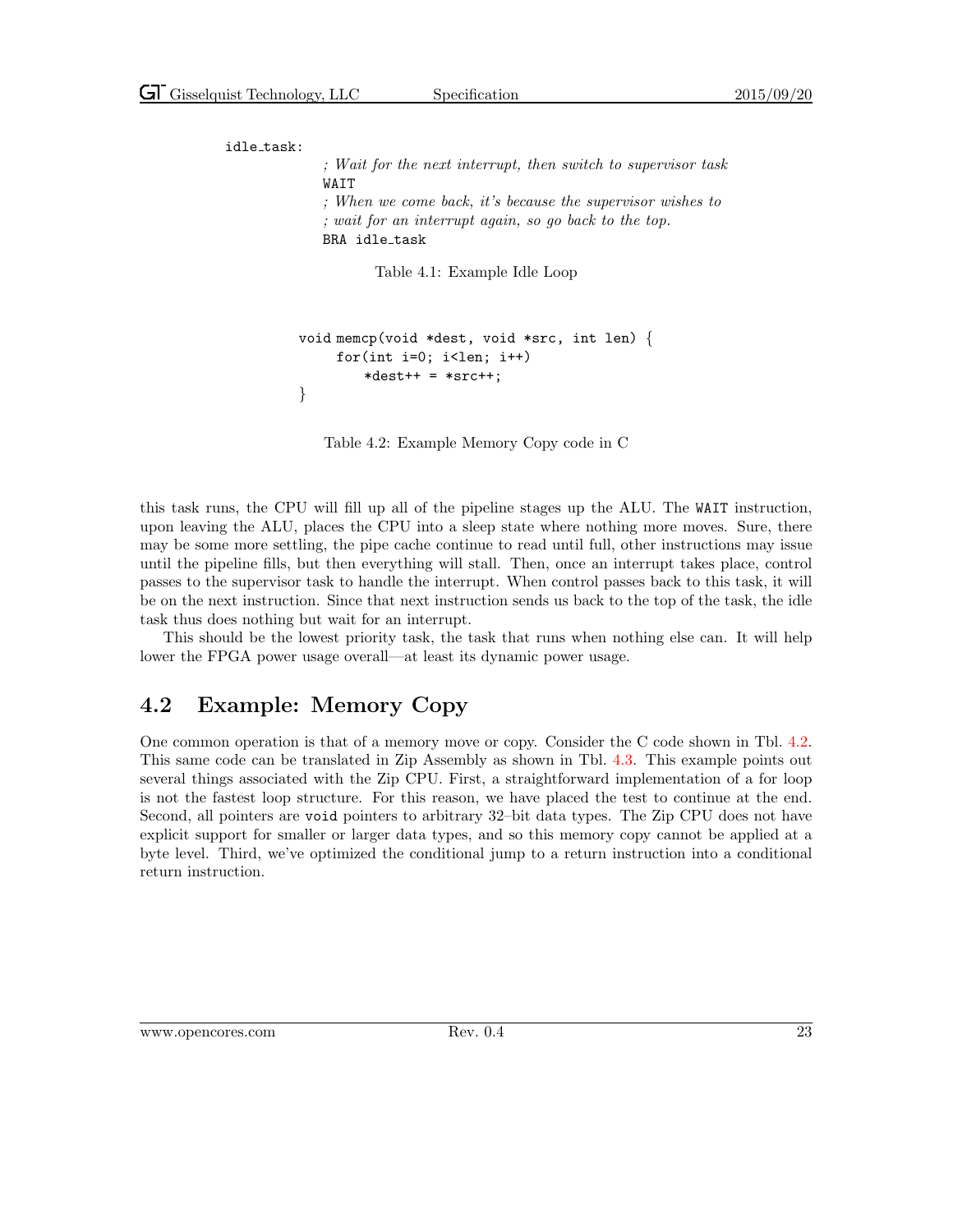```
idle_task:
        ; Wait for the next interrupt, then switch to supervisor task
        WAIT
        ; When we come back, it's because the supervisor wishes to
        ; wait for an interrupt again, so go back to the top.
        BRA idle_task
```

Table 4.1: Example Idle Loop

```
void memcp(void *dest, void *src, int len) {
    for(int i=0; i<len; i++)
        *dest++ = *src++;
}
```

Table 4.2: Example Memory Copy code in C

this task runs, the CPU will fill up all of the pipeline stages up the ALU. The WAIT instruction, upon leaving the ALU, places the CPU into a sleep state where nothing more moves. Sure, there may be some more settling, the pipe cache continue to read until full, other instructions may issue until the pipeline fills, but then everything will stall. Then, once an interrupt takes place, control passes to the supervisor task to handle the interrupt. When control passes back to this task, it will be on the next instruction. Since that next instruction sends us back to the top of the task, the idle task thus does nothing but wait for an interrupt.

This should be the lowest priority task, the task that runs when nothing else can. It will help lower the FPGA power usage overall—at least its dynamic power usage.

## 4.2 Example: Memory Copy

One common operation is that of a memory move or copy. Consider the C code shown in Tbl. 4.2. This same code can be translated in Zip Assembly as shown in Tbl. 4.3. This example points out several things associated with the Zip CPU. First, a straightforward implementation of a for loop is not the fastest loop structure. For this reason, we have placed the test to continue at the end. Second, all pointers are void pointers to arbitrary 32–bit data types. The Zip CPU does not have explicit support for smaller or larger data types, and so this memory copy cannot be applied at a byte level. Third, we've optimized the conditional jump to a return instruction into a conditional return instruction.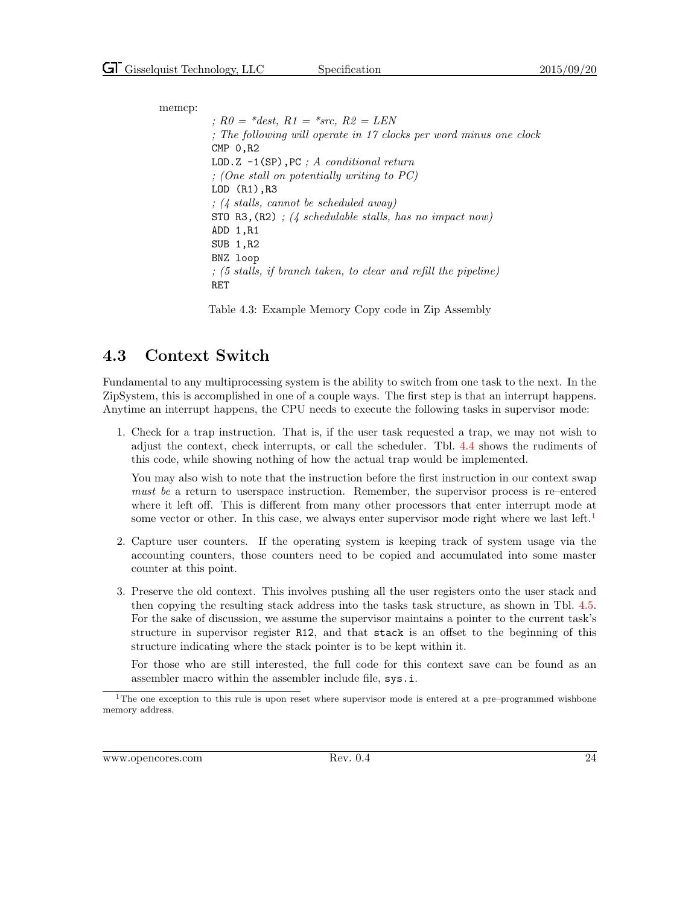```
memcp:
        ; R0 = *dest, R1 = *src, R2 = LEN
        ; The following will operate in 17 clocks per word minus one clock
        CMP 0,R2
        LOD.Z -1(SP),PC ; A conditional return
        ; (One stall on potentially writing to PC)
        LOD (R1),R3
        ; (4 stalls, cannot be scheduled away)
        STO R3,(R2) ; (4 schedulable stalls, has no impact now)
        ADD 1,R1
        SUB 1,R2
        BNZ loop
        ; (5 stalls, if branch taken, to clear and refill the pipeline)
        RET
```

Table 4.3: Example Memory Copy code in Zip Assembly

## 4.3 Context Switch

Fundamental to any multiprocessing system is the ability to switch from one task to the next. In the ZipSystem, this is accomplished in one of a couple ways. The first step is that an interrupt happens. Anytime an interrupt happens, the CPU needs to execute the following tasks in supervisor mode:

1. Check for a trap instruction. That is, if the user task requested a trap, we may not wish to adjust the context, check interrupts, or call the scheduler. Tbl. 4.4 shows the rudiments of this code, while showing nothing of how the actual trap would be implemented.

   You may also wish to note that the instruction before the first instruction in our context swap *must be* a return to userspace instruction. Remember, the supervisor process is re–entered where it left off. This is different from many other processors that enter interrupt mode at some vector or other. In this case, we always enter supervisor mode right where we last left.[1]

2. Capture user counters. If the operating system is keeping track of system usage via the accounting counters, those counters need to be copied and accumulated into some master counter at this point.

3. Preserve the old context. This involves pushing all the user registers onto the user stack and then copying the resulting stack address into the tasks task structure, as shown in Tbl. 4.5. For the sake of discussion, we assume the supervisor maintains a pointer to the current task's structure in supervisor register `R12`, and that `stack` is an offset to the beginning of this structure indicating where the stack pointer is to be kept within it.

   For those who are still interested, the full code for this context save can be found as an assembler macro within the assembler include file, `sys.i`.

[1] The one exception to this rule is upon reset where supervisor mode is entered at a pre–programmed wishbone memory address.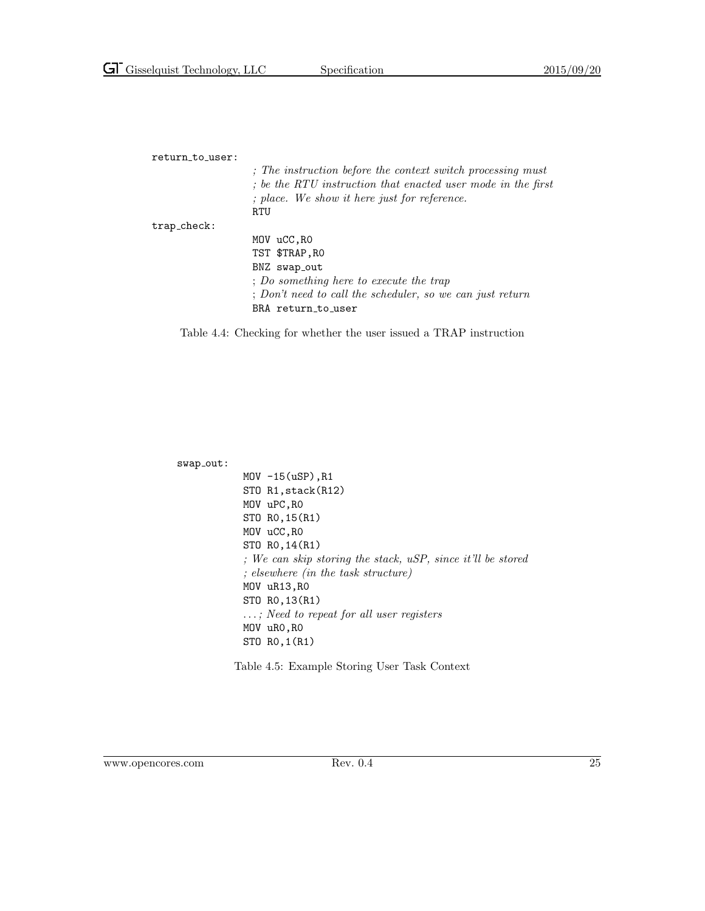```
return_to_user:
                ; The instruction before the context switch processing must
                ; be the RTU instruction that enacted user mode in the first
                ; place. We show it here just for reference.
                RTU
trap_check:
                MOV uCC,R0
                TST $TRAP,R0
                BNZ swap_out
                ; Do something here to execute the trap
                ; Don't need to call the scheduler, so we can just return
                BRA return_to_user
```

Table 4.4: Checking for whether the user issued a TRAP instruction

```
swap_out:
            MOV -15(uSP),R1
            STO R1,stack(R12)
            MOV uPC,R0
            STO R0,15(R1)
            MOV uCC,R0
            STO R0,14(R1)
            ; We can skip storing the stack, uSP, since it'll be stored
            ; elsewhere (in the task structure)
            MOV uR13,R0
            STO R0,13(R1)
            ...; Need to repeat for all user registers
            MOV uR0,R0
            STO R0,1(R1)
```

Table 4.5: Example Storing User Task Context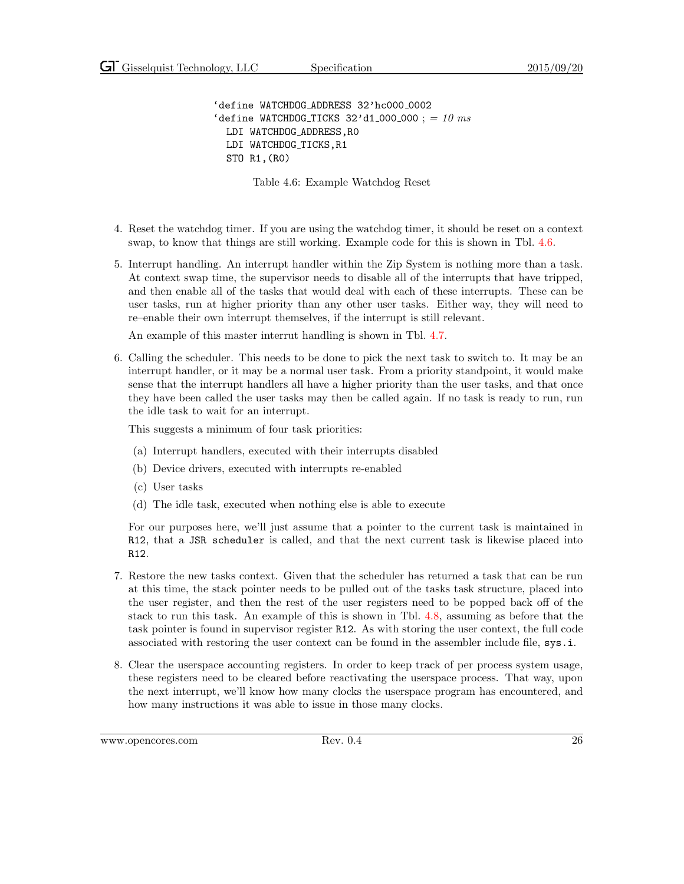```
`define WATCHDOG_ADDRESS 32'hc000_0002
`define WATCHDOG_TICKS 32'd1_000_000 ; = 10 ms
  LDI WATCHDOG_ADDRESS,R0
  LDI WATCHDOG_TICKS,R1
  STO R1,(R0)
```

Table 4.6: Example Watchdog Reset

4. Reset the watchdog timer. If you are using the watchdog timer, it should be reset on a context swap, to know that things are still working. Example code for this is shown in Tbl. 4.6.

5. Interrupt handling. An interrupt handler within the Zip System is nothing more than a task. At context swap time, the supervisor needs to disable all of the interrupts that have tripped, and then enable all of the tasks that would deal with each of these interrupts. These can be user tasks, run at higher priority than any other user tasks. Either way, they will need to re–enable their own interrupt themselves, if the interrupt is still relevant.

   An example of this master interrut handling is shown in Tbl. 4.7.

6. Calling the scheduler. This needs to be done to pick the next task to switch to. It may be an interrupt handler, or it may be a normal user task. From a priority standpoint, it would make sense that the interrupt handlers all have a higher priority than the user tasks, and that once they have been called the user tasks may then be called again. If no task is ready to run, run the idle task to wait for an interrupt.

   This suggests a minimum of four task priorities:

   (a) Interrupt handlers, executed with their interrupts disabled
   (b) Device drivers, executed with interrupts re-enabled
   (c) User tasks
   (d) The idle task, executed when nothing else is able to execute

   For our purposes here, we'll just assume that a pointer to the current task is maintained in `R12`, that a `JSR scheduler` is called, and that the next current task is likewise placed into `R12`.

7. Restore the new tasks context. Given that the scheduler has returned a task that can be run at this time, the stack pointer needs to be pulled out of the tasks task structure, placed into the user register, and then the rest of the user registers need to be popped back off of the stack to run this task. An example of this is shown in Tbl. 4.8, assuming as before that the task pointer is found in supervisor register `R12`. As with storing the user context, the full code associated with restoring the user context can be found in the assembler include file, `sys.i`.

8. Clear the userspace accounting registers. In order to keep track of per process system usage, these registers need to be cleared before reactivating the userspace process. That way, upon the next interrupt, we'll know how many clocks the userspace program has encountered, and how many instructions it was able to issue in those many clocks.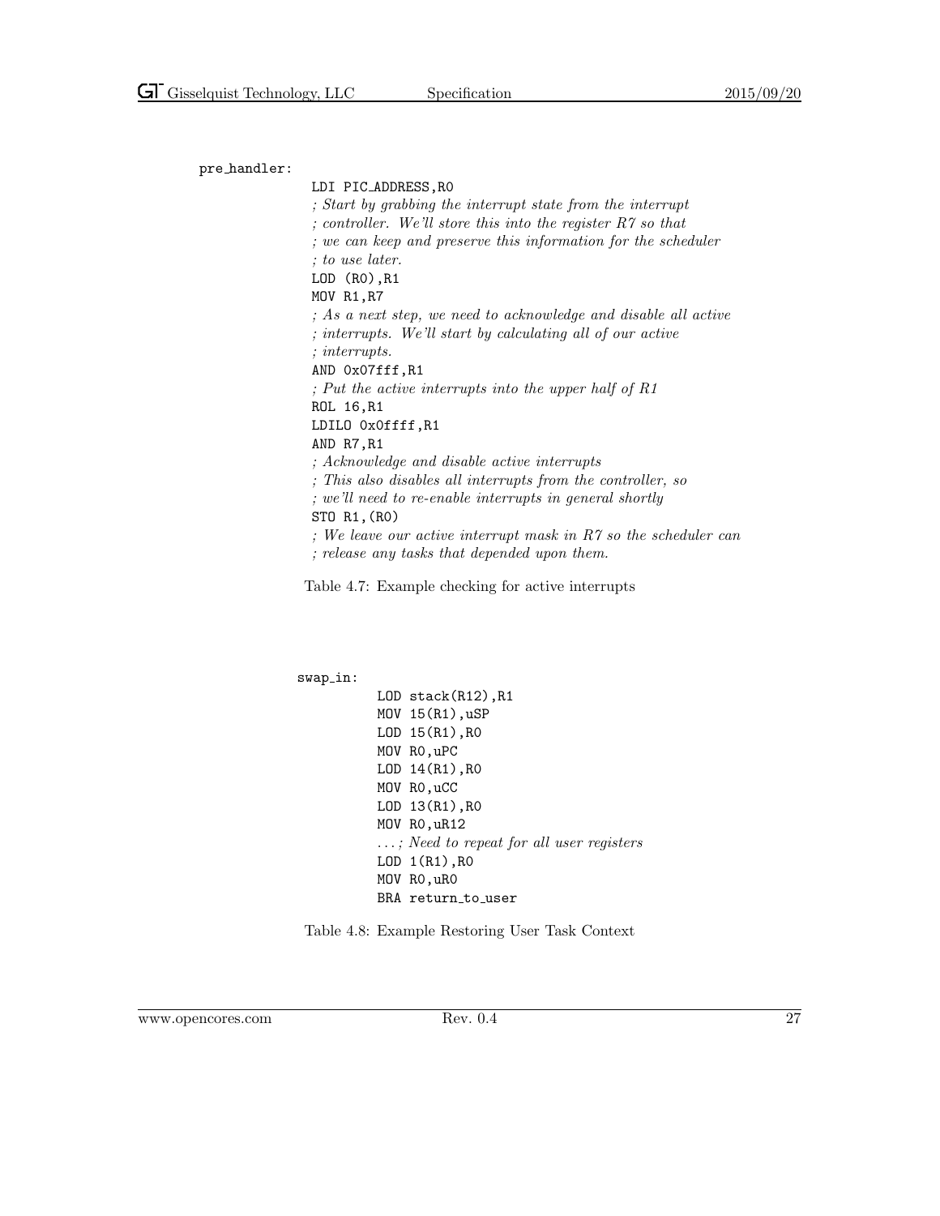```
pre_handler:
        LDI PIC_ADDRESS,R0
        ; Start by grabbing the interrupt state from the interrupt
        ; controller. We'll store this into the register R7 so that
        ; we can keep and preserve this information for the scheduler
        ; to use later.
        LOD (R0),R1
        MOV R1,R7
        ; As a next step, we need to acknowledge and disable all active
        ; interrupts. We'll start by calculating all of our active
        ; interrupts.
        AND 0x07fff,R1
        ; Put the active interrupts into the upper half of R1
        ROL 16,R1
        LDILO 0x0ffff,R1
        AND R7,R1
        ; Acknowledge and disable active interrupts
        ; This also disables all interrupts from the controller, so
        ; we'll need to re-enable interrupts in general shortly
        STO R1,(R0)
        ; We leave our active interrupt mask in R7 so the scheduler can
        ; release any tasks that depended upon them.
```

Table 4.7: Example checking for active interrupts

```
swap_in:
        LOD stack(R12),R1
        MOV 15(R1),uSP
        LOD 15(R1),R0
        MOV R0,uPC
        LOD 14(R1),R0
        MOV R0,uCC
        LOD 13(R1),R0
        MOV R0,uR12
        ...; Need to repeat for all user registers
        LOD 1(R1),R0
        MOV R0,uR0
        BRA return_to_user
```

Table 4.8: Example Restoring User Task Context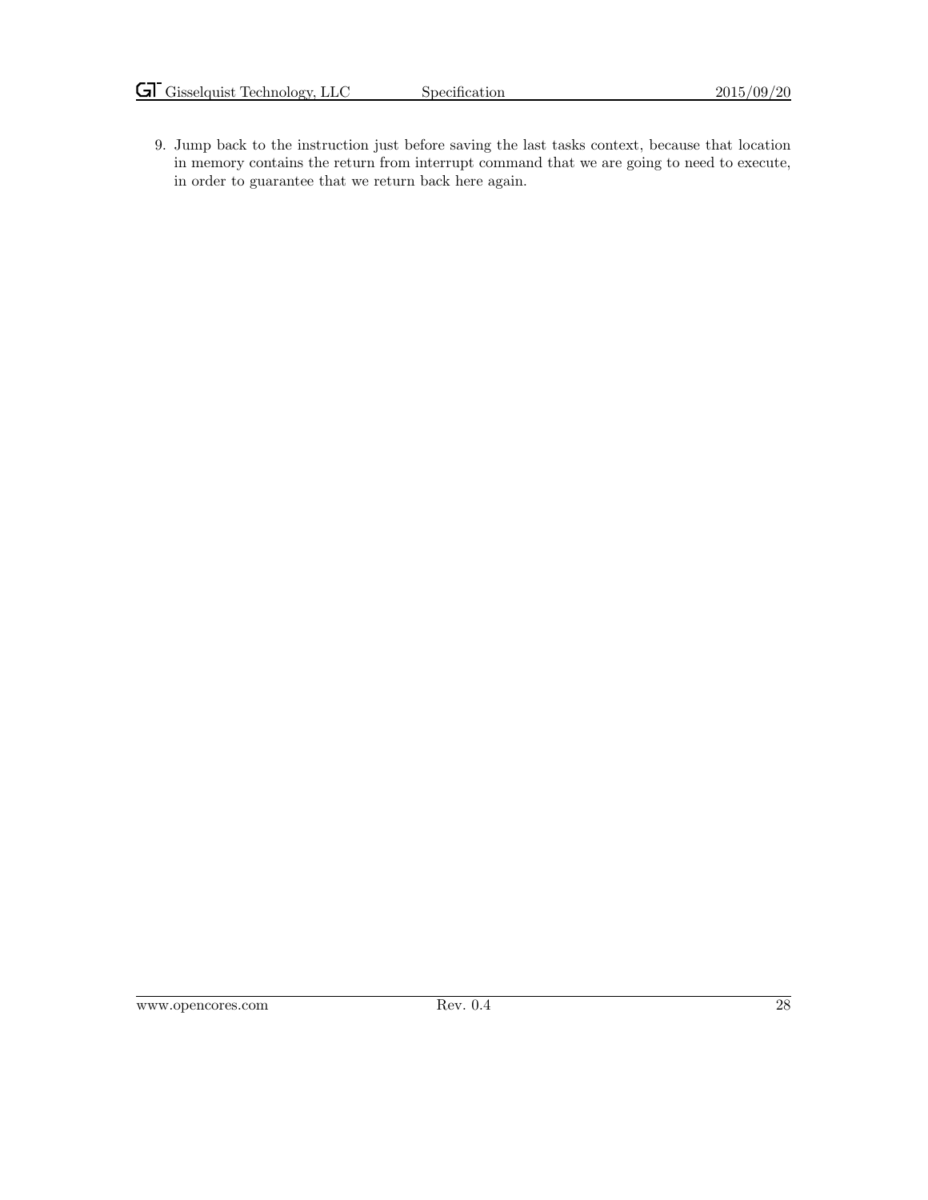9. Jump back to the instruction just before saving the last tasks context, because that location in memory contains the return from interrupt command that we are going to need to execute, in order to guarantee that we return back here again.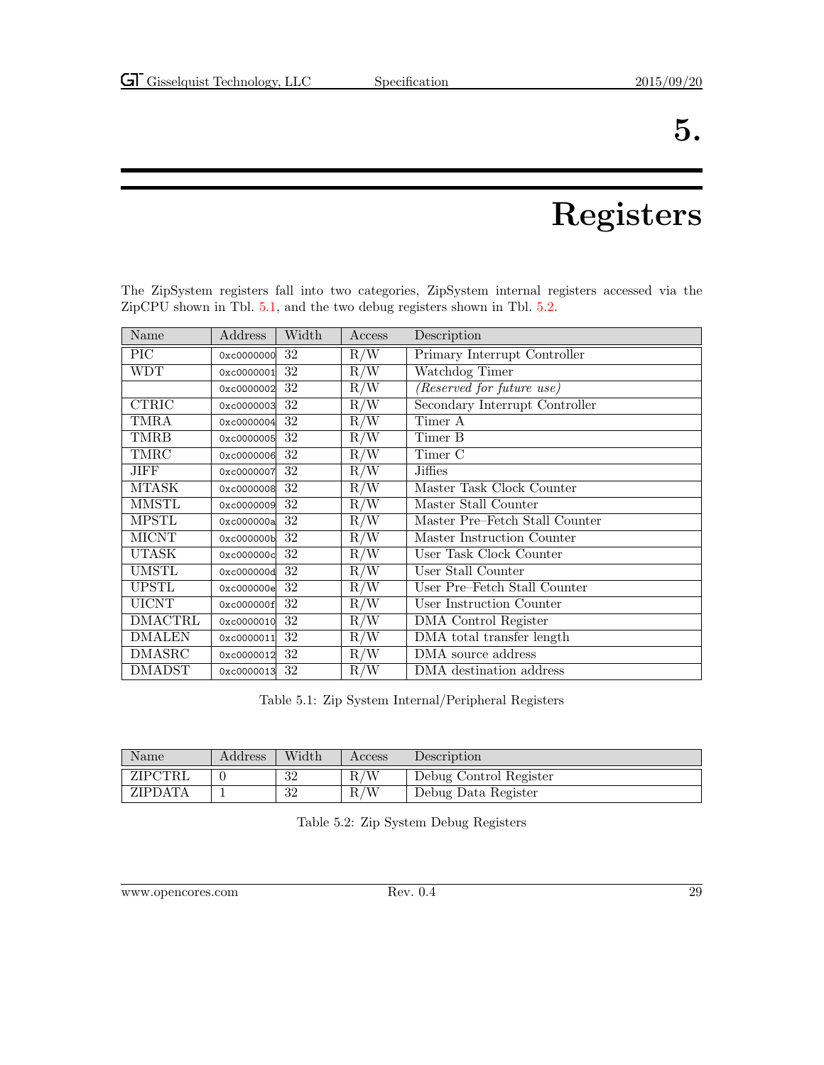# 5. Registers

The ZipSystem registers fall into two categories, ZipSystem internal registers accessed via the ZipCPU shown in Tbl. 5.1, and the two debug registers shown in Tbl. 5.2.

| Name | Address | Width | Access | Description |
|---|---|---|---|---|
| PIC | 0xc0000000 | 32 | R/W | Primary Interrupt Controller |
| WDT | 0xc0000001 | 32 | R/W | Watchdog Timer |
| | 0xc0000002 | 32 | R/W | *(Reserved for future use)* |
| CTRIC | 0xc0000003 | 32 | R/W | Secondary Interrupt Controller |
| TMRA | 0xc0000004 | 32 | R/W | Timer A |
| TMRB | 0xc0000005 | 32 | R/W | Timer B |
| TMRC | 0xc0000006 | 32 | R/W | Timer C |
| JIFF | 0xc0000007 | 32 | R/W | Jiffies |
| MTASK | 0xc0000008 | 32 | R/W | Master Task Clock Counter |
| MMSTL | 0xc0000009 | 32 | R/W | Master Stall Counter |
| MPSTL | 0xc000000a | 32 | R/W | Master Pre–Fetch Stall Counter |
| MICNT | 0xc000000b | 32 | R/W | Master Instruction Counter |
| UTASK | 0xc000000c | 32 | R/W | User Task Clock Counter |
| UMSTL | 0xc000000d | 32 | R/W | User Stall Counter |
| UPSTL | 0xc000000e | 32 | R/W | User Pre–Fetch Stall Counter |
| UICNT | 0xc000000f | 32 | R/W | User Instruction Counter |
| DMACTRL | 0xc0000010 | 32 | R/W | DMA Control Register |
| DMALEN | 0xc0000011 | 32 | R/W | DMA total transfer length |
| DMASRC | 0xc0000012 | 32 | R/W | DMA source address |
| DMADST | 0xc0000013 | 32 | R/W | DMA destination address |

Table 5.1: Zip System Internal/Peripheral Registers

| Name | Address | Width | Access | Description |
|---|---|---|---|---|
| ZIPCTRL | 0 | 32 | R/W | Debug Control Register |
| ZIPDATA | 1 | 32 | R/W | Debug Data Register |

Table 5.2: Zip System Debug Registers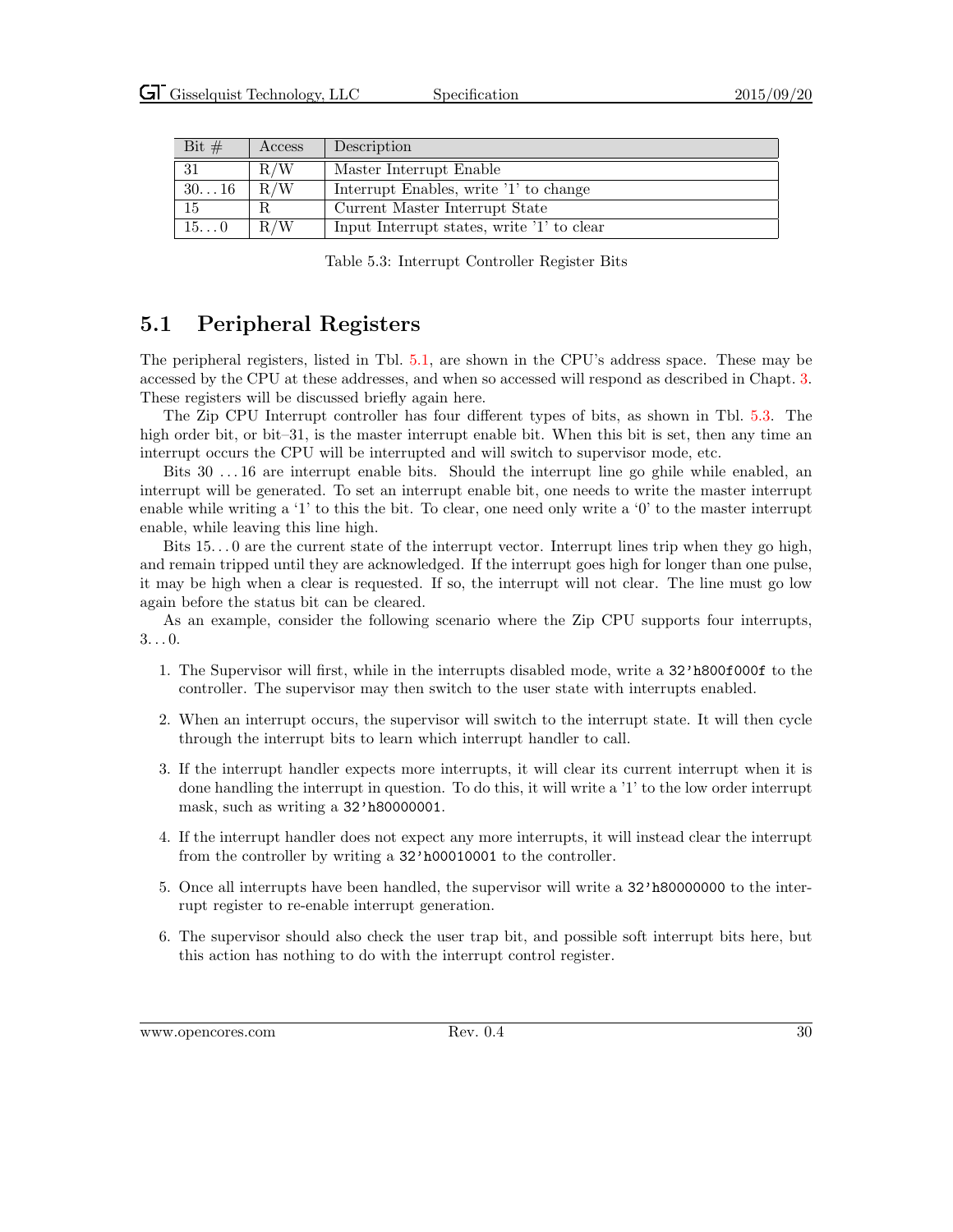| Bit # | Access | Description |
|---|---|---|
| 31 | R/W | Master Interrupt Enable |
| 30...16 | R/W | Interrupt Enables, write '1' to change |
| 15 | R | Current Master Interrupt State |
| 15...0 | R/W | Input Interrupt states, write '1' to clear |

Table 5.3: Interrupt Controller Register Bits

## 5.1 Peripheral Registers

The peripheral registers, listed in Tbl. 5.1, are shown in the CPU's address space. These may be accessed by the CPU at these addresses, and when so accessed will respond as described in Chapt. 3. These registers will be discussed briefly again here.

The Zip CPU Interrupt controller has four different types of bits, as shown in Tbl. 5.3. The high order bit, or bit–31, is the master interrupt enable bit. When this bit is set, then any time an interrupt occurs the CPU will be interrupted and will switch to supervisor mode, etc.

Bits 30 ...16 are interrupt enable bits. Should the interrupt line go ghile while enabled, an interrupt will be generated. To set an interrupt enable bit, one needs to write the master interrupt enable while writing a '1' to this the bit. To clear, one need only write a '0' to the master interrupt enable, while leaving this line high.

Bits 15...0 are the current state of the interrupt vector. Interrupt lines trip when they go high, and remain tripped until they are acknowledged. If the interrupt goes high for longer than one pulse, it may be high when a clear is requested. If so, the interrupt will not clear. The line must go low again before the status bit can be cleared.

As an example, consider the following scenario where the Zip CPU supports four interrupts, 3...0.

1. The Supervisor will first, while in the interrupts disabled mode, write a `32'h800f000f` to the controller. The supervisor may then switch to the user state with interrupts enabled.
2. When an interrupt occurs, the supervisor will switch to the interrupt state. It will then cycle through the interrupt bits to learn which interrupt handler to call.
3. If the interrupt handler expects more interrupts, it will clear its current interrupt when it is done handling the interrupt in question. To do this, it will write a '1' to the low order interrupt mask, such as writing a `32'h80000001`.
4. If the interrupt handler does not expect any more interrupts, it will instead clear the interrupt from the controller by writing a `32'h00010001` to the controller.
5. Once all interrupts have been handled, the supervisor will write a `32'h80000000` to the interrupt register to re-enable interrupt generation.
6. The supervisor should also check the user trap bit, and possible soft interrupt bits here, but this action has nothing to do with the interrupt control register.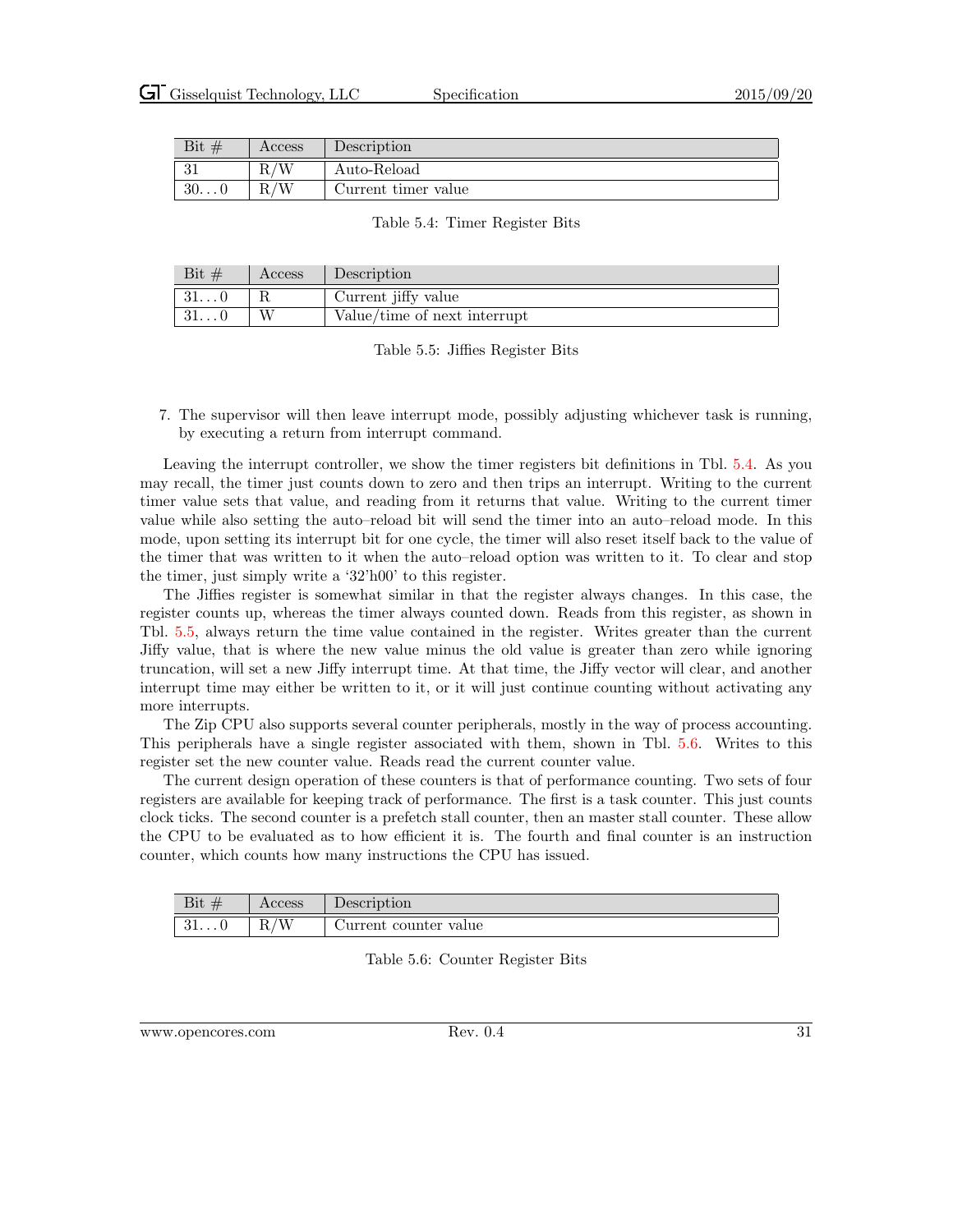| Bit # | Access | Description |
|---|---|---|
| 31 | R/W | Auto-Reload |
| 30...0 | R/W | Current timer value |

Table 5.4: Timer Register Bits

| Bit # | Access | Description |
|---|---|---|
| 31...0 | R | Current jiffy value |
| 31...0 | W | Value/time of next interrupt |

Table 5.5: Jiffies Register Bits

7. The supervisor will then leave interrupt mode, possibly adjusting whichever task is running, by executing a return from interrupt command.

Leaving the interrupt controller, we show the timer registers bit definitions in Tbl. 5.4. As you may recall, the timer just counts down to zero and then trips an interrupt. Writing to the current timer value sets that value, and reading from it returns that value. Writing to the current timer value while also setting the auto–reload bit will send the timer into an auto–reload mode. In this mode, upon setting its interrupt bit for one cycle, the timer will also reset itself back to the value of the timer that was written to it when the auto–reload option was written to it. To clear and stop the timer, just simply write a '32'h00' to this register.

The Jiffies register is somewhat similar in that the register always changes. In this case, the register counts up, whereas the timer always counted down. Reads from this register, as shown in Tbl. 5.5, always return the time value contained in the register. Writes greater than the current Jiffy value, that is where the new value minus the old value is greater than zero while ignoring truncation, will set a new Jiffy interrupt time. At that time, the Jiffy vector will clear, and another interrupt time may either be written to it, or it will just continue counting without activating any more interrupts.

The Zip CPU also supports several counter peripherals, mostly in the way of process accounting. This peripherals have a single register associated with them, shown in Tbl. 5.6. Writes to this register set the new counter value. Reads read the current counter value.

The current design operation of these counters is that of performance counting. Two sets of four registers are available for keeping track of performance. The first is a task counter. This just counts clock ticks. The second counter is a prefetch stall counter, then an master stall counter. These allow the CPU to be evaluated as to how efficient it is. The fourth and final counter is an instruction counter, which counts how many instructions the CPU has issued.

| Bit # | Access | Description |
|---|---|---|
| 31...0 | R/W | Current counter value |

Table 5.6: Counter Register Bits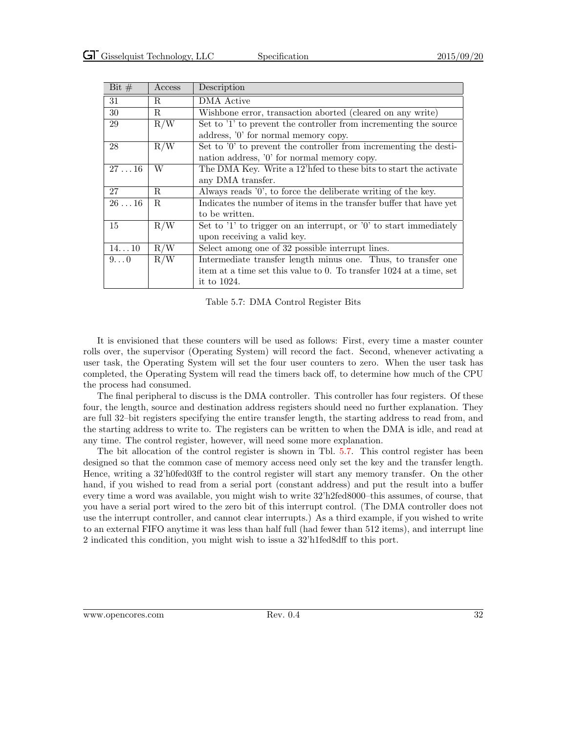| Bit # | Access | Description |
|---|---|---|
| 31 | R | DMA Active |
| 30 | R | Wishbone error, transaction aborted (cleared on any write) |
| 29 | R/W | Set to '1' to prevent the controller from incrementing the source address, '0' for normal memory copy. |
| 28 | R/W | Set to '0' to prevent the controller from incrementing the destination address, '0' for normal memory copy. |
| 27 . . . 16 | W | The DMA Key. Write a 12'hfed to these bits to start the activate any DMA transfer. |
| 27 | R | Always reads '0', to force the deliberate writing of the key. |
| 26 . . . 16 | R | Indicates the number of items in the transfer buffer that have yet to be written. |
| 15 | R/W | Set to '1' to trigger on an interrupt, or '0' to start immediately upon receiving a valid key. |
| 14. . . 10 | R/W | Select among one of 32 possible interrupt lines. |
| 9. . . 0 | R/W | Intermediate transfer length minus one. Thus, to transfer one item at a time set this value to 0. To transfer 1024 at a time, set it to 1024. |

Table 5.7: DMA Control Register Bits

It is envisioned that these counters will be used as follows: First, every time a master counter rolls over, the supervisor (Operating System) will record the fact. Second, whenever activating a user task, the Operating System will set the four user counters to zero. When the user task has completed, the Operating System will read the timers back off, to determine how much of the CPU the process had consumed.

The final peripheral to discuss is the DMA controller. This controller has four registers. Of these four, the length, source and destination address registers should need no further explanation. They are full 32–bit registers specifying the entire transfer length, the starting address to read from, and the starting address to write to. The registers can be written to when the DMA is idle, and read at any time. The control register, however, will need some more explanation.

The bit allocation of the control register is shown in Tbl. 5.7. This control register has been designed so that the common case of memory access need only set the key and the transfer length. Hence, writing a 32'h0fed03ff to the control register will start any memory transfer. On the other hand, if you wished to read from a serial port (constant address) and put the result into a buffer every time a word was available, you might wish to write 32'h2fed8000–this assumes, of course, that you have a serial port wired to the zero bit of this interrupt control. (The DMA controller does not use the interrupt controller, and cannot clear interrupts.) As a third example, if you wished to write to an external FIFO anytime it was less than half full (had fewer than 512 items), and interrupt line 2 indicated this condition, you might wish to issue a 32'h1fed8dff to this port.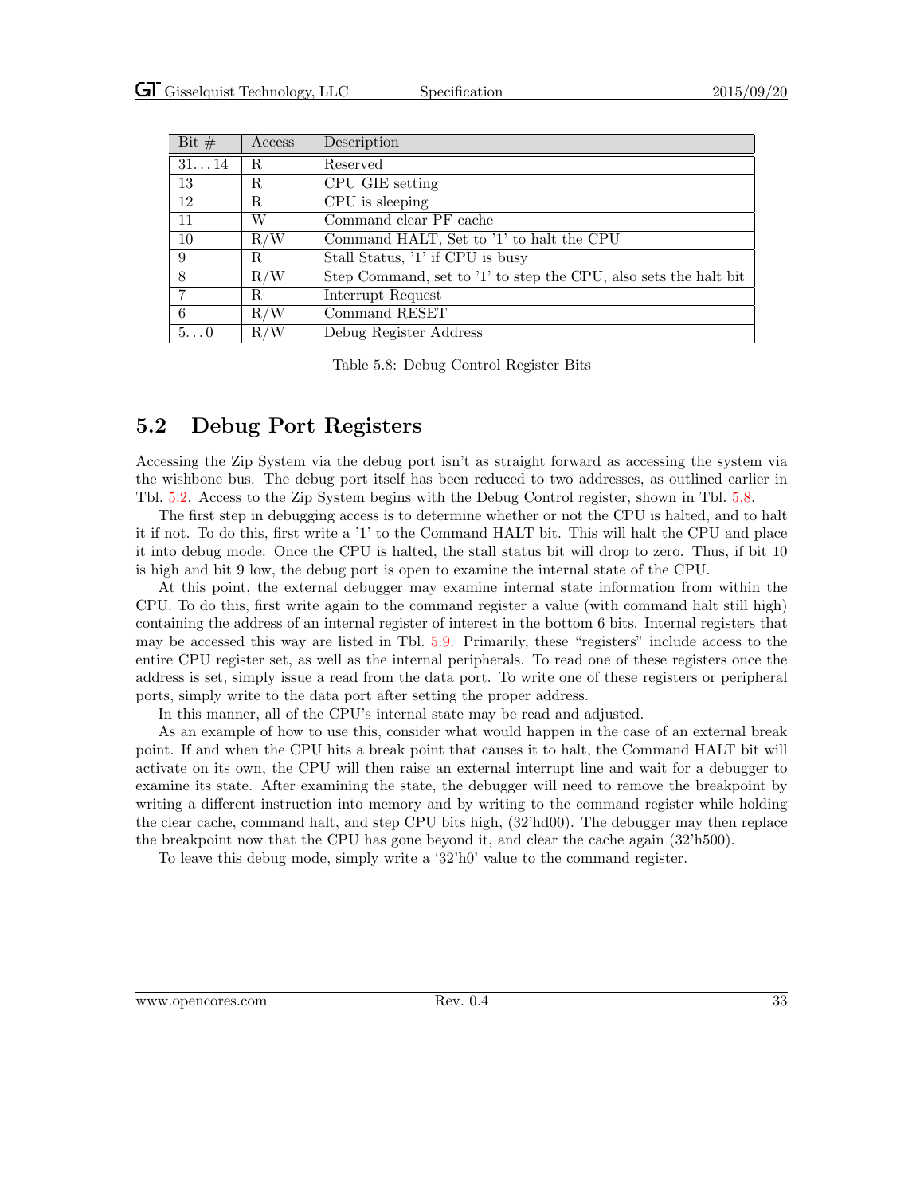| Bit # | Access | Description |
|---|---|---|
| 31...14 | R | Reserved |
| 13 | R | CPU GIE setting |
| 12 | R | CPU is sleeping |
| 11 | W | Command clear PF cache |
| 10 | R/W | Command HALT, Set to '1' to halt the CPU |
| 9 | R | Stall Status, '1' if CPU is busy |
| 8 | R/W | Step Command, set to '1' to step the CPU, also sets the halt bit |
| 7 | R | Interrupt Request |
| 6 | R/W | Command RESET |
| 5...0 | R/W | Debug Register Address |

Table 5.8: Debug Control Register Bits

## 5.2 Debug Port Registers

Accessing the Zip System via the debug port isn't as straight forward as accessing the system via the wishbone bus. The debug port itself has been reduced to two addresses, as outlined earlier in Tbl. 5.2. Access to the Zip System begins with the Debug Control register, shown in Tbl. 5.8.

The first step in debugging access is to determine whether or not the CPU is halted, and to halt it if not. To do this, first write a '1' to the Command HALT bit. This will halt the CPU and place it into debug mode. Once the CPU is halted, the stall status bit will drop to zero. Thus, if bit 10 is high and bit 9 low, the debug port is open to examine the internal state of the CPU.

At this point, the external debugger may examine internal state information from within the CPU. To do this, first write again to the command register a value (with command halt still high) containing the address of an internal register of interest in the bottom 6 bits. Internal registers that may be accessed this way are listed in Tbl. 5.9. Primarily, these "registers" include access to the entire CPU register set, as well as the internal peripherals. To read one of these registers once the address is set, simply issue a read from the data port. To write one of these registers or peripheral ports, simply write to the data port after setting the proper address.

In this manner, all of the CPU's internal state may be read and adjusted.

As an example of how to use this, consider what would happen in the case of an external break point. If and when the CPU hits a break point that causes it to halt, the Command HALT bit will activate on its own, the CPU will then raise an external interrupt line and wait for a debugger to examine its state. After examining the state, the debugger will need to remove the breakpoint by writing a different instruction into memory and by writing to the command register while holding the clear cache, command halt, and step CPU bits high, (32'hd00). The debugger may then replace the breakpoint now that the CPU has gone beyond it, and clear the cache again (32'h500).

To leave this debug mode, simply write a '32'h0' value to the command register.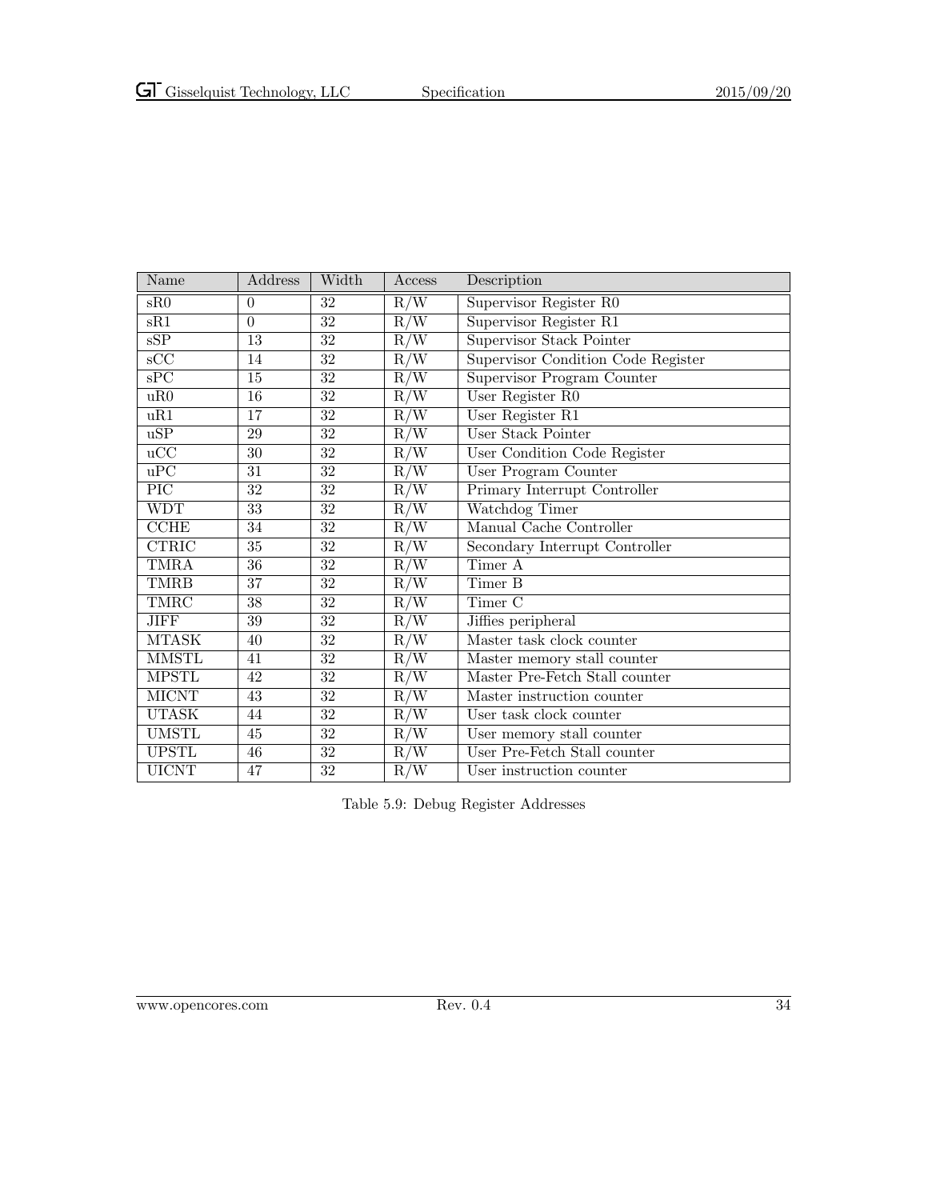| Name | Address | Width | Access | Description |
|---|---|---|---|---|
| sR0 | 0 | 32 | R/W | Supervisor Register R0 |
| sR1 | 0 | 32 | R/W | Supervisor Register R1 |
| sSP | 13 | 32 | R/W | Supervisor Stack Pointer |
| sCC | 14 | 32 | R/W | Supervisor Condition Code Register |
| sPC | 15 | 32 | R/W | Supervisor Program Counter |
| uR0 | 16 | 32 | R/W | User Register R0 |
| uR1 | 17 | 32 | R/W | User Register R1 |
| uSP | 29 | 32 | R/W | User Stack Pointer |
| uCC | 30 | 32 | R/W | User Condition Code Register |
| uPC | 31 | 32 | R/W | User Program Counter |
| PIC | 32 | 32 | R/W | Primary Interrupt Controller |
| WDT | 33 | 32 | R/W | Watchdog Timer |
| CCHE | 34 | 32 | R/W | Manual Cache Controller |
| CTRIC | 35 | 32 | R/W | Secondary Interrupt Controller |
| TMRA | 36 | 32 | R/W | Timer A |
| TMRB | 37 | 32 | R/W | Timer B |
| TMRC | 38 | 32 | R/W | Timer C |
| JIFF | 39 | 32 | R/W | Jiffies peripheral |
| MTASK | 40 | 32 | R/W | Master task clock counter |
| MMSTL | 41 | 32 | R/W | Master memory stall counter |
| MPSTL | 42 | 32 | R/W | Master Pre-Fetch Stall counter |
| MICNT | 43 | 32 | R/W | Master instruction counter |
| UTASK | 44 | 32 | R/W | User task clock counter |
| UMSTL | 45 | 32 | R/W | User memory stall counter |
| UPSTL | 46 | 32 | R/W | User Pre-Fetch Stall counter |
| UICNT | 47 | 32 | R/W | User instruction counter |

Table 5.9: Debug Register Addresses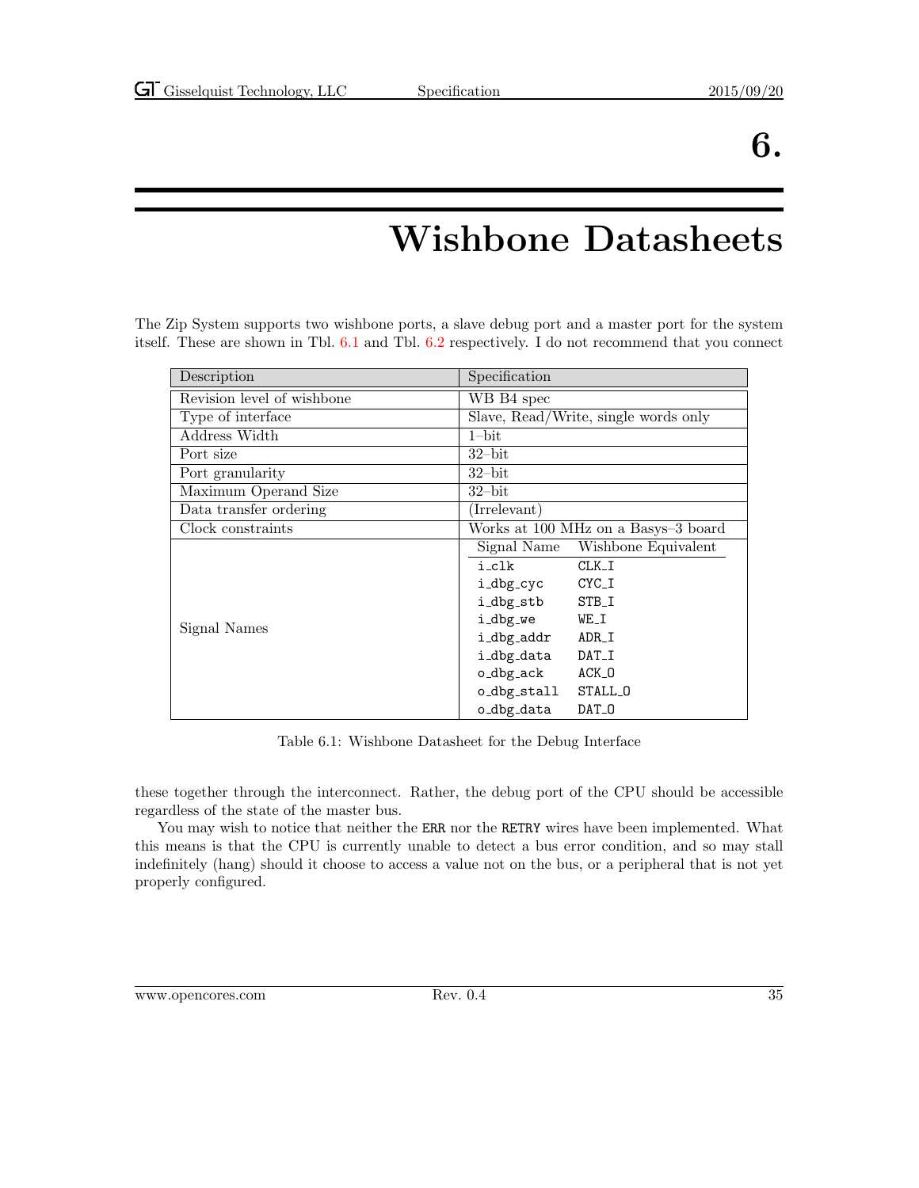# 6. Wishbone Datasheets

The Zip System supports two wishbone ports, a slave debug port and a master port for the system itself. These are shown in Tbl. 6.1 and Tbl. 6.2 respectively. I do not recommend that you connect these together through the interconnect. Rather, the debug port of the CPU should be accessible regardless of the state of the master bus.

| Description | Specification | |
|---|---|---|
| Revision level of wishbone | WB B4 spec | |
| Type of interface | Slave, Read/Write, single words only | |
| Address Width | 1–bit | |
| Port size | 32–bit | |
| Port granularity | 32–bit | |
| Maximum Operand Size | 32–bit | |
| Data transfer ordering | (Irrelevant) | |
| Clock constraints | Works at 100 MHz on a Basys–3 board | |
| Signal Names | **Signal Name** | **Wishbone Equivalent** |
| | `i_clk` | `CLK_I` |
| | `i_dbg_cyc` | `CYC_I` |
| | `i_dbg_stb` | `STB_I` |
| | `i_dbg_we` | `WE_I` |
| | `i_dbg_addr` | `ADR_I` |
| | `i_dbg_data` | `DAT_I` |
| | `o_dbg_ack` | `ACK_O` |
| | `o_dbg_stall` | `STALL_O` |
| | `o_dbg_data` | `DAT_O` |

Table 6.1: Wishbone Datasheet for the Debug Interface

You may wish to notice that neither the `ERR` nor the `RETRY` wires have been implemented. What this means is that the CPU is currently unable to detect a bus error condition, and so may stall indefinitely (hang) should it choose to access a value not on the bus, or a peripheral that is not yet properly configured.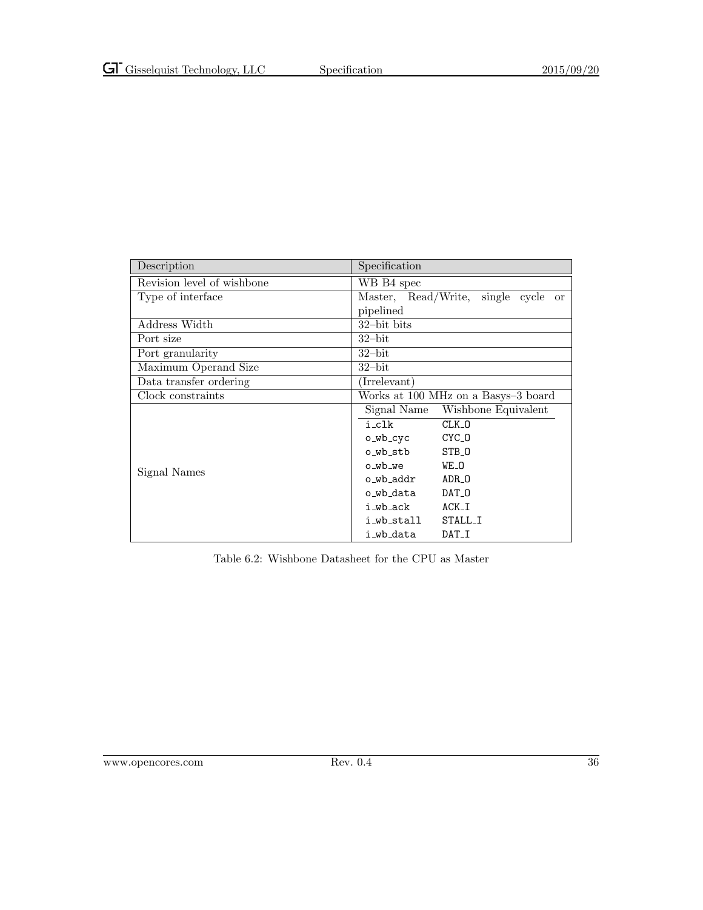| Description | Specification |
|---|---|
| Revision level of wishbone | WB B4 spec |
| Type of interface | Master, Read/Write, single cycle or pipelined |
| Address Width | 32–bit bits |
| Port size | 32–bit |
| Port granularity | 32–bit |
| Maximum Operand Size | 32–bit |
| Data transfer ordering | (Irrelevant) |
| Clock constraints | Works at 100 MHz on a Basys–3 board |
| Signal Names | Signal Name / Wishbone Equivalent:<br>`i_clk` — `CLK_O`<br>`o_wb_cyc` — `CYC_O`<br>`o_wb_stb` — `STB_O`<br>`o_wb_we` — `WE_O`<br>`o_wb_addr` — `ADR_O`<br>`o_wb_data` — `DAT_O`<br>`i_wb_ack` — `ACK_I`<br>`i_wb_stall` — `STALL_I`<br>`i_wb_data` — `DAT_I` |

Table 6.2: Wishbone Datasheet for the CPU as Master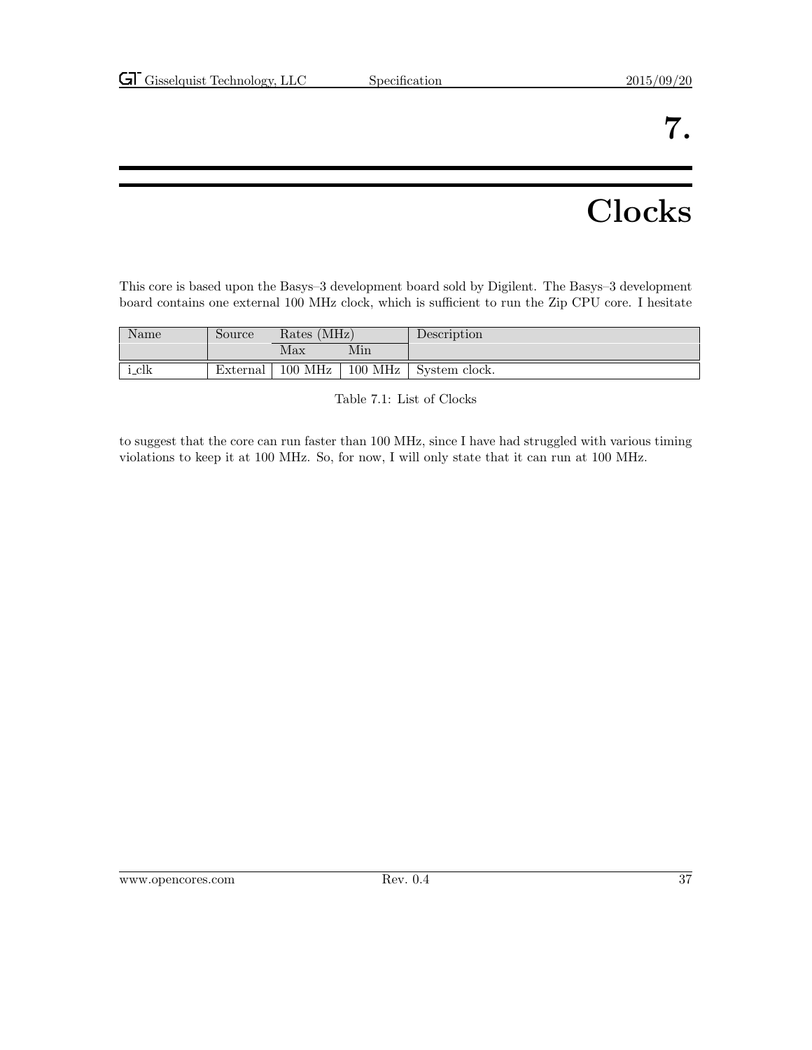# 7. Clocks

This core is based upon the Basys–3 development board sold by Digilent. The Basys–3 development board contains one external 100 MHz clock, which is sufficient to run the Zip CPU core. I hesitate to suggest that the core can run faster than 100 MHz, since I have had struggled with various timing violations to keep it at 100 MHz. So, for now, I will only state that it can run at 100 MHz.

| Name | Source | Rates (MHz) | | Description |
|---|---|---|---|---|
| | | Max | Min | |
| i_clk | External | 100 MHz | 100 MHz | System clock. |

Table 7.1: List of Clocks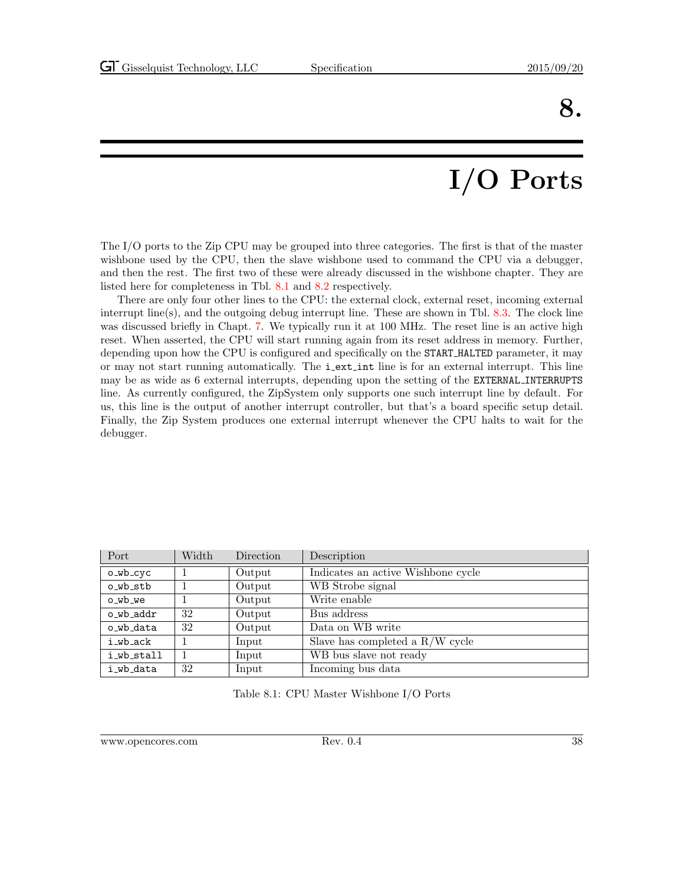# 8. I/O Ports

The I/O ports to the Zip CPU may be grouped into three categories. The first is that of the master wishbone used by the CPU, then the slave wishbone used to command the CPU via a debugger, and then the rest. The first two of these were already discussed in the wishbone chapter. They are listed here for completeness in Tbl. 8.1 and 8.2 respectively.

There are only four other lines to the CPU: the external clock, external reset, incoming external interrupt line(s), and the outgoing debug interrupt line. These are shown in Tbl. 8.3. The clock line was discussed briefly in Chapt. 7. We typically run it at 100 MHz. The reset line is an active high reset. When asserted, the CPU will start running again from its reset address in memory. Further, depending upon how the CPU is configured and specifically on the `START_HALTED` parameter, it may or may not start running automatically. The `i_ext_int` line is for an external interrupt. This line may be as wide as 6 external interrupts, depending upon the setting of the `EXTERNAL_INTERRUPTS` line. As currently configured, the ZipSystem only supports one such interrupt line by default. For us, this line is the output of another interrupt controller, but that's a board specific setup detail. Finally, the Zip System produces one external interrupt whenever the CPU halts to wait for the debugger.

| Port | Width | Direction | Description |
|---|---|---|---|
| `o_wb_cyc` | 1 | Output | Indicates an active Wishbone cycle |
| `o_wb_stb` | 1 | Output | WB Strobe signal |
| `o_wb_we` | 1 | Output | Write enable |
| `o_wb_addr` | 32 | Output | Bus address |
| `o_wb_data` | 32 | Output | Data on WB write |
| `i_wb_ack` | 1 | Input | Slave has completed a R/W cycle |
| `i_wb_stall` | 1 | Input | WB bus slave not ready |
| `i_wb_data` | 32 | Input | Incoming bus data |

Table 8.1: CPU Master Wishbone I/O Ports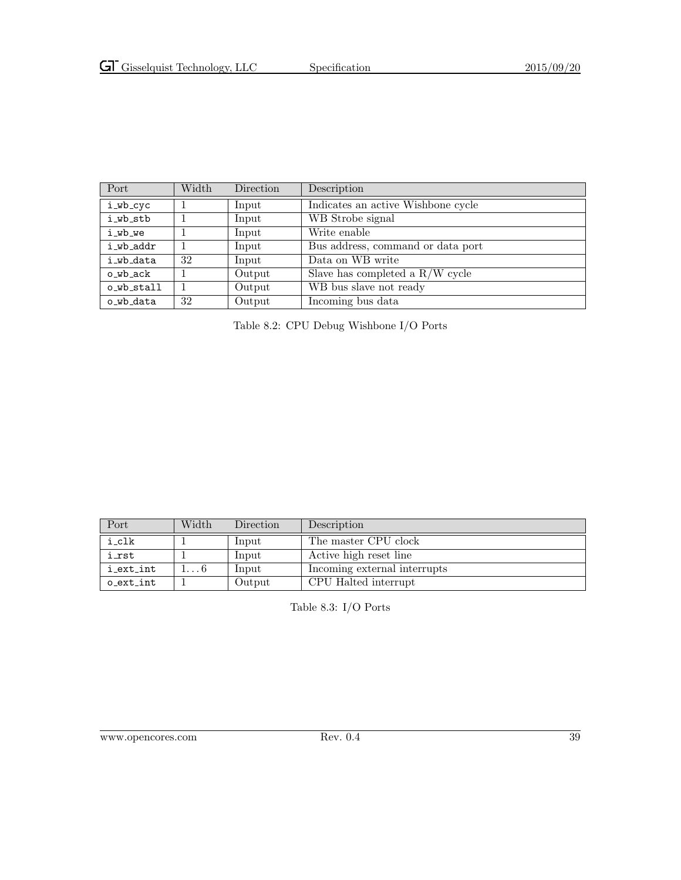| Port | Width | Direction | Description |
|---|---|---|---|
| i_wb_cyc | 1 | Input | Indicates an active Wishbone cycle |
| i_wb_stb | 1 | Input | WB Strobe signal |
| i_wb_we | 1 | Input | Write enable |
| i_wb_addr | 1 | Input | Bus address, command or data port |
| i_wb_data | 32 | Input | Data on WB write |
| o_wb_ack | 1 | Output | Slave has completed a R/W cycle |
| o_wb_stall | 1 | Output | WB bus slave not ready |
| o_wb_data | 32 | Output | Incoming bus data |

Table 8.2: CPU Debug Wishbone I/O Ports

| Port | Width | Direction | Description |
|---|---|---|---|
| i_clk | 1 | Input | The master CPU clock |
| i_rst | 1 | Input | Active high reset line |
| i_ext_int | 1...6 | Input | Incoming external interrupts |
| o_ext_int | 1 | Output | CPU Halted interrupt |

Table 8.3: I/O Ports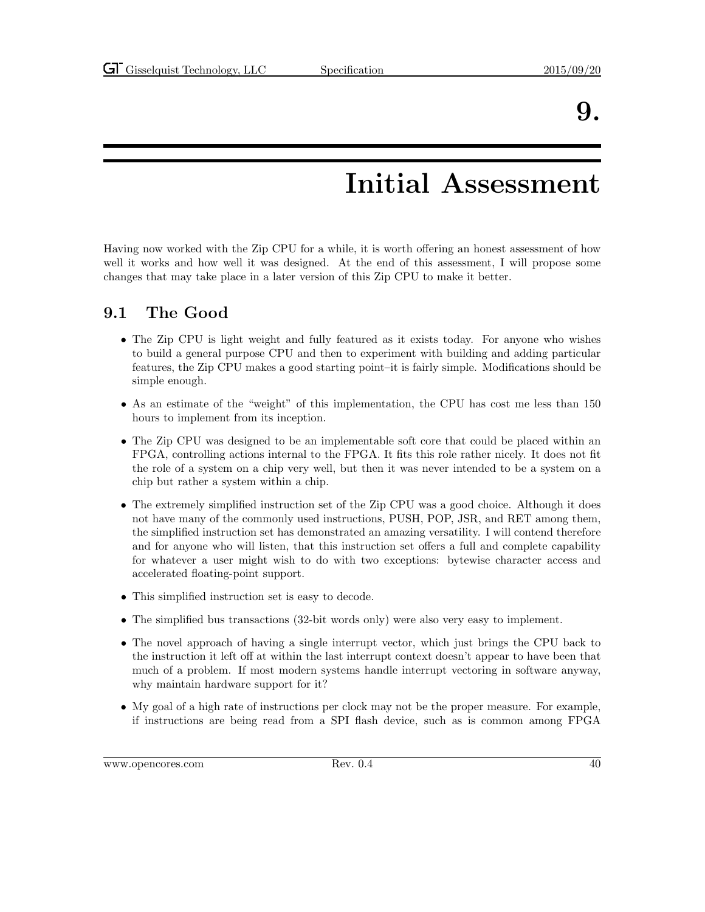# 9. Initial Assessment

Having now worked with the Zip CPU for a while, it is worth offering an honest assessment of how well it works and how well it was designed. At the end of this assessment, I will propose some changes that may take place in a later version of this Zip CPU to make it better.

## 9.1 The Good

- The Zip CPU is light weight and fully featured as it exists today. For anyone who wishes to build a general purpose CPU and then to experiment with building and adding particular features, the Zip CPU makes a good starting point–it is fairly simple. Modifications should be simple enough.
- As an estimate of the "weight" of this implementation, the CPU has cost me less than 150 hours to implement from its inception.
- The Zip CPU was designed to be an implementable soft core that could be placed within an FPGA, controlling actions internal to the FPGA. It fits this role rather nicely. It does not fit the role of a system on a chip very well, but then it was never intended to be a system on a chip but rather a system within a chip.
- The extremely simplified instruction set of the Zip CPU was a good choice. Although it does not have many of the commonly used instructions, PUSH, POP, JSR, and RET among them, the simplified instruction set has demonstrated an amazing versatility. I will contend therefore and for anyone who will listen, that this instruction set offers a full and complete capability for whatever a user might wish to do with two exceptions: bytewise character access and accelerated floating-point support.
- This simplified instruction set is easy to decode.
- The simplified bus transactions (32-bit words only) were also very easy to implement.
- The novel approach of having a single interrupt vector, which just brings the CPU back to the instruction it left off at within the last interrupt context doesn't appear to have been that much of a problem. If most modern systems handle interrupt vectoring in software anyway, why maintain hardware support for it?
- My goal of a high rate of instructions per clock may not be the proper measure. For example, if instructions are being read from a SPI flash device, such as is common among FPGA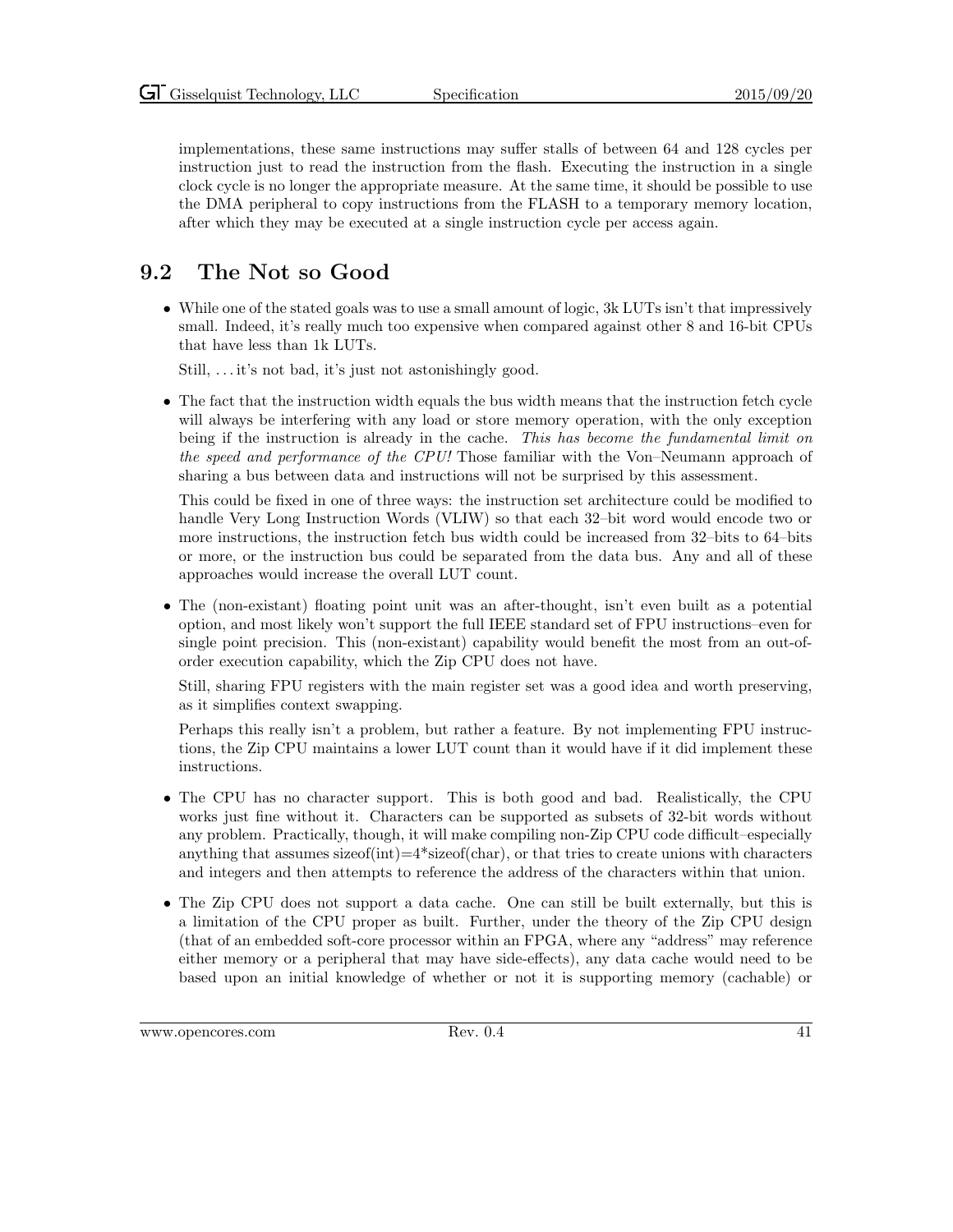implementations, these same instructions may suffer stalls of between 64 and 128 cycles per instruction just to read the instruction from the flash. Executing the instruction in a single clock cycle is no longer the appropriate measure. At the same time, it should be possible to use the DMA peripheral to copy instructions from the FLASH to a temporary memory location, after which they may be executed at a single instruction cycle per access again.

## 9.2 The Not so Good

- While one of the stated goals was to use a small amount of logic, 3k LUTs isn't that impressively small. Indeed, it's really much too expensive when compared against other 8 and 16-bit CPUs that have less than 1k LUTs.

  Still, ... it's not bad, it's just not astonishingly good.

- The fact that the instruction width equals the bus width means that the instruction fetch cycle will always be interfering with any load or store memory operation, with the only exception being if the instruction is already in the cache. *This has become the fundamental limit on the speed and performance of the CPU!* Those familiar with the Von–Neumann approach of sharing a bus between data and instructions will not be surprised by this assessment.

  This could be fixed in one of three ways: the instruction set architecture could be modified to handle Very Long Instruction Words (VLIW) so that each 32–bit word would encode two or more instructions, the instruction fetch bus width could be increased from 32–bits to 64–bits or more, or the instruction bus could be separated from the data bus. Any and all of these approaches would increase the overall LUT count.

- The (non-existant) floating point unit was an after-thought, isn't even built as a potential option, and most likely won't support the full IEEE standard set of FPU instructions–even for single point precision. This (non-existant) capability would benefit the most from an out-of-order execution capability, which the Zip CPU does not have.

  Still, sharing FPU registers with the main register set was a good idea and worth preserving, as it simplifies context swapping.

  Perhaps this really isn't a problem, but rather a feature. By not implementing FPU instructions, the Zip CPU maintains a lower LUT count than it would have if it did implement these instructions.

- The CPU has no character support. This is both good and bad. Realistically, the CPU works just fine without it. Characters can be supported as subsets of 32-bit words without any problem. Practically, though, it will make compiling non-Zip CPU code difficult–especially anything that assumes sizeof(int)=4*sizeof(char), or that tries to create unions with characters and integers and then attempts to reference the address of the characters within that union.

- The Zip CPU does not support a data cache. One can still be built externally, but this is a limitation of the CPU proper as built. Further, under the theory of the Zip CPU design (that of an embedded soft-core processor within an FPGA, where any "address" may reference either memory or a peripheral that may have side-effects), any data cache would need to be based upon an initial knowledge of whether or not it is supporting memory (cachable) or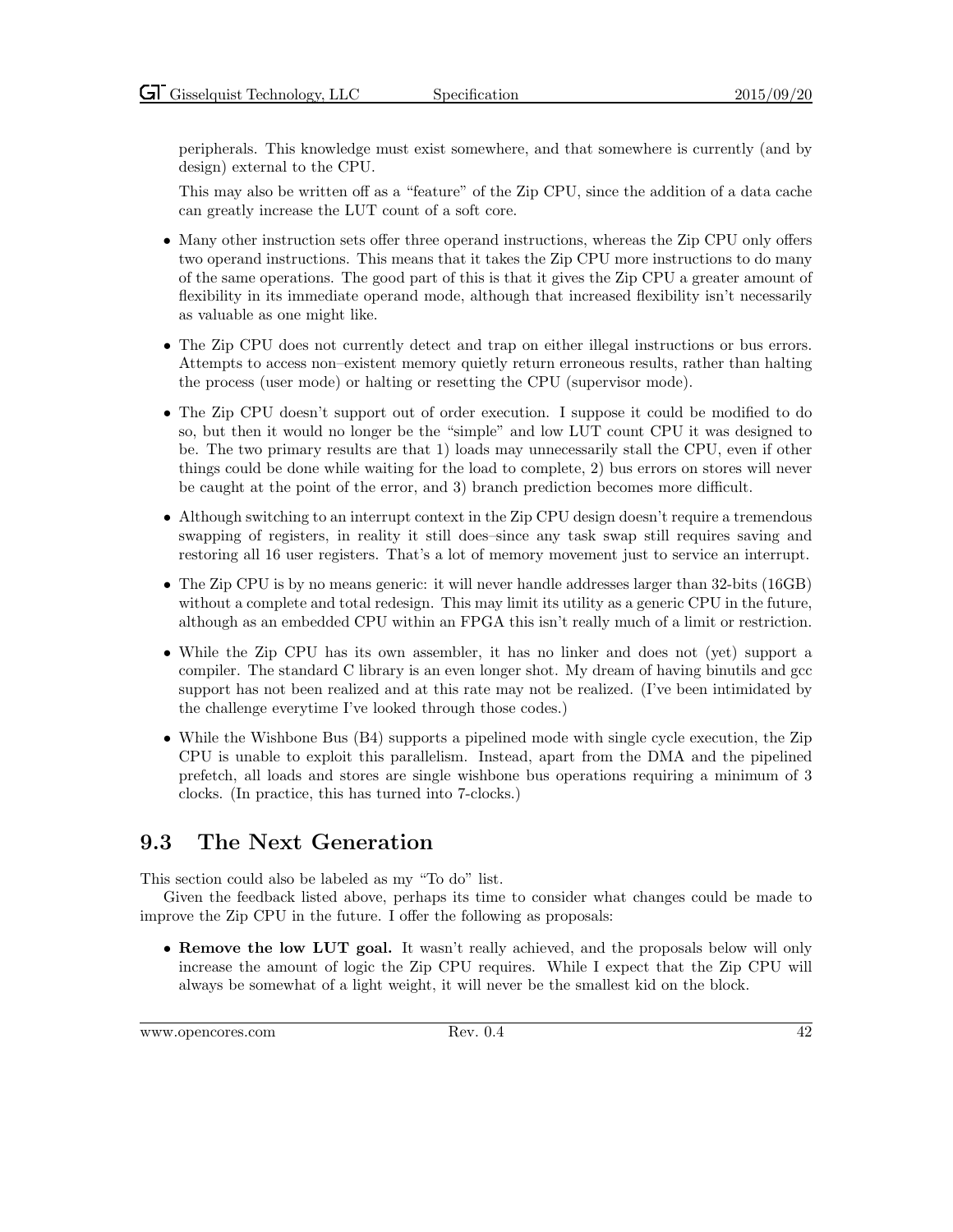peripherals. This knowledge must exist somewhere, and that somewhere is currently (and by design) external to the CPU.

This may also be written off as a "feature" of the Zip CPU, since the addition of a data cache can greatly increase the LUT count of a soft core.

- Many other instruction sets offer three operand instructions, whereas the Zip CPU only offers two operand instructions. This means that it takes the Zip CPU more instructions to do many of the same operations. The good part of this is that it gives the Zip CPU a greater amount of flexibility in its immediate operand mode, although that increased flexibility isn't necessarily as valuable as one might like.
- The Zip CPU does not currently detect and trap on either illegal instructions or bus errors. Attempts to access non–existent memory quietly return erroneous results, rather than halting the process (user mode) or halting or resetting the CPU (supervisor mode).
- The Zip CPU doesn't support out of order execution. I suppose it could be modified to do so, but then it would no longer be the "simple" and low LUT count CPU it was designed to be. The two primary results are that 1) loads may unnecessarily stall the CPU, even if other things could be done while waiting for the load to complete, 2) bus errors on stores will never be caught at the point of the error, and 3) branch prediction becomes more difficult.
- Although switching to an interrupt context in the Zip CPU design doesn't require a tremendous swapping of registers, in reality it still does–since any task swap still requires saving and restoring all 16 user registers. That's a lot of memory movement just to service an interrupt.
- The Zip CPU is by no means generic: it will never handle addresses larger than 32-bits (16GB) without a complete and total redesign. This may limit its utility as a generic CPU in the future, although as an embedded CPU within an FPGA this isn't really much of a limit or restriction.
- While the Zip CPU has its own assembler, it has no linker and does not (yet) support a compiler. The standard C library is an even longer shot. My dream of having binutils and gcc support has not been realized and at this rate may not be realized. (I've been intimidated by the challenge everytime I've looked through those codes.)
- While the Wishbone Bus (B4) supports a pipelined mode with single cycle execution, the Zip CPU is unable to exploit this parallelism. Instead, apart from the DMA and the pipelined prefetch, all loads and stores are single wishbone bus operations requiring a minimum of 3 clocks. (In practice, this has turned into 7-clocks.)

## 9.3 The Next Generation

This section could also be labeled as my "To do" list.

Given the feedback listed above, perhaps its time to consider what changes could be made to improve the Zip CPU in the future. I offer the following as proposals:

- **Remove the low LUT goal.** It wasn't really achieved, and the proposals below will only increase the amount of logic the Zip CPU requires. While I expect that the Zip CPU will always be somewhat of a light weight, it will never be the smallest kid on the block.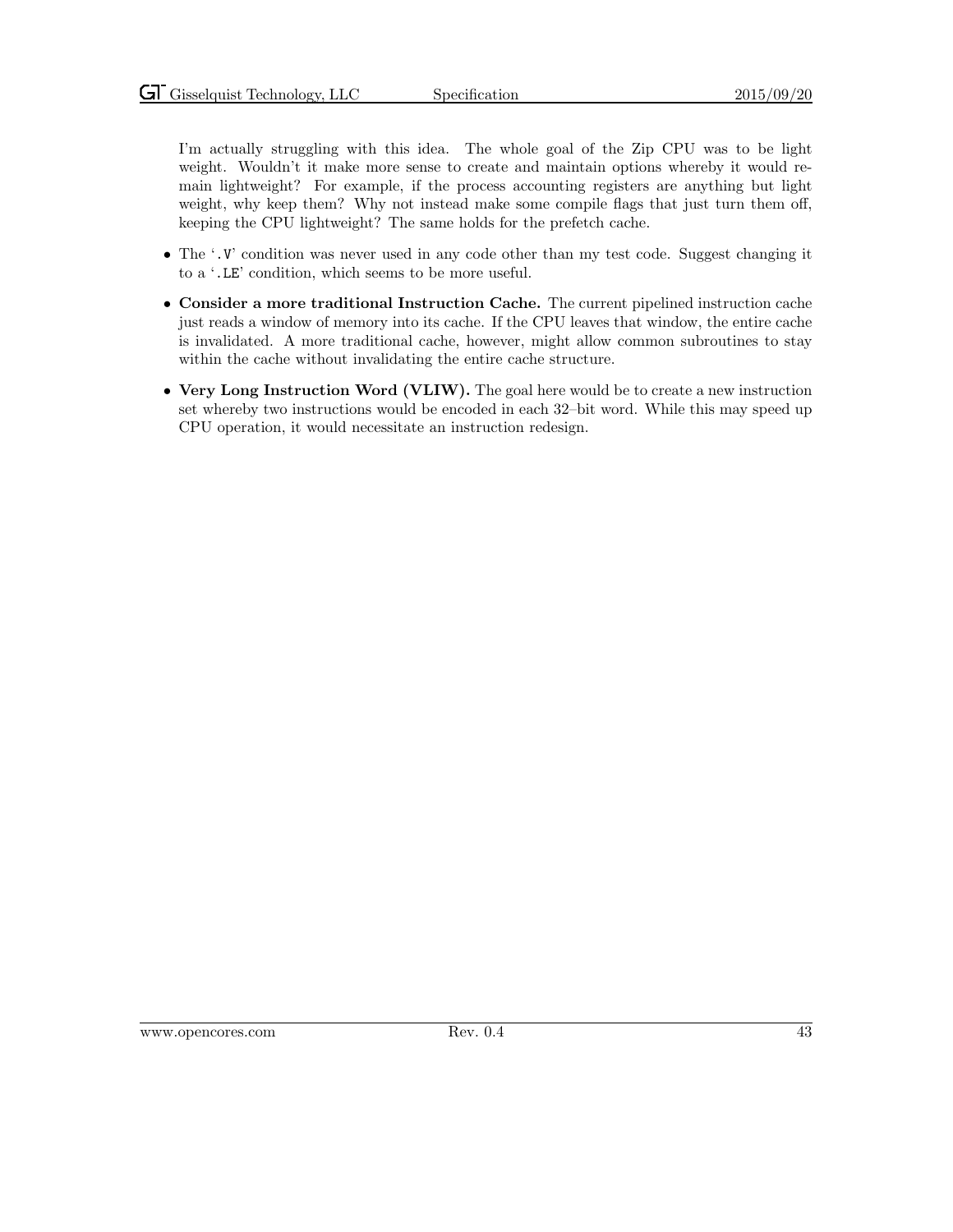I'm actually struggling with this idea. The whole goal of the Zip CPU was to be light weight. Wouldn't it make more sense to create and maintain options whereby it would remain lightweight? For example, if the process accounting registers are anything but light weight, why keep them? Why not instead make some compile flags that just turn them off, keeping the CPU lightweight? The same holds for the prefetch cache.

- The '`.V`' condition was never used in any code other than my test code. Suggest changing it to a '`.LE`' condition, which seems to be more useful.
- **Consider a more traditional Instruction Cache.** The current pipelined instruction cache just reads a window of memory into its cache. If the CPU leaves that window, the entire cache is invalidated. A more traditional cache, however, might allow common subroutines to stay within the cache without invalidating the entire cache structure.
- **Very Long Instruction Word (VLIW).** The goal here would be to create a new instruction set whereby two instructions would be encoded in each 32–bit word. While this may speed up CPU operation, it would necessitate an instruction redesign.